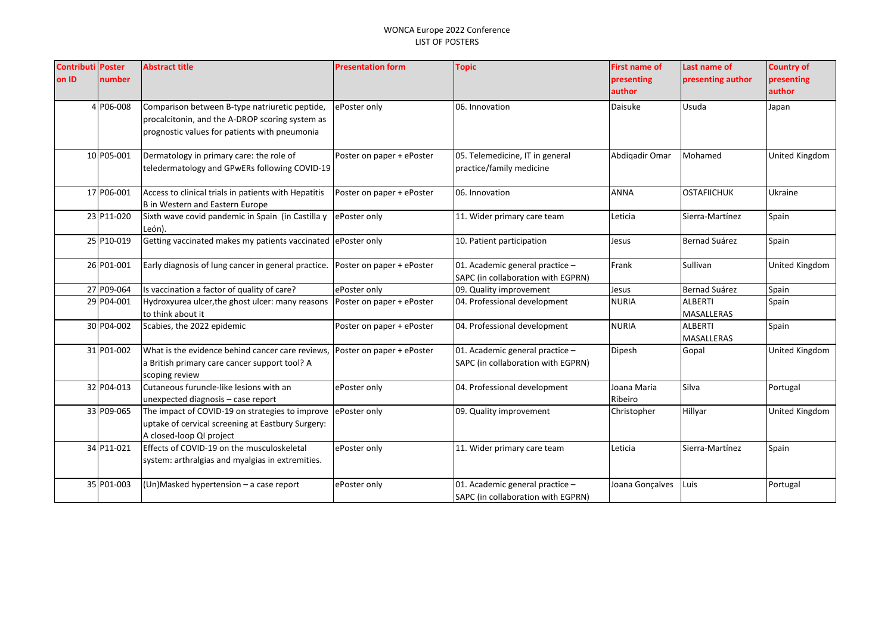# WONCA Europe 2022 Conference
## LIST OF POSTERS

| Contribution ID | Poster number | Abstract title | Presentation form | Topic | First name of presenting author | Last name of presenting author | Country of presenting author |
|---|---|---|---|---|---|---|---|
| 4 | P06-008 | Comparison between B-type natriuretic peptide, procalcitonin, and the A-DROP scoring system as prognostic values for patients with pneumonia | ePoster only | 06. Innovation | Daisuke | Usuda | Japan |
| 10 | P05-001 | Dermatology in primary care: the role of teledermatology and GPwERs following COVID-19 | Poster on paper + ePoster | 05. Telemedicine, IT in general practice/family medicine | Abdiqadir Omar | Mohamed | United Kingdom |
| 17 | P06-001 | Access to clinical trials in patients with Hepatitis B in Western and Eastern Europe | Poster on paper + ePoster | 06. Innovation | ANNA | OSTAFIICHUK | Ukraine |
| 23 | P11-020 | Sixth wave covid pandemic in Spain (in Castilla y León). | ePoster only | 11. Wider primary care team | Leticia | Sierra-Martínez | Spain |
| 25 | P10-019 | Getting vaccinated makes my patients vaccinated | ePoster only | 10. Patient participation | Jesus | Bernad Suárez | Spain |
| 26 | P01-001 | Early diagnosis of lung cancer in general practice. | Poster on paper + ePoster | 01. Academic general practice – SAPC (in collaboration with EGPRN) | Frank | Sullivan | United Kingdom |
| 27 | P09-064 | Is vaccination a factor of quality of care? | ePoster only | 09. Quality improvement | Jesus | Bernad Suárez | Spain |
| 29 | P04-001 | Hydroxyurea ulcer,the ghost ulcer: many reasons to think about it | Poster on paper + ePoster | 04. Professional development | NURIA | ALBERTI MASALLERAS | Spain |
| 30 | P04-002 | Scabies, the 2022 epidemic | Poster on paper + ePoster | 04. Professional development | NURIA | ALBERTI MASALLERAS | Spain |
| 31 | P01-002 | What is the evidence behind cancer care reviews, a British primary care cancer support tool? A scoping review | Poster on paper + ePoster | 01. Academic general practice – SAPC (in collaboration with EGPRN) | Dipesh | Gopal | United Kingdom |
| 32 | P04-013 | Cutaneous furuncle-like lesions with an unexpected diagnosis – case report | ePoster only | 04. Professional development | Joana Maria Ribeiro | Silva | Portugal |
| 33 | P09-065 | The impact of COVID-19 on strategies to improve uptake of cervical screening at Eastbury Surgery: A closed-loop QI project | ePoster only | 09. Quality improvement | Christopher | Hillyar | United Kingdom |
| 34 | P11-021 | Effects of COVID-19 on the musculoskeletal system: arthralgias and myalgias in extremities. | ePoster only | 11. Wider primary care team | Leticia | Sierra-Martínez | Spain |
| 35 | P01-003 | (Un)Masked hypertension – a case report | ePoster only | 01. Academic general practice – SAPC (in collaboration with EGPRN) | Joana Gonçalves | Luís | Portugal |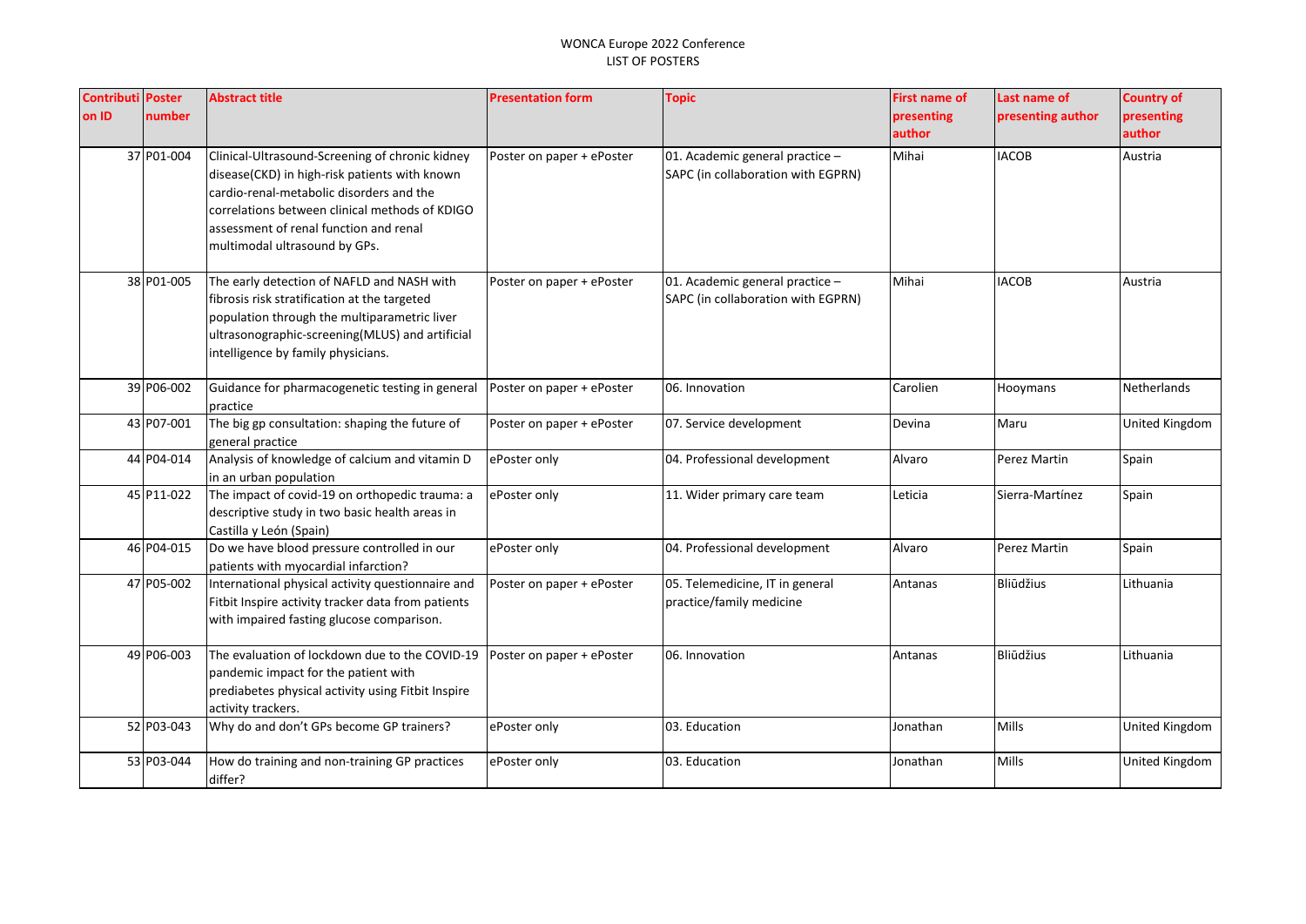WONCA Europe 2022 Conference
LIST OF POSTERS

| Contribution ID | Poster number | Abstract title | Presentation form | Topic | First name of presenting author | Last name of presenting author | Country of presenting author |
|---|---|---|---|---|---|---|---|
| 37 | P01-004 | Clinical-Ultrasound-Screening of chronic kidney disease(CKD) in high-risk patients with known cardio-renal-metabolic disorders and the correlations between clinical methods of KDIGO assessment of renal function and renal multimodal ultrasound by GPs. | Poster on paper + ePoster | 01. Academic general practice – SAPC (in collaboration with EGPRN) | Mihai | IACOB | Austria |
| 38 | P01-005 | The early detection of NAFLD and NASH with fibrosis risk stratification at the targeted population through the multiparametric liver ultrasonographic-screening(MLUS) and artificial intelligence by family physicians. | Poster on paper + ePoster | 01. Academic general practice – SAPC (in collaboration with EGPRN) | Mihai | IACOB | Austria |
| 39 | P06-002 | Guidance for pharmacogenetic testing in general practice | Poster on paper + ePoster | 06. Innovation | Carolien | Hooymans | Netherlands |
| 43 | P07-001 | The big gp consultation: shaping the future of general practice | Poster on paper + ePoster | 07. Service development | Devina | Maru | United Kingdom |
| 44 | P04-014 | Analysis of knowledge of calcium and vitamin D in an urban population | ePoster only | 04. Professional development | Alvaro | Perez Martin | Spain |
| 45 | P11-022 | The impact of covid-19 on orthopedic trauma: a descriptive study in two basic health areas in Castilla y León (Spain) | ePoster only | 11. Wider primary care team | Leticia | Sierra-Martínez | Spain |
| 46 | P04-015 | Do we have blood pressure controlled in our patients with myocardial infarction? | ePoster only | 04. Professional development | Alvaro | Perez Martin | Spain |
| 47 | P05-002 | International physical activity questionnaire and Fitbit Inspire activity tracker data from patients with impaired fasting glucose comparison. | Poster on paper + ePoster | 05. Telemedicine, IT in general practice/family medicine | Antanas | Bliūdžius | Lithuania |
| 49 | P06-003 | The evaluation of lockdown due to the COVID-19 pandemic impact for the patient with prediabetes physical activity using Fitbit Inspire activity trackers. | Poster on paper + ePoster | 06. Innovation | Antanas | Bliūdžius | Lithuania |
| 52 | P03-043 | Why do and don't GPs become GP trainers? | ePoster only | 03. Education | Jonathan | Mills | United Kingdom |
| 53 | P03-044 | How do training and non-training GP practices differ? | ePoster only | 03. Education | Jonathan | Mills | United Kingdom |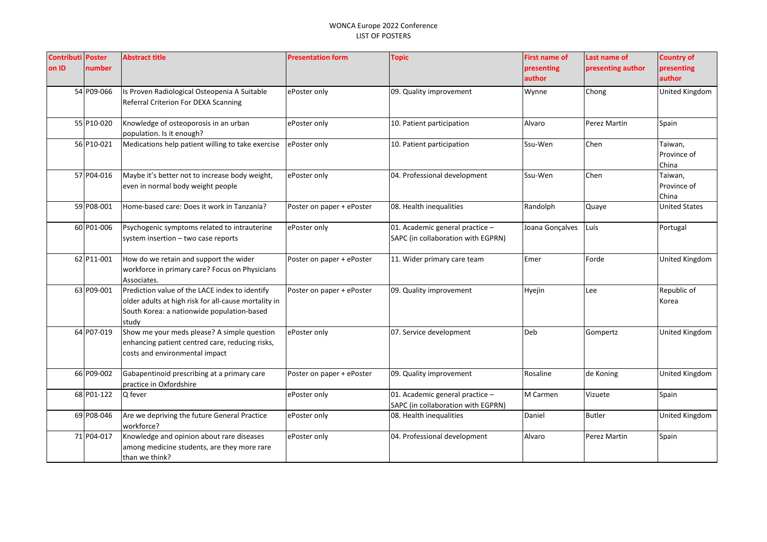WONCA Europe 2022 Conference
LIST OF POSTERS

| Contribution ID | Poster number | Abstract title | Presentation form | Topic | First name of presenting author | Last name of presenting author | Country of presenting author |
|---|---|---|---|---|---|---|---|
| 54 | P09-066 | Is Proven Radiological Osteopenia A Suitable Referral Criterion For DEXA Scanning | ePoster only | 09. Quality improvement | Wynne | Chong | United Kingdom |
| 55 | P10-020 | Knowledge of osteoporosis in an urban population. Is it enough? | ePoster only | 10. Patient participation | Alvaro | Perez Martin | Spain |
| 56 | P10-021 | Medications help patient willing to take exercise | ePoster only | 10. Patient participation | Ssu-Wen | Chen | Taiwan, Province of China |
| 57 | P04-016 | Maybe it's better not to increase body weight, even in normal body weight people | ePoster only | 04. Professional development | Ssu-Wen | Chen | Taiwan, Province of China |
| 59 | P08-001 | Home-based care: Does it work in Tanzania? | Poster on paper + ePoster | 08. Health inequalities | Randolph | Quaye | United States |
| 60 | P01-006 | Psychogenic symptoms related to intrauterine system insertion – two case reports | ePoster only | 01. Academic general practice – SAPC (in collaboration with EGPRN) | Joana Gonçalves | Luís | Portugal |
| 62 | P11-001 | How do we retain and support the wider workforce in primary care? Focus on Physicians Associates. | Poster on paper + ePoster | 11. Wider primary care team | Emer | Forde | United Kingdom |
| 63 | P09-001 | Prediction value of the LACE index to identify older adults at high risk for all-cause mortality in South Korea: a nationwide population-based study | Poster on paper + ePoster | 09. Quality improvement | Hyejin | Lee | Republic of Korea |
| 64 | P07-019 | Show me your meds please? A simple question enhancing patient centred care, reducing risks, costs and environmental impact | ePoster only | 07. Service development | Deb | Gompertz | United Kingdom |
| 66 | P09-002 | Gabapentinoid prescribing at a primary care practice in Oxfordshire | Poster on paper + ePoster | 09. Quality improvement | Rosaline | de Koning | United Kingdom |
| 68 | P01-122 | Q fever | ePoster only | 01. Academic general practice – SAPC (in collaboration with EGPRN) | M Carmen | Vizuete | Spain |
| 69 | P08-046 | Are we depriving the future General Practice workforce? | ePoster only | 08. Health inequalities | Daniel | Butler | United Kingdom |
| 71 | P04-017 | Knowledge and opinion about rare diseases among medicine students, are they more rare than we think? | ePoster only | 04. Professional development | Alvaro | Perez Martin | Spain |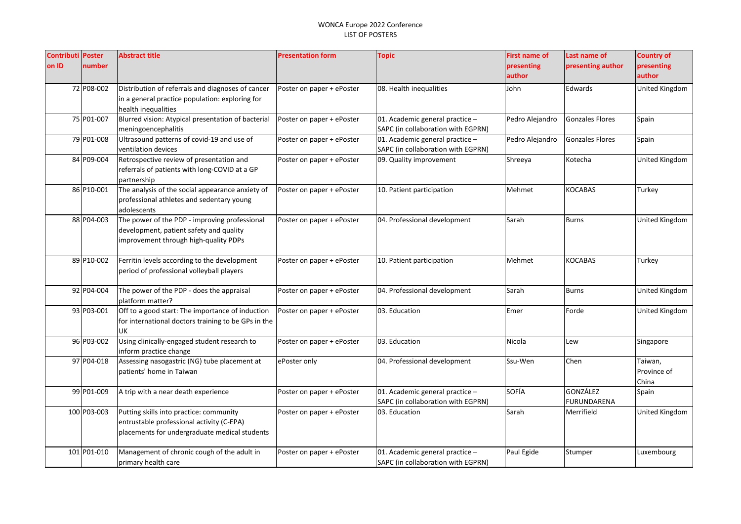WONCA Europe 2022 Conference
LIST OF POSTERS

| Contribution ID | Poster number | Abstract title | Presentation form | Topic | First name of presenting author | Last name of presenting author | Country of presenting author |
|---|---|---|---|---|---|---|---|
| 72 | P08-002 | Distribution of referrals and diagnoses of cancer in a general practice population: exploring for health inequalities | Poster on paper + ePoster | 08. Health inequalities | John | Edwards | United Kingdom |
| 75 | P01-007 | Blurred vision: Atypical presentation of bacterial meningoencephalitis | Poster on paper + ePoster | 01. Academic general practice – SAPC (in collaboration with EGPRN) | Pedro Alejandro | Gonzales Flores | Spain |
| 79 | P01-008 | Ultrasound patterns of covid-19 and use of ventilation devices | Poster on paper + ePoster | 01. Academic general practice – SAPC (in collaboration with EGPRN) | Pedro Alejandro | Gonzales Flores | Spain |
| 84 | P09-004 | Retrospective review of presentation and referrals of patients with long-COVID at a GP partnership | Poster on paper + ePoster | 09. Quality improvement | Shreeya | Kotecha | United Kingdom |
| 86 | P10-001 | The analysis of the social appearance anxiety of professional athletes and sedentary young adolescents | Poster on paper + ePoster | 10. Patient participation | Mehmet | KOCABAS | Turkey |
| 88 | P04-003 | The power of the PDP - improving professional development, patient safety and quality improvement through high-quality PDPs | Poster on paper + ePoster | 04. Professional development | Sarah | Burns | United Kingdom |
| 89 | P10-002 | Ferritin levels according to the development period of professional volleyball players | Poster on paper + ePoster | 10. Patient participation | Mehmet | KOCABAS | Turkey |
| 92 | P04-004 | The power of the PDP - does the appraisal platform matter? | Poster on paper + ePoster | 04. Professional development | Sarah | Burns | United Kingdom |
| 93 | P03-001 | Off to a good start: The importance of induction for international doctors training to be GPs in the UK | Poster on paper + ePoster | 03. Education | Emer | Forde | United Kingdom |
| 96 | P03-002 | Using clinically-engaged student research to inform practice change | Poster on paper + ePoster | 03. Education | Nicola | Lew | Singapore |
| 97 | P04-018 | Assessing nasogastric (NG) tube placement at patients' home in Taiwan | ePoster only | 04. Professional development | Ssu-Wen | Chen | Taiwan, Province of China |
| 99 | P01-009 | A trip with a near death experience | Poster on paper + ePoster | 01. Academic general practice – SAPC (in collaboration with EGPRN) | SOFÍA | GONZÁLEZ FURUNDARENA | Spain |
| 100 | P03-003 | Putting skills into practice: community entrustable professional activity (C-EPA) placements for undergraduate medical students | Poster on paper + ePoster | 03. Education | Sarah | Merrifield | United Kingdom |
| 101 | P01-010 | Management of chronic cough of the adult in primary health care | Poster on paper + ePoster | 01. Academic general practice – SAPC (in collaboration with EGPRN) | Paul Egide | Stumper | Luxembourg |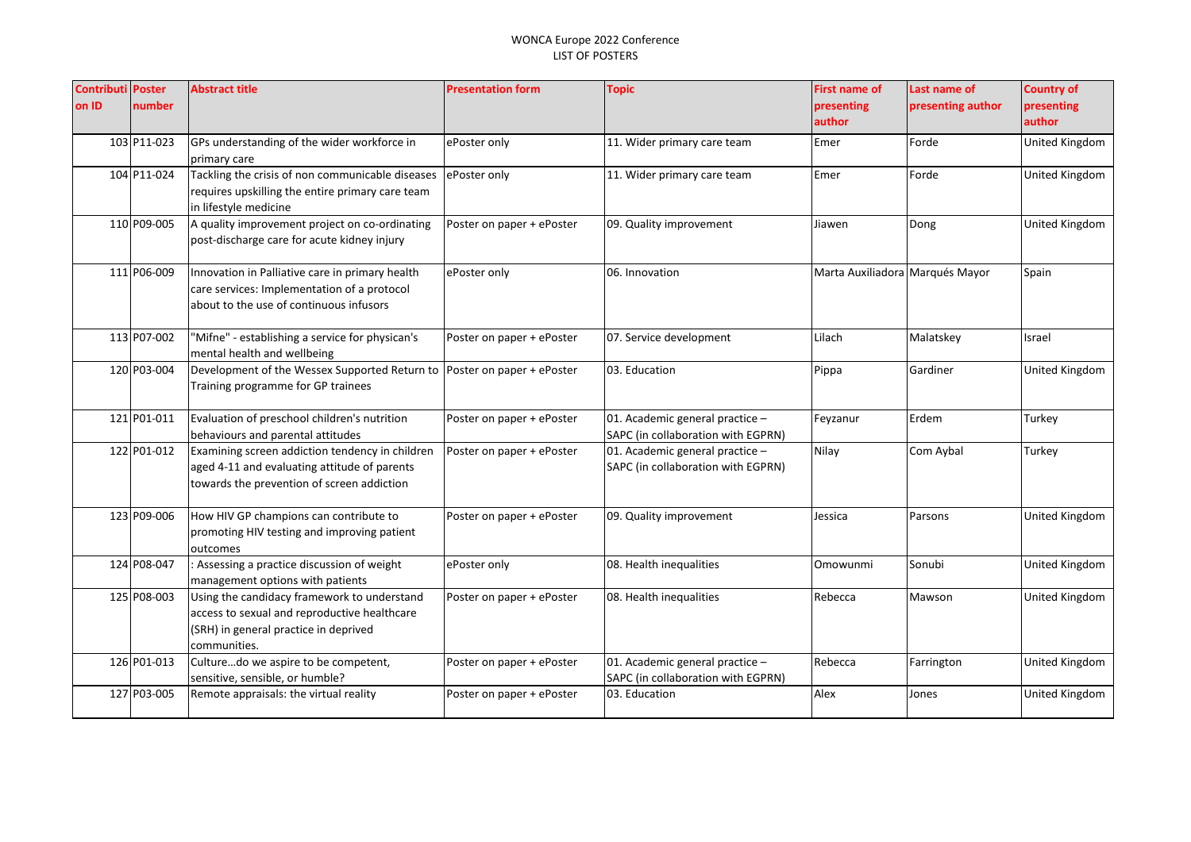WONCA Europe 2022 Conference
LIST OF POSTERS

| Contribution ID | Poster number | Abstract title | Presentation form | Topic | First name of presenting author | Last name of presenting author | Country of presenting author |
|---|---|---|---|---|---|---|---|
| 103 | P11-023 | GPs understanding of the wider workforce in primary care | ePoster only | 11. Wider primary care team | Emer | Forde | United Kingdom |
| 104 | P11-024 | Tackling the crisis of non communicable diseases requires upskilling the entire primary care team in lifestyle medicine | ePoster only | 11. Wider primary care team | Emer | Forde | United Kingdom |
| 110 | P09-005 | A quality improvement project on co-ordinating post-discharge care for acute kidney injury | Poster on paper + ePoster | 09. Quality improvement | Jiawen | Dong | United Kingdom |
| 111 | P06-009 | Innovation in Palliative care in primary health care services: Implementation of a protocol about to the use of continuous infusors | ePoster only | 06. Innovation | Marta Auxiliadora | Marqués Mayor | Spain |
| 113 | P07-002 | "Mifne" - establishing a service for physican's mental health and wellbeing | Poster on paper + ePoster | 07. Service development | Lilach | Malatskey | Israel |
| 120 | P03-004 | Development of the Wessex Supported Return to Training programme for GP trainees | Poster on paper + ePoster | 03. Education | Pippa | Gardiner | United Kingdom |
| 121 | P01-011 | Evaluation of preschool children's nutrition behaviours and parental attitudes | Poster on paper + ePoster | 01. Academic general practice – SAPC (in collaboration with EGPRN) | Feyzanur | Erdem | Turkey |
| 122 | P01-012 | Examining screen addiction tendency in children aged 4-11 and evaluating attitude of parents towards the prevention of screen addiction | Poster on paper + ePoster | 01. Academic general practice – SAPC (in collaboration with EGPRN) | Nilay | Com Aybal | Turkey |
| 123 | P09-006 | How HIV GP champions can contribute to promoting HIV testing and improving patient outcomes | Poster on paper + ePoster | 09. Quality improvement | Jessica | Parsons | United Kingdom |
| 124 | P08-047 | : Assessing a practice discussion of weight management options with patients | ePoster only | 08. Health inequalities | Omowunmi | Sonubi | United Kingdom |
| 125 | P08-003 | Using the candidacy framework to understand access to sexual and reproductive healthcare (SRH) in general practice in deprived communities. | Poster on paper + ePoster | 08. Health inequalities | Rebecca | Mawson | United Kingdom |
| 126 | P01-013 | Culture…do we aspire to be competent, sensitive, sensible, or humble? | Poster on paper + ePoster | 01. Academic general practice – SAPC (in collaboration with EGPRN) | Rebecca | Farrington | United Kingdom |
| 127 | P03-005 | Remote appraisals: the virtual reality | Poster on paper + ePoster | 03. Education | Alex | Jones | United Kingdom |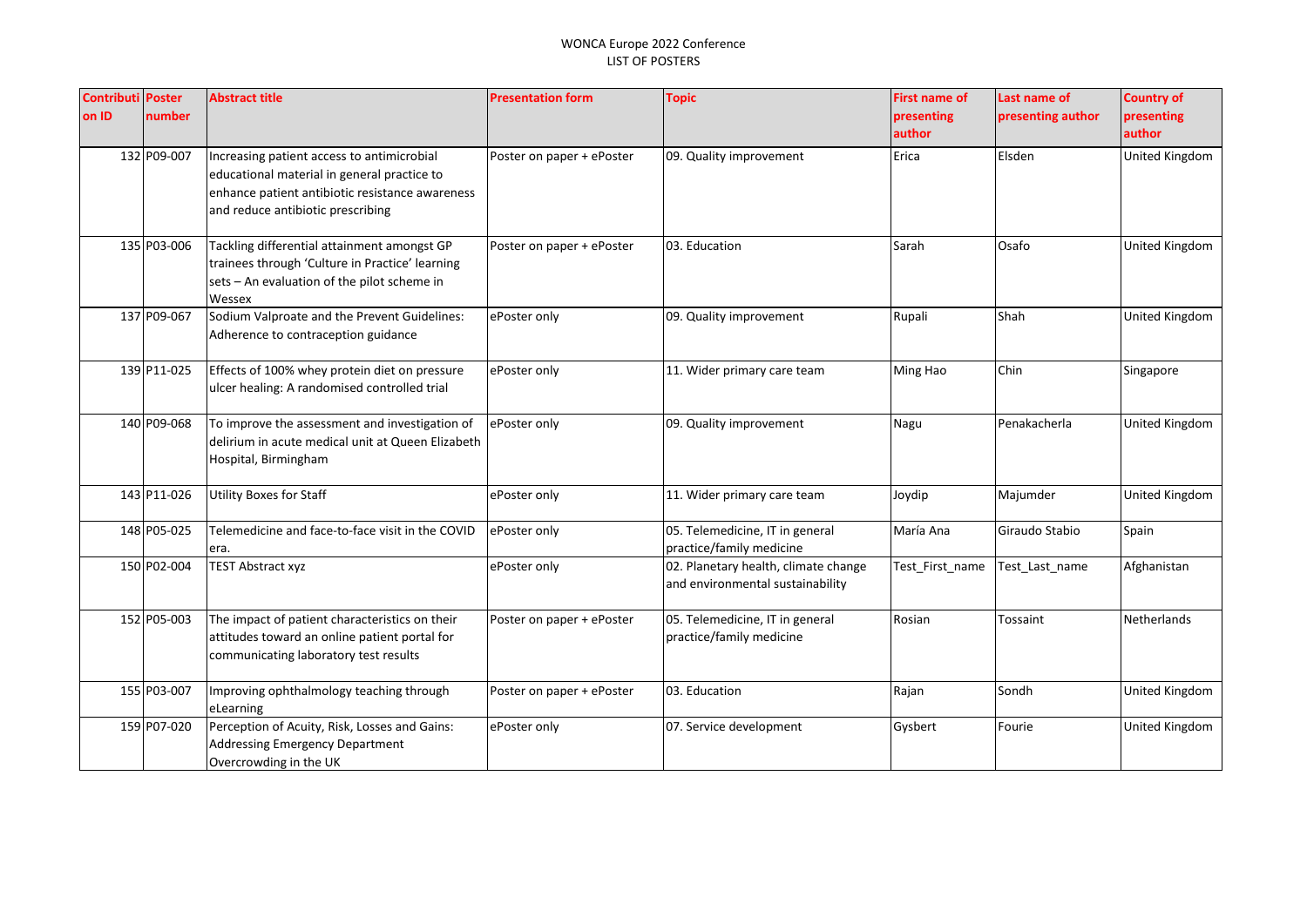WONCA Europe 2022 Conference
LIST OF POSTERS

| Contribution ID | Poster number | Abstract title | Presentation form | Topic | First name of presenting author | Last name of presenting author | Country of presenting author |
|---|---|---|---|---|---|---|---|
| 132 | P09-007 | Increasing patient access to antimicrobial educational material in general practice to enhance patient antibiotic resistance awareness and reduce antibiotic prescribing | Poster on paper + ePoster | 09. Quality improvement | Erica | Elsden | United Kingdom |
| 135 | P03-006 | Tackling differential attainment amongst GP trainees through 'Culture in Practice' learning sets – An evaluation of the pilot scheme in Wessex | Poster on paper + ePoster | 03. Education | Sarah | Osafo | United Kingdom |
| 137 | P09-067 | Sodium Valproate and the Prevent Guidelines: Adherence to contraception guidance | ePoster only | 09. Quality improvement | Rupali | Shah | United Kingdom |
| 139 | P11-025 | Effects of 100% whey protein diet on pressure ulcer healing: A randomised controlled trial | ePoster only | 11. Wider primary care team | Ming Hao | Chin | Singapore |
| 140 | P09-068 | To improve the assessment and investigation of delirium in acute medical unit at Queen Elizabeth Hospital, Birmingham | ePoster only | 09. Quality improvement | Nagu | Penakacherla | United Kingdom |
| 143 | P11-026 | Utility Boxes for Staff | ePoster only | 11. Wider primary care team | Joydip | Majumder | United Kingdom |
| 148 | P05-025 | Telemedicine and face-to-face visit in the COVID era. | ePoster only | 05. Telemedicine, IT in general practice/family medicine | María Ana | Giraudo Stabio | Spain |
| 150 | P02-004 | TEST Abstract xyz | ePoster only | 02. Planetary health, climate change and environmental sustainability | Test_First_name | Test_Last_name | Afghanistan |
| 152 | P05-003 | The impact of patient characteristics on their attitudes toward an online patient portal for communicating laboratory test results | Poster on paper + ePoster | 05. Telemedicine, IT in general practice/family medicine | Rosian | Tossaint | Netherlands |
| 155 | P03-007 | Improving ophthalmology teaching through eLearning | Poster on paper + ePoster | 03. Education | Rajan | Sondh | United Kingdom |
| 159 | P07-020 | Perception of Acuity, Risk, Losses and Gains: Addressing Emergency Department Overcrowding in the UK | ePoster only | 07. Service development | Gysbert | Fourie | United Kingdom |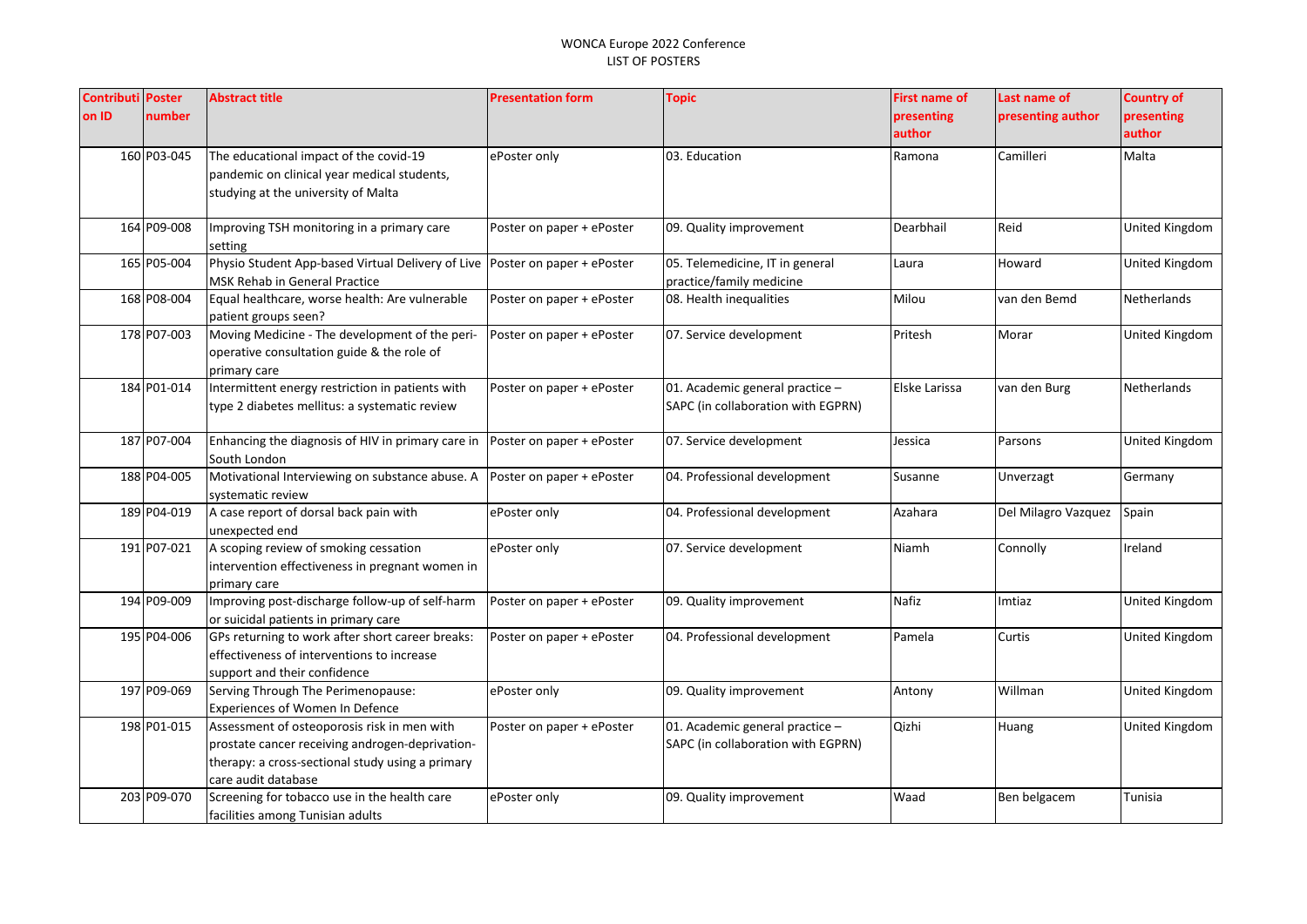| Contribution ID | Poster number | Abstract title | Presentation form | Topic | First name of presenting author | Last name of presenting author | Country of presenting author |
|---|---|---|---|---|---|---|---|
| 160 | P03-045 | The educational impact of the covid-19 pandemic on clinical year medical students, studying at the university of Malta | ePoster only | 03. Education | Ramona | Camilleri | Malta |
| 164 | P09-008 | Improving TSH monitoring in a primary care setting | Poster on paper + ePoster | 09. Quality improvement | Dearbhail | Reid | United Kingdom |
| 165 | P05-004 | Physio Student App-based Virtual Delivery of Live MSK Rehab in General Practice | Poster on paper + ePoster | 05. Telemedicine, IT in general practice/family medicine | Laura | Howard | United Kingdom |
| 168 | P08-004 | Equal healthcare, worse health: Are vulnerable patient groups seen? | Poster on paper + ePoster | 08. Health inequalities | Milou | van den Bemd | Netherlands |
| 178 | P07-003 | Moving Medicine - The development of the peri-operative consultation guide & the role of primary care | Poster on paper + ePoster | 07. Service development | Pritesh | Morar | United Kingdom |
| 184 | P01-014 | Intermittent energy restriction in patients with type 2 diabetes mellitus: a systematic review | Poster on paper + ePoster | 01. Academic general practice – SAPC (in collaboration with EGPRN) | Elske Larissa | van den Burg | Netherlands |
| 187 | P07-004 | Enhancing the diagnosis of HIV in primary care in South London | Poster on paper + ePoster | 07. Service development | Jessica | Parsons | United Kingdom |
| 188 | P04-005 | Motivational Interviewing on substance abuse. A systematic review | Poster on paper + ePoster | 04. Professional development | Susanne | Unverzagt | Germany |
| 189 | P04-019 | A case report of dorsal back pain with unexpected end | ePoster only | 04. Professional development | Azahara | Del Milagro Vazquez | Spain |
| 191 | P07-021 | A scoping review of smoking cessation intervention effectiveness in pregnant women in primary care | ePoster only | 07. Service development | Niamh | Connolly | Ireland |
| 194 | P09-009 | Improving post-discharge follow-up of self-harm or suicidal patients in primary care | Poster on paper + ePoster | 09. Quality improvement | Nafiz | Imtiaz | United Kingdom |
| 195 | P04-006 | GPs returning to work after short career breaks: effectiveness of interventions to increase support and their confidence | Poster on paper + ePoster | 04. Professional development | Pamela | Curtis | United Kingdom |
| 197 | P09-069 | Serving Through The Perimenopause: Experiences of Women In Defence | ePoster only | 09. Quality improvement | Antony | Willman | United Kingdom |
| 198 | P01-015 | Assessment of osteoporosis risk in men with prostate cancer receiving androgen-deprivation-therapy: a cross-sectional study using a primary care audit database | Poster on paper + ePoster | 01. Academic general practice – SAPC (in collaboration with EGPRN) | Qizhi | Huang | United Kingdom |
| 203 | P09-070 | Screening for tobacco use in the health care facilities among Tunisian adults | ePoster only | 09. Quality improvement | Waad | Ben belgacem | Tunisia |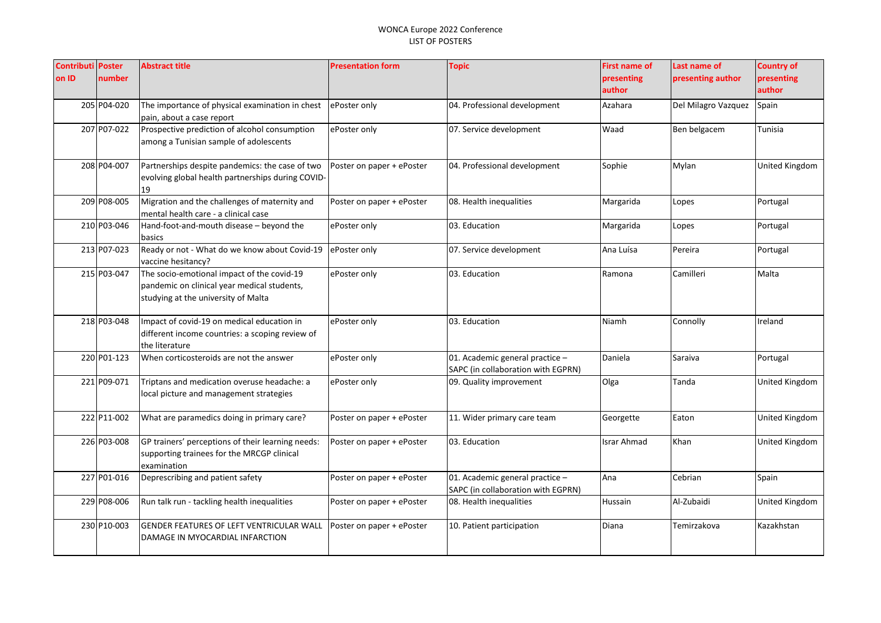WONCA Europe 2022 Conference
LIST OF POSTERS

| Contribution ID | Poster number | Abstract title | Presentation form | Topic | First name of presenting author | Last name of presenting author | Country of presenting author |
|---|---|---|---|---|---|---|---|
| 205 | P04-020 | The importance of physical examination in chest pain, about a case report | ePoster only | 04. Professional development | Azahara | Del Milagro Vazquez | Spain |
| 207 | P07-022 | Prospective prediction of alcohol consumption among a Tunisian sample of adolescents | ePoster only | 07. Service development | Waad | Ben belgacem | Tunisia |
| 208 | P04-007 | Partnerships despite pandemics: the case of two evolving global health partnerships during COVID-19 | Poster on paper + ePoster | 04. Professional development | Sophie | Mylan | United Kingdom |
| 209 | P08-005 | Migration and the challenges of maternity and mental health care - a clinical case | Poster on paper + ePoster | 08. Health inequalities | Margarida | Lopes | Portugal |
| 210 | P03-046 | Hand-foot-and-mouth disease – beyond the basics | ePoster only | 03. Education | Margarida | Lopes | Portugal |
| 213 | P07-023 | Ready or not - What do we know about Covid-19 vaccine hesitancy? | ePoster only | 07. Service development | Ana Luísa | Pereira | Portugal |
| 215 | P03-047 | The socio-emotional impact of the covid-19 pandemic on clinical year medical students, studying at the university of Malta | ePoster only | 03. Education | Ramona | Camilleri | Malta |
| 218 | P03-048 | Impact of covid-19 on medical education in different income countries: a scoping review of the literature | ePoster only | 03. Education | Niamh | Connolly | Ireland |
| 220 | P01-123 | When corticosteroids are not the answer | ePoster only | 01. Academic general practice – SAPC (in collaboration with EGPRN) | Daniela | Saraiva | Portugal |
| 221 | P09-071 | Triptans and medication overuse headache: a local picture and management strategies | ePoster only | 09. Quality improvement | Olga | Tanda | United Kingdom |
| 222 | P11-002 | What are paramedics doing in primary care? | Poster on paper + ePoster | 11. Wider primary care team | Georgette | Eaton | United Kingdom |
| 226 | P03-008 | GP trainers' perceptions of their learning needs: supporting trainees for the MRCGP clinical examination | Poster on paper + ePoster | 03. Education | Israr Ahmad | Khan | United Kingdom |
| 227 | P01-016 | Deprescribing and patient safety | Poster on paper + ePoster | 01. Academic general practice – SAPC (in collaboration with EGPRN) | Ana | Cebrian | Spain |
| 229 | P08-006 | Run talk run - tackling health inequalities | Poster on paper + ePoster | 08. Health inequalities | Hussain | Al-Zubaidi | United Kingdom |
| 230 | P10-003 | GENDER FEATURES OF LEFT VENTRICULAR WALL DAMAGE IN MYOCARDIAL INFARCTION | Poster on paper + ePoster | 10. Patient participation | Diana | Temirzakova | Kazakhstan |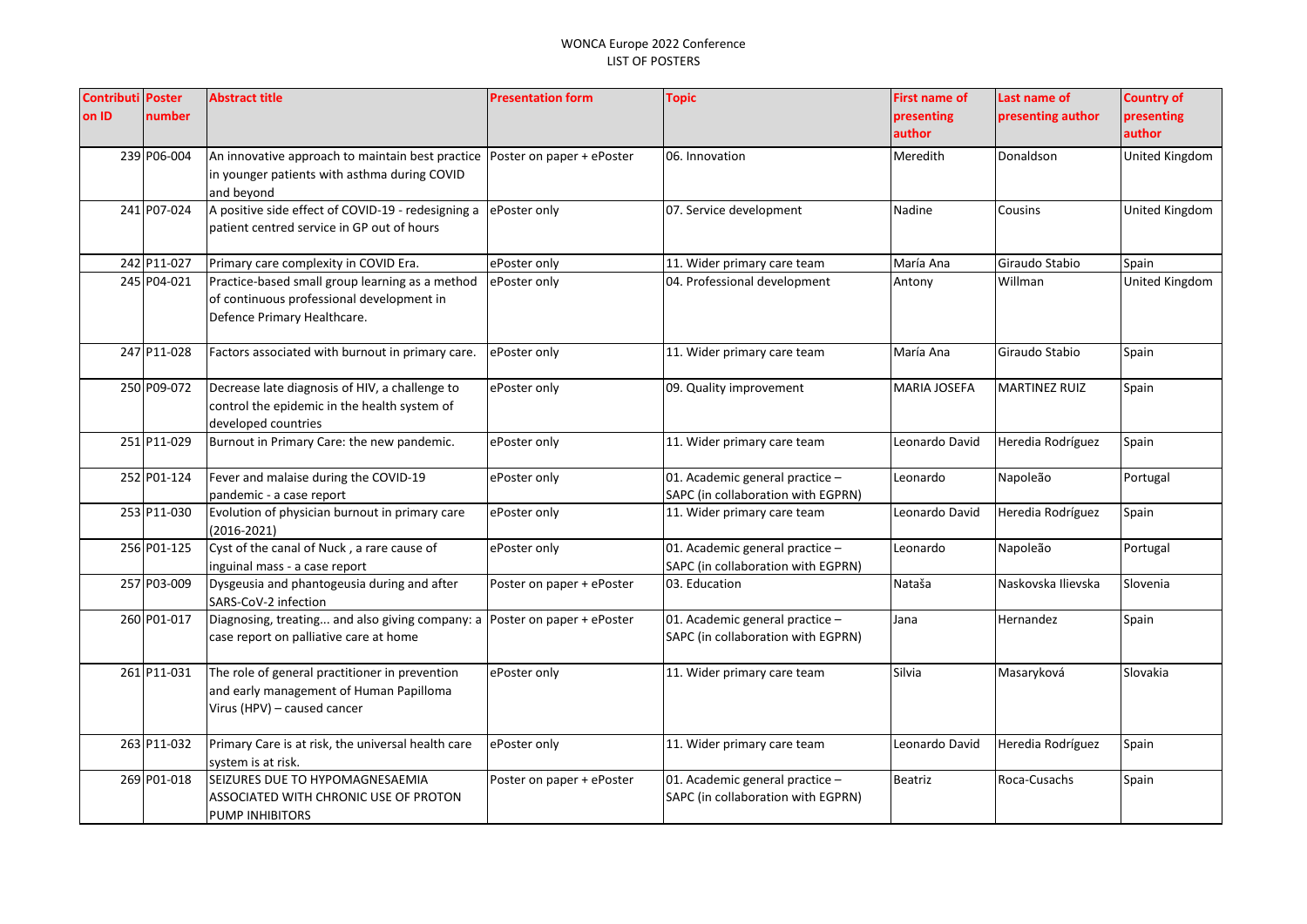WONCA Europe 2022 Conference
LIST OF POSTERS

| Contribution ID | Poster number | Abstract title | Presentation form | Topic | First name of presenting author | Last name of presenting author | Country of presenting author |
|---|---|---|---|---|---|---|---|
| 239 | P06-004 | An innovative approach to maintain best practice in younger patients with asthma during COVID and beyond | Poster on paper + ePoster | 06. Innovation | Meredith | Donaldson | United Kingdom |
| 241 | P07-024 | A positive side effect of COVID-19 - redesigning a patient centred service in GP out of hours | ePoster only | 07. Service development | Nadine | Cousins | United Kingdom |
| 242 | P11-027 | Primary care complexity in COVID Era. | ePoster only | 11. Wider primary care team | María Ana | Giraudo Stabio | Spain |
| 245 | P04-021 | Practice-based small group learning as a method of continuous professional development in Defence Primary Healthcare. | ePoster only | 04. Professional development | Antony | Willman | United Kingdom |
| 247 | P11-028 | Factors associated with burnout in primary care. | ePoster only | 11. Wider primary care team | María Ana | Giraudo Stabio | Spain |
| 250 | P09-072 | Decrease late diagnosis of HIV, a challenge to control the epidemic in the health system of developed countries | ePoster only | 09. Quality improvement | MARIA JOSEFA | MARTINEZ RUIZ | Spain |
| 251 | P11-029 | Burnout in Primary Care: the new pandemic. | ePoster only | 11. Wider primary care team | Leonardo David | Heredia Rodríguez | Spain |
| 252 | P01-124 | Fever and malaise during the COVID-19 pandemic - a case report | ePoster only | 01. Academic general practice – SAPC (in collaboration with EGPRN) | Leonardo | Napoleão | Portugal |
| 253 | P11-030 | Evolution of physician burnout in primary care (2016-2021) | ePoster only | 11. Wider primary care team | Leonardo David | Heredia Rodríguez | Spain |
| 256 | P01-125 | Cyst of the canal of Nuck , a rare cause of inguinal mass - a case report | ePoster only | 01. Academic general practice – SAPC (in collaboration with EGPRN) | Leonardo | Napoleão | Portugal |
| 257 | P03-009 | Dysgeusia and phantogeusia during and after SARS-CoV-2 infection | Poster on paper + ePoster | 03. Education | Nataša | Naskovska Ilievska | Slovenia |
| 260 | P01-017 | Diagnosing, treating... and also giving company: a case report on palliative care at home | Poster on paper + ePoster | 01. Academic general practice – SAPC (in collaboration with EGPRN) | Jana | Hernandez | Spain |
| 261 | P11-031 | The role of general practitioner in prevention and early management of Human Papilloma Virus (HPV) – caused cancer | ePoster only | 11. Wider primary care team | Silvia | Masaryková | Slovakia |
| 263 | P11-032 | Primary Care is at risk, the universal health care system is at risk. | ePoster only | 11. Wider primary care team | Leonardo David | Heredia Rodríguez | Spain |
| 269 | P01-018 | SEIZURES DUE TO HYPOMAGNESAEMIA ASSOCIATED WITH CHRONIC USE OF PROTON PUMP INHIBITORS | Poster on paper + ePoster | 01. Academic general practice – SAPC (in collaboration with EGPRN) | Beatriz | Roca-Cusachs | Spain |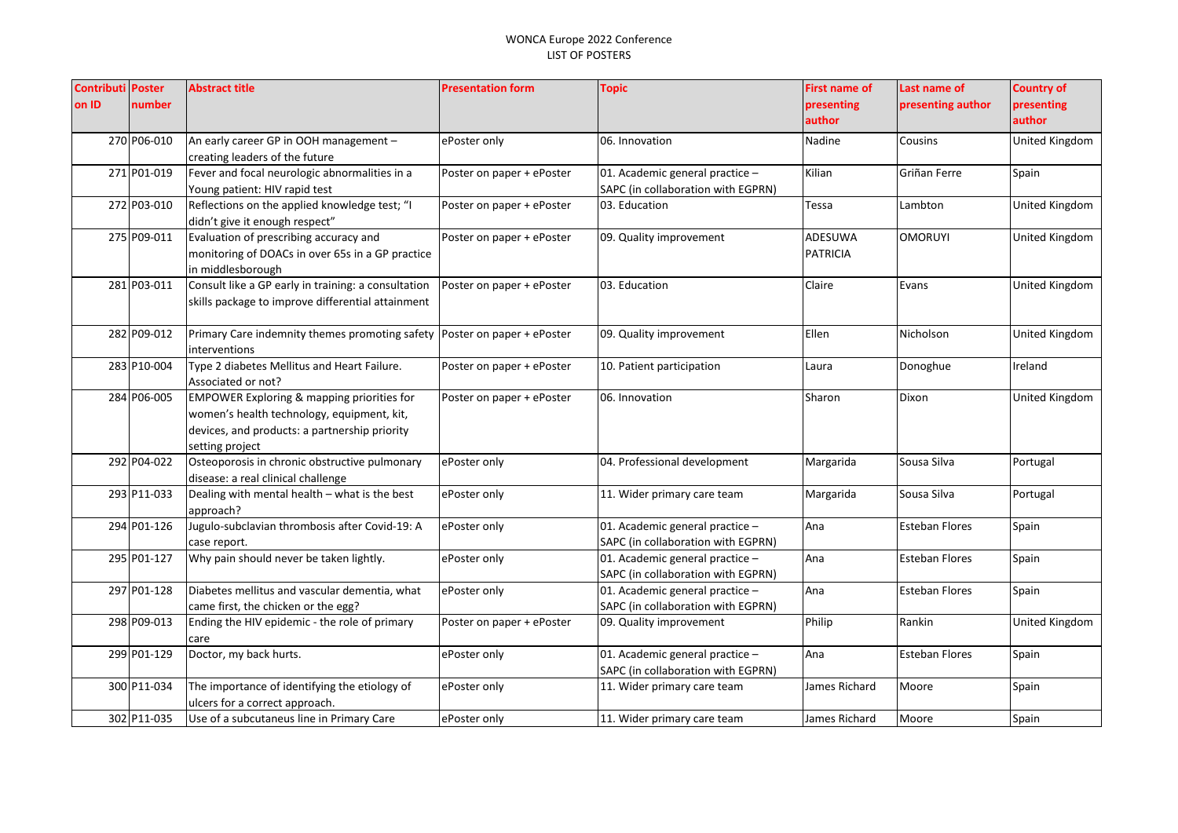WONCA Europe 2022 Conference
LIST OF POSTERS

| Contribution ID | Poster number | Abstract title | Presentation form | Topic | First name of presenting author | Last name of presenting author | Country of presenting author |
|---|---|---|---|---|---|---|---|
| 270 | P06-010 | An early career GP in OOH management – creating leaders of the future | ePoster only | 06. Innovation | Nadine | Cousins | United Kingdom |
| 271 | P01-019 | Fever and focal neurologic abnormalities in a Young patient: HIV rapid test | Poster on paper + ePoster | 01. Academic general practice – SAPC (in collaboration with EGPRN) | Kilian | Griñan Ferre | Spain |
| 272 | P03-010 | Reflections on the applied knowledge test; "I didn't give it enough respect" | Poster on paper + ePoster | 03. Education | Tessa | Lambton | United Kingdom |
| 275 | P09-011 | Evaluation of prescribing accuracy and monitoring of DOACs in over 65s in a GP practice in middlesborough | Poster on paper + ePoster | 09. Quality improvement | ADESUWA PATRICIA | OMORUYI | United Kingdom |
| 281 | P03-011 | Consult like a GP early in training: a consultation skills package to improve differential attainment | Poster on paper + ePoster | 03. Education | Claire | Evans | United Kingdom |
| 282 | P09-012 | Primary Care indemnity themes promoting safety interventions | Poster on paper + ePoster | 09. Quality improvement | Ellen | Nicholson | United Kingdom |
| 283 | P10-004 | Type 2 diabetes Mellitus and Heart Failure. Associated or not? | Poster on paper + ePoster | 10. Patient participation | Laura | Donoghue | Ireland |
| 284 | P06-005 | EMPOWER Exploring & mapping priorities for women's health technology, equipment, kit, devices, and products: a partnership priority setting project | Poster on paper + ePoster | 06. Innovation | Sharon | Dixon | United Kingdom |
| 292 | P04-022 | Osteoporosis in chronic obstructive pulmonary disease: a real clinical challenge | ePoster only | 04. Professional development | Margarida | Sousa Silva | Portugal |
| 293 | P11-033 | Dealing with mental health – what is the best approach? | ePoster only | 11. Wider primary care team | Margarida | Sousa Silva | Portugal |
| 294 | P01-126 | Jugulo-subclavian thrombosis after Covid-19: A case report. | ePoster only | 01. Academic general practice – SAPC (in collaboration with EGPRN) | Ana | Esteban Flores | Spain |
| 295 | P01-127 | Why pain should never be taken lightly. | ePoster only | 01. Academic general practice – SAPC (in collaboration with EGPRN) | Ana | Esteban Flores | Spain |
| 297 | P01-128 | Diabetes mellitus and vascular dementia, what came first, the chicken or the egg? | ePoster only | 01. Academic general practice – SAPC (in collaboration with EGPRN) | Ana | Esteban Flores | Spain |
| 298 | P09-013 | Ending the HIV epidemic - the role of primary care | Poster on paper + ePoster | 09. Quality improvement | Philip | Rankin | United Kingdom |
| 299 | P01-129 | Doctor, my back hurts. | ePoster only | 01. Academic general practice – SAPC (in collaboration with EGPRN) | Ana | Esteban Flores | Spain |
| 300 | P11-034 | The importance of identifying the etiology of ulcers for a correct approach. | ePoster only | 11. Wider primary care team | James Richard | Moore | Spain |
| 302 | P11-035 | Use of a subcutaneus line in Primary Care | ePoster only | 11. Wider primary care team | James Richard | Moore | Spain |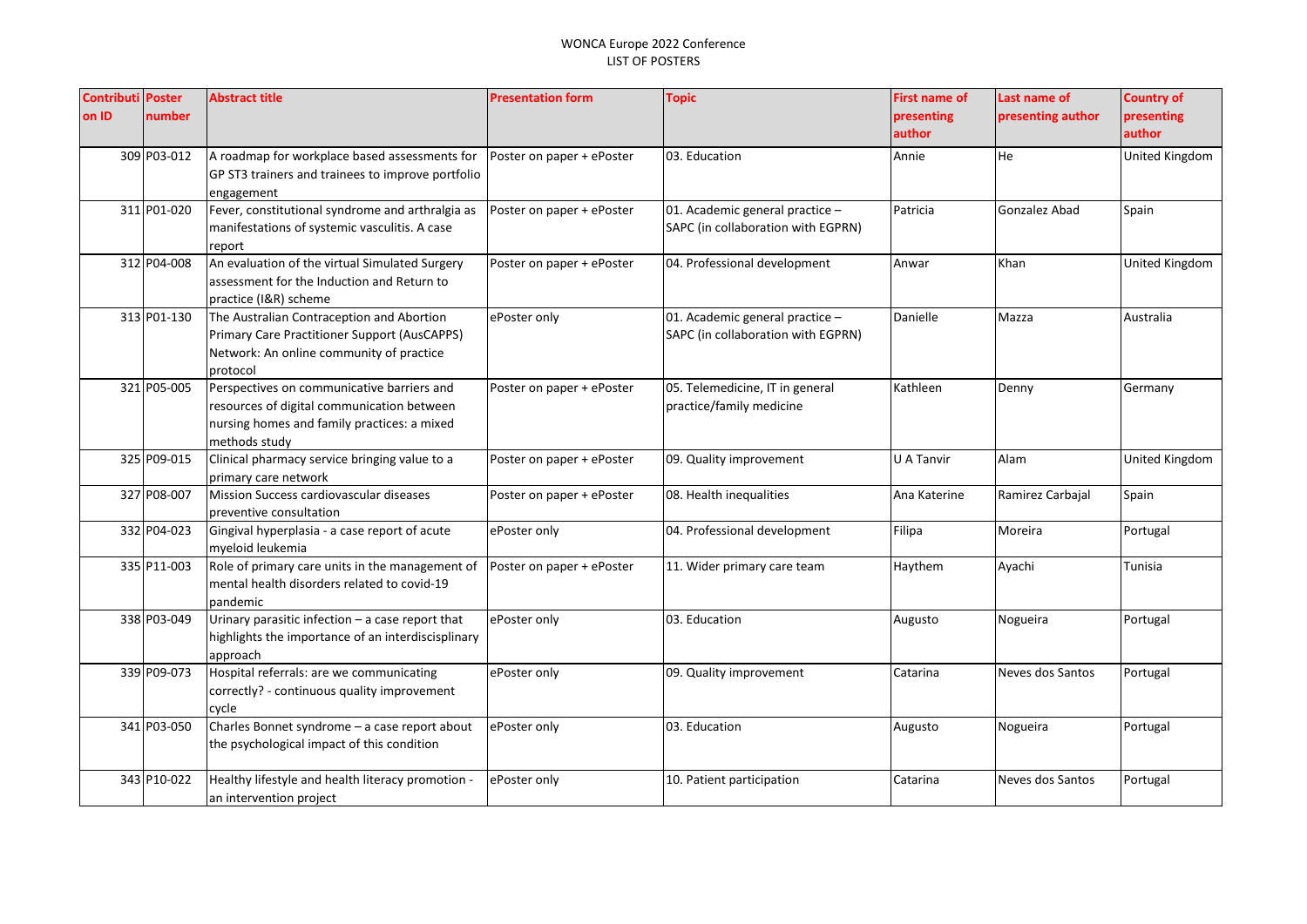WONCA Europe 2022 Conference
LIST OF POSTERS

| Contribution ID | Poster number | Abstract title | Presentation form | Topic | First name of presenting author | Last name of presenting author | Country of presenting author |
|---|---|---|---|---|---|---|---|
| 309 | P03-012 | A roadmap for workplace based assessments for GP ST3 trainers and trainees to improve portfolio engagement | Poster on paper + ePoster | 03. Education | Annie | He | United Kingdom |
| 311 | P01-020 | Fever, constitutional syndrome and arthralgia as manifestations of systemic vasculitis. A case report | Poster on paper + ePoster | 01. Academic general practice – SAPC (in collaboration with EGPRN) | Patricia | Gonzalez Abad | Spain |
| 312 | P04-008 | An evaluation of the virtual Simulated Surgery assessment for the Induction and Return to practice (I&R) scheme | Poster on paper + ePoster | 04. Professional development | Anwar | Khan | United Kingdom |
| 313 | P01-130 | The Australian Contraception and Abortion Primary Care Practitioner Support (AusCAPPS) Network: An online community of practice protocol | ePoster only | 01. Academic general practice – SAPC (in collaboration with EGPRN) | Danielle | Mazza | Australia |
| 321 | P05-005 | Perspectives on communicative barriers and resources of digital communication between nursing homes and family practices: a mixed methods study | Poster on paper + ePoster | 05. Telemedicine, IT in general practice/family medicine | Kathleen | Denny | Germany |
| 325 | P09-015 | Clinical pharmacy service bringing value to a primary care network | Poster on paper + ePoster | 09. Quality improvement | U A Tanvir | Alam | United Kingdom |
| 327 | P08-007 | Mission Success cardiovascular diseases preventive consultation | Poster on paper + ePoster | 08. Health inequalities | Ana Katerine | Ramirez Carbajal | Spain |
| 332 | P04-023 | Gingival hyperplasia - a case report of acute myeloid leukemia | ePoster only | 04. Professional development | Filipa | Moreira | Portugal |
| 335 | P11-003 | Role of primary care units in the management of mental health disorders related to covid-19 pandemic | Poster on paper + ePoster | 11. Wider primary care team | Haythem | Ayachi | Tunisia |
| 338 | P03-049 | Urinary parasitic infection – a case report that highlights the importance of an interdiscisplinary approach | ePoster only | 03. Education | Augusto | Nogueira | Portugal |
| 339 | P09-073 | Hospital referrals: are we communicating correctly? - continuous quality improvement cycle | ePoster only | 09. Quality improvement | Catarina | Neves dos Santos | Portugal |
| 341 | P03-050 | Charles Bonnet syndrome – a case report about the psychological impact of this condition | ePoster only | 03. Education | Augusto | Nogueira | Portugal |
| 343 | P10-022 | Healthy lifestyle and health literacy promotion - an intervention project | ePoster only | 10. Patient participation | Catarina | Neves dos Santos | Portugal |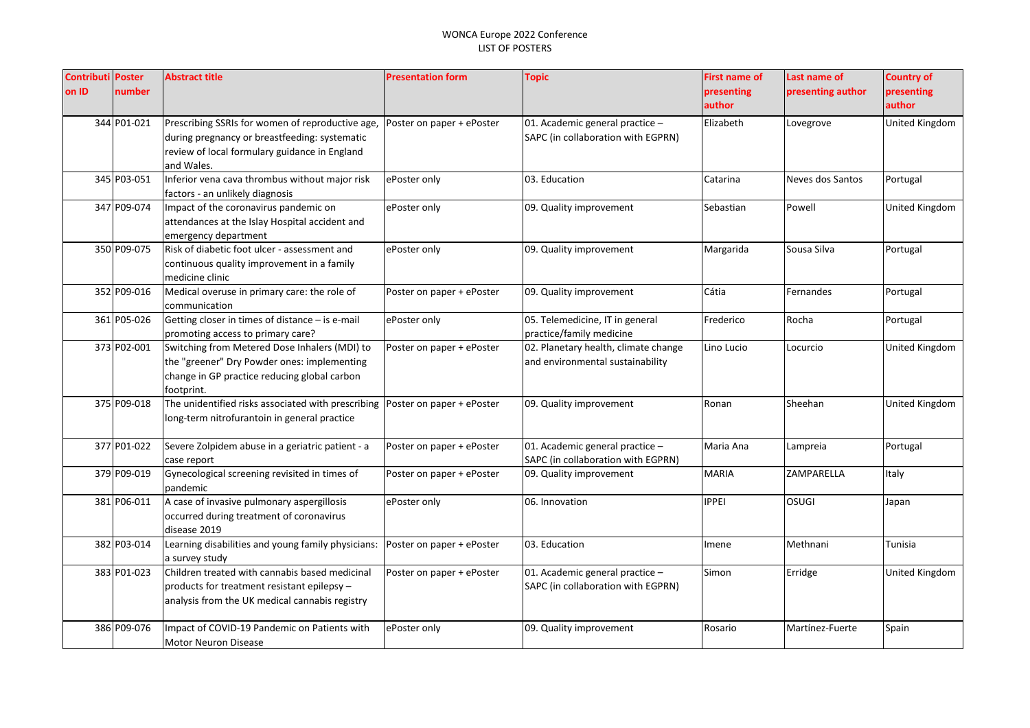WONCA Europe 2022 Conference
LIST OF POSTERS

| Contribution ID | Poster number | Abstract title | Presentation form | Topic | First name of presenting author | Last name of presenting author | Country of presenting author |
|---|---|---|---|---|---|---|---|
| 344 | P01-021 | Prescribing SSRIs for women of reproductive age, during pregnancy or breastfeeding: systematic review of local formulary guidance in England and Wales. | Poster on paper + ePoster | 01. Academic general practice – SAPC (in collaboration with EGPRN) | Elizabeth | Lovegrove | United Kingdom |
| 345 | P03-051 | Inferior vena cava thrombus without major risk factors - an unlikely diagnosis | ePoster only | 03. Education | Catarina | Neves dos Santos | Portugal |
| 347 | P09-074 | Impact of the coronavirus pandemic on attendances at the Islay Hospital accident and emergency department | ePoster only | 09. Quality improvement | Sebastian | Powell | United Kingdom |
| 350 | P09-075 | Risk of diabetic foot ulcer - assessment and continuous quality improvement in a family medicine clinic | ePoster only | 09. Quality improvement | Margarida | Sousa Silva | Portugal |
| 352 | P09-016 | Medical overuse in primary care: the role of communication | Poster on paper + ePoster | 09. Quality improvement | Cátia | Fernandes | Portugal |
| 361 | P05-026 | Getting closer in times of distance – is e-mail promoting access to primary care? | ePoster only | 05. Telemedicine, IT in general practice/family medicine | Frederico | Rocha | Portugal |
| 373 | P02-001 | Switching from Metered Dose Inhalers (MDI) to the "greener" Dry Powder ones: implementing change in GP practice reducing global carbon footprint. | Poster on paper + ePoster | 02. Planetary health, climate change and environmental sustainability | Lino Lucio | Locurcio | United Kingdom |
| 375 | P09-018 | The unidentified risks associated with prescribing long-term nitrofurantoin in general practice | Poster on paper + ePoster | 09. Quality improvement | Ronan | Sheehan | United Kingdom |
| 377 | P01-022 | Severe Zolpidem abuse in a geriatric patient - a case report | Poster on paper + ePoster | 01. Academic general practice – SAPC (in collaboration with EGPRN) | Maria Ana | Lampreia | Portugal |
| 379 | P09-019 | Gynecological screening revisited in times of pandemic | Poster on paper + ePoster | 09. Quality improvement | MARIA | ZAMPARELLA | Italy |
| 381 | P06-011 | A case of invasive pulmonary aspergillosis occurred during treatment of coronavirus disease 2019 | ePoster only | 06. Innovation | IPPEI | OSUGI | Japan |
| 382 | P03-014 | Learning disabilities and young family physicians: a survey study | Poster on paper + ePoster | 03. Education | Imene | Methnani | Tunisia |
| 383 | P01-023 | Children treated with cannabis based medicinal products for treatment resistant epilepsy – analysis from the UK medical cannabis registry | Poster on paper + ePoster | 01. Academic general practice – SAPC (in collaboration with EGPRN) | Simon | Erridge | United Kingdom |
| 386 | P09-076 | Impact of COVID-19 Pandemic on Patients with Motor Neuron Disease | ePoster only | 09. Quality improvement | Rosario | Martínez-Fuerte | Spain |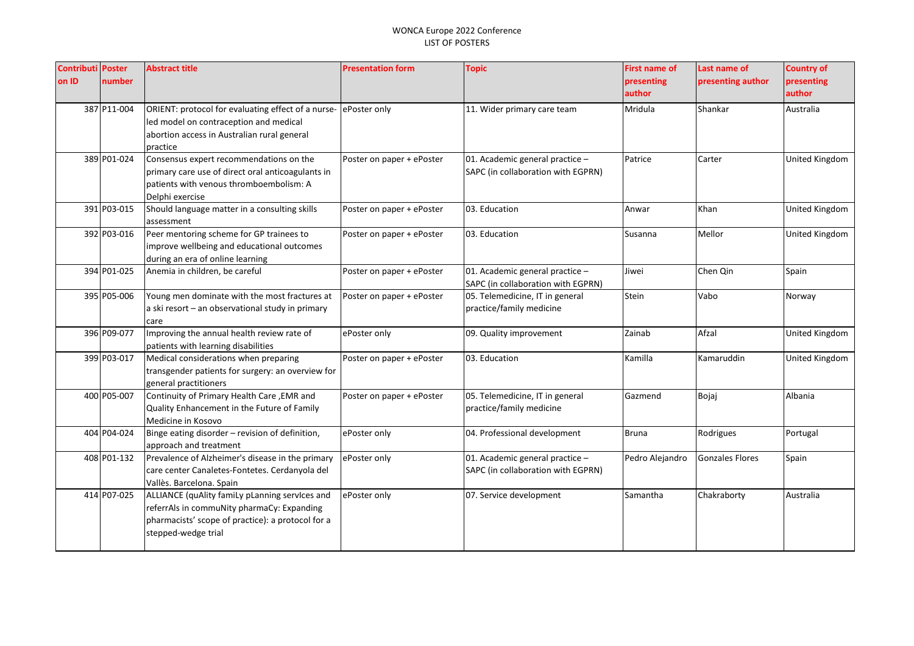WONCA Europe 2022 Conference
LIST OF POSTERS

| Contribution ID | Poster number | Abstract title | Presentation form | Topic | First name of presenting author | Last name of presenting author | Country of presenting author |
|---|---|---|---|---|---|---|---|
| 387 | P11-004 | ORIENT: protocol for evaluating effect of a nurse-led model on contraception and medical abortion access in Australian rural general practice | ePoster only | 11. Wider primary care team | Mridula | Shankar | Australia |
| 389 | P01-024 | Consensus expert recommendations on the primary care use of direct oral anticoagulants in patients with venous thromboembolism: A Delphi exercise | Poster on paper + ePoster | 01. Academic general practice – SAPC (in collaboration with EGPRN) | Patrice | Carter | United Kingdom |
| 391 | P03-015 | Should language matter in a consulting skills assessment | Poster on paper + ePoster | 03. Education | Anwar | Khan | United Kingdom |
| 392 | P03-016 | Peer mentoring scheme for GP trainees to improve wellbeing and educational outcomes during an era of online learning | Poster on paper + ePoster | 03. Education | Susanna | Mellor | United Kingdom |
| 394 | P01-025 | Anemia in children, be careful | Poster on paper + ePoster | 01. Academic general practice – SAPC (in collaboration with EGPRN) | Jiwei | Chen Qin | Spain |
| 395 | P05-006 | Young men dominate with the most fractures at a ski resort – an observational study in primary care | Poster on paper + ePoster | 05. Telemedicine, IT in general practice/family medicine | Stein | Vabo | Norway |
| 396 | P09-077 | Improving the annual health review rate of patients with learning disabilities | ePoster only | 09. Quality improvement | Zainab | Afzal | United Kingdom |
| 399 | P03-017 | Medical considerations when preparing transgender patients for surgery: an overview for general practitioners | Poster on paper + ePoster | 03. Education | Kamilla | Kamaruddin | United Kingdom |
| 400 | P05-007 | Continuity of Primary Health Care ,EMR and Quality Enhancement in the Future of Family Medicine in Kosovo | Poster on paper + ePoster | 05. Telemedicine, IT in general practice/family medicine | Gazmend | Bojaj | Albania |
| 404 | P04-024 | Binge eating disorder – revision of definition, approach and treatment | ePoster only | 04. Professional development | Bruna | Rodrigues | Portugal |
| 408 | P01-132 | Prevalence of Alzheimer's disease in the primary care center Canaletes-Fontetes. Cerdanyola del Vallès. Barcelona. Spain | ePoster only | 01. Academic general practice – SAPC (in collaboration with EGPRN) | Pedro Alejandro | Gonzales Flores | Spain |
| 414 | P07-025 | ALLIANCE (quAlity famiLy pLanning servIces and referrAls in commuNity pharmaCy: Expanding pharmacists' scope of practice): a protocol for a stepped-wedge trial | ePoster only | 07. Service development | Samantha | Chakraborty | Australia |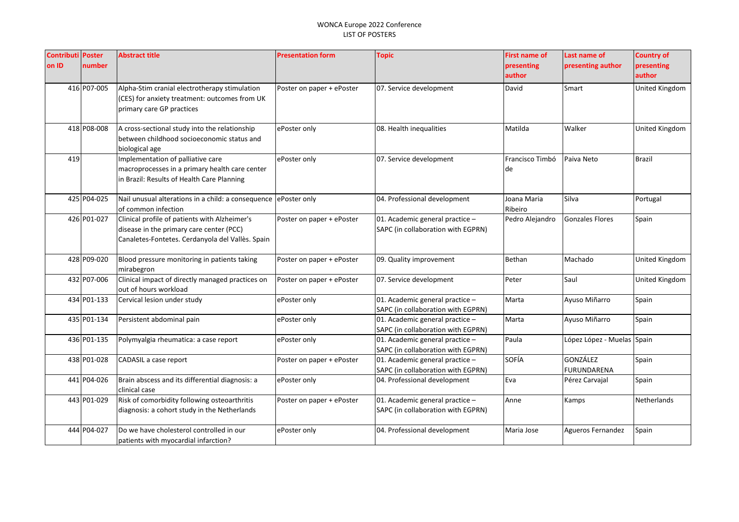| Contribution ID | Poster number | Abstract title | Presentation form | Topic | First name of presenting author | Last name of presenting author | Country of presenting author |
|---|---|---|---|---|---|---|---|
| 416 | P07-005 | Alpha-Stim cranial electrotherapy stimulation (CES) for anxiety treatment: outcomes from UK primary care GP practices | Poster on paper + ePoster | 07. Service development | David | Smart | United Kingdom |
| 418 | P08-008 | A cross-sectional study into the relationship between childhood socioeconomic status and biological age | ePoster only | 08. Health inequalities | Matilda | Walker | United Kingdom |
| 419 | | Implementation of palliative care macroprocesses in a primary health care center in Brazil: Results of Health Care Planning | ePoster only | 07. Service development | Francisco Timbó de | Paiva Neto | Brazil |
| 425 | P04-025 | Nail unusual alterations in a child: a consequence of common infection | ePoster only | 04. Professional development | Joana Maria Ribeiro | Silva | Portugal |
| 426 | P01-027 | Clinical profile of patients with Alzheimer's disease in the primary care center (PCC) Canaletes-Fontetes. Cerdanyola del Vallès. Spain | Poster on paper + ePoster | 01. Academic general practice – SAPC (in collaboration with EGPRN) | Pedro Alejandro | Gonzales Flores | Spain |
| 428 | P09-020 | Blood pressure monitoring in patients taking mirabegron | Poster on paper + ePoster | 09. Quality improvement | Bethan | Machado | United Kingdom |
| 432 | P07-006 | Clinical impact of directly managed practices on out of hours workload | Poster on paper + ePoster | 07. Service development | Peter | Saul | United Kingdom |
| 434 | P01-133 | Cervical lesion under study | ePoster only | 01. Academic general practice – SAPC (in collaboration with EGPRN) | Marta | Ayuso Miñarro | Spain |
| 435 | P01-134 | Persistent abdominal pain | ePoster only | 01. Academic general practice – SAPC (in collaboration with EGPRN) | Marta | Ayuso Miñarro | Spain |
| 436 | P01-135 | Polymyalgia rheumatica: a case report | ePoster only | 01. Academic general practice – SAPC (in collaboration with EGPRN) | Paula | López López - Muelas | Spain |
| 438 | P01-028 | CADASIL a case report | Poster on paper + ePoster | 01. Academic general practice – SAPC (in collaboration with EGPRN) | SOFÍA | GONZÁLEZ FURUNDARENA | Spain |
| 441 | P04-026 | Brain abscess and its differential diagnosis: a clinical case | ePoster only | 04. Professional development | Eva | Pérez Carvajal | Spain |
| 443 | P01-029 | Risk of comorbidity following osteoarthritis diagnosis: a cohort study in the Netherlands | Poster on paper + ePoster | 01. Academic general practice – SAPC (in collaboration with EGPRN) | Anne | Kamps | Netherlands |
| 444 | P04-027 | Do we have cholesterol controlled in our patients with myocardial infarction? | ePoster only | 04. Professional development | Maria Jose | Agueros Fernandez | Spain |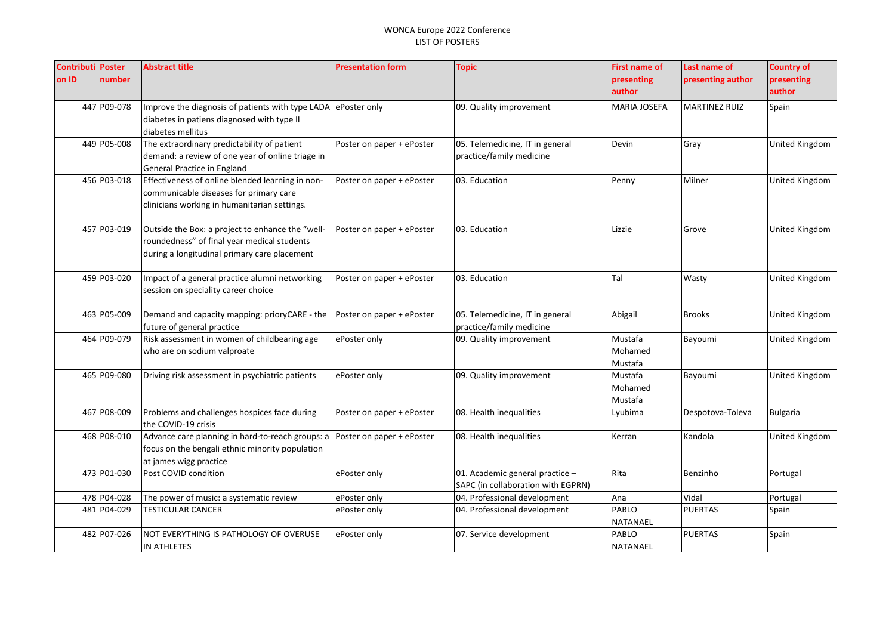WONCA Europe 2022 Conference
LIST OF POSTERS

| Contribution ID | Poster number | Abstract title | Presentation form | Topic | First name of presenting author | Last name of presenting author | Country of presenting author |
|---|---|---|---|---|---|---|---|
| 447 | P09-078 | Improve the diagnosis of patients with type LADA diabetes in patiens diagnosed with type II diabetes mellitus | ePoster only | 09. Quality improvement | MARIA JOSEFA | MARTINEZ RUIZ | Spain |
| 449 | P05-008 | The extraordinary predictability of patient demand: a review of one year of online triage in General Practice in England | Poster on paper + ePoster | 05. Telemedicine, IT in general practice/family medicine | Devin | Gray | United Kingdom |
| 456 | P03-018 | Effectiveness of online blended learning in non-communicable diseases for primary care clinicians working in humanitarian settings. | Poster on paper + ePoster | 03. Education | Penny | Milner | United Kingdom |
| 457 | P03-019 | Outside the Box: a project to enhance the "well-roundedness" of final year medical students during a longitudinal primary care placement | Poster on paper + ePoster | 03. Education | Lizzie | Grove | United Kingdom |
| 459 | P03-020 | Impact of a general practice alumni networking session on speciality career choice | Poster on paper + ePoster | 03. Education | Tal | Wasty | United Kingdom |
| 463 | P05-009 | Demand and capacity mapping: prioryCARE - the future of general practice | Poster on paper + ePoster | 05. Telemedicine, IT in general practice/family medicine | Abigail | Brooks | United Kingdom |
| 464 | P09-079 | Risk assessment in women of childbearing age who are on sodium valproate | ePoster only | 09. Quality improvement | Mustafa Mohamed Mustafa | Bayoumi | United Kingdom |
| 465 | P09-080 | Driving risk assessment in psychiatric patients | ePoster only | 09. Quality improvement | Mustafa Mohamed Mustafa | Bayoumi | United Kingdom |
| 467 | P08-009 | Problems and challenges hospices face during the COVID-19 crisis | Poster on paper + ePoster | 08. Health inequalities | Lyubima | Despotova-Toleva | Bulgaria |
| 468 | P08-010 | Advance care planning in hard-to-reach groups: a focus on the bengali ethnic minority population at james wigg practice | Poster on paper + ePoster | 08. Health inequalities | Kerran | Kandola | United Kingdom |
| 473 | P01-030 | Post COVID condition | ePoster only | 01. Academic general practice – SAPC (in collaboration with EGPRN) | Rita | Benzinho | Portugal |
| 478 | P04-028 | The power of music: a systematic review | ePoster only | 04. Professional development | Ana | Vidal | Portugal |
| 481 | P04-029 | TESTICULAR CANCER | ePoster only | 04. Professional development | PABLO NATANAEL | PUERTAS | Spain |
| 482 | P07-026 | NOT EVERYTHING IS PATHOLOGY OF OVERUSE IN ATHLETES | ePoster only | 07. Service development | PABLO NATANAEL | PUERTAS | Spain |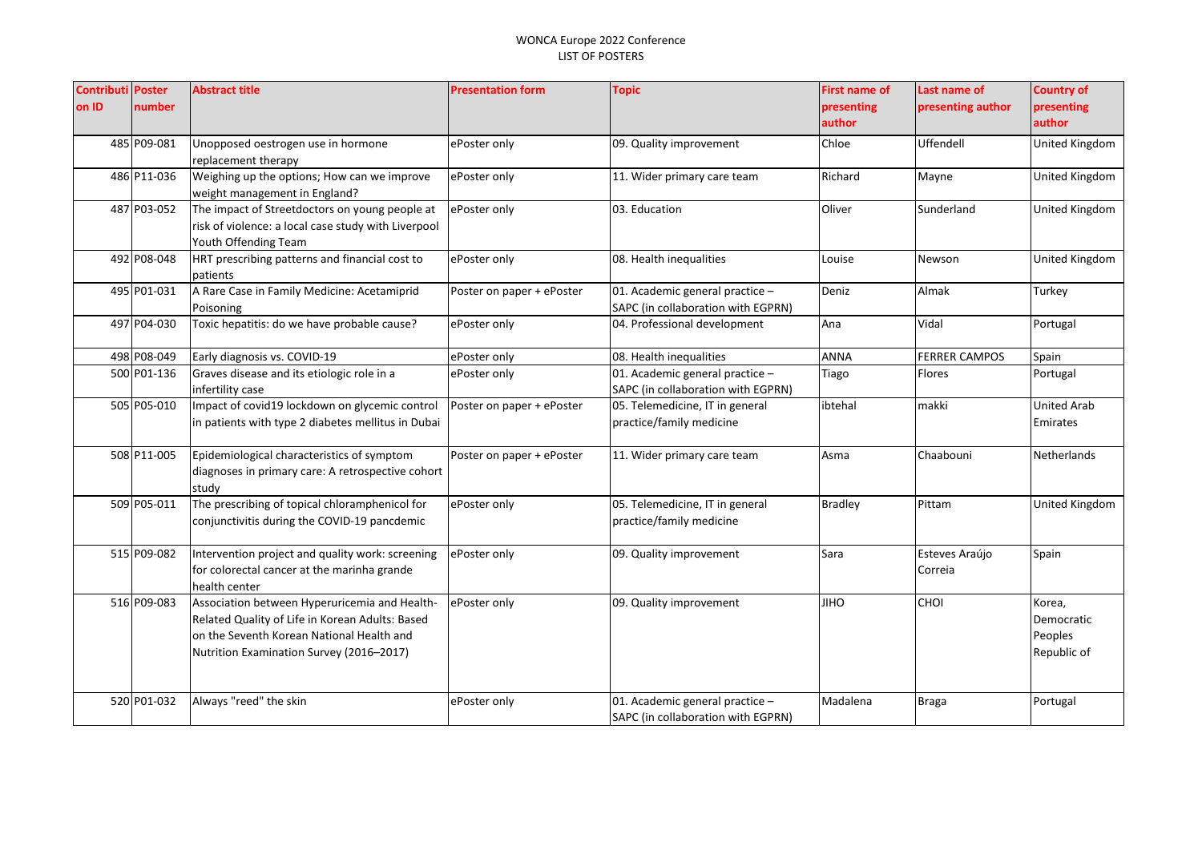WONCA Europe 2022 Conference
LIST OF POSTERS

| Contribution ID | Poster number | Abstract title | Presentation form | Topic | First name of presenting author | Last name of presenting author | Country of presenting author |
|---|---|---|---|---|---|---|---|
| 485 | P09-081 | Unopposed oestrogen use in hormone replacement therapy | ePoster only | 09. Quality improvement | Chloe | Uffendell | United Kingdom |
| 486 | P11-036 | Weighing up the options; How can we improve weight management in England? | ePoster only | 11. Wider primary care team | Richard | Mayne | United Kingdom |
| 487 | P03-052 | The impact of Streetdoctors on young people at risk of violence: a local case study with Liverpool Youth Offending Team | ePoster only | 03. Education | Oliver | Sunderland | United Kingdom |
| 492 | P08-048 | HRT prescribing patterns and financial cost to patients | ePoster only | 08. Health inequalities | Louise | Newson | United Kingdom |
| 495 | P01-031 | A Rare Case in Family Medicine: Acetamiprid Poisoning | Poster on paper + ePoster | 01. Academic general practice – SAPC (in collaboration with EGPRN) | Deniz | Almak | Turkey |
| 497 | P04-030 | Toxic hepatitis: do we have probable cause? | ePoster only | 04. Professional development | Ana | Vidal | Portugal |
| 498 | P08-049 | Early diagnosis vs. COVID-19 | ePoster only | 08. Health inequalities | ANNA | FERRER CAMPOS | Spain |
| 500 | P01-136 | Graves disease and its etiologic role in a infertility case | ePoster only | 01. Academic general practice – SAPC (in collaboration with EGPRN) | Tiago | Flores | Portugal |
| 505 | P05-010 | Impact of covid19 lockdown on glycemic control in patients with type 2 diabetes mellitus in Dubai | Poster on paper + ePoster | 05. Telemedicine, IT in general practice/family medicine | ibtehal | makki | United Arab Emirates |
| 508 | P11-005 | Epidemiological characteristics of symptom diagnoses in primary care: A retrospective cohort study | Poster on paper + ePoster | 11. Wider primary care team | Asma | Chaabouni | Netherlands |
| 509 | P05-011 | The prescribing of topical chloramphenicol for conjunctivitis during the COVID-19 pancdemic | ePoster only | 05. Telemedicine, IT in general practice/family medicine | Bradley | Pittam | United Kingdom |
| 515 | P09-082 | Intervention project and quality work: screening for colorectal cancer at the marinha grande health center | ePoster only | 09. Quality improvement | Sara | Esteves Araújo Correia | Spain |
| 516 | P09-083 | Association between Hyperuricemia and Health-Related Quality of Life in Korean Adults: Based on the Seventh Korean National Health and Nutrition Examination Survey (2016–2017) | ePoster only | 09. Quality improvement | JIHO | CHOI | Korea, Democratic Peoples Republic of |
| 520 | P01-032 | Always "reed" the skin | ePoster only | 01. Academic general practice – SAPC (in collaboration with EGPRN) | Madalena | Braga | Portugal |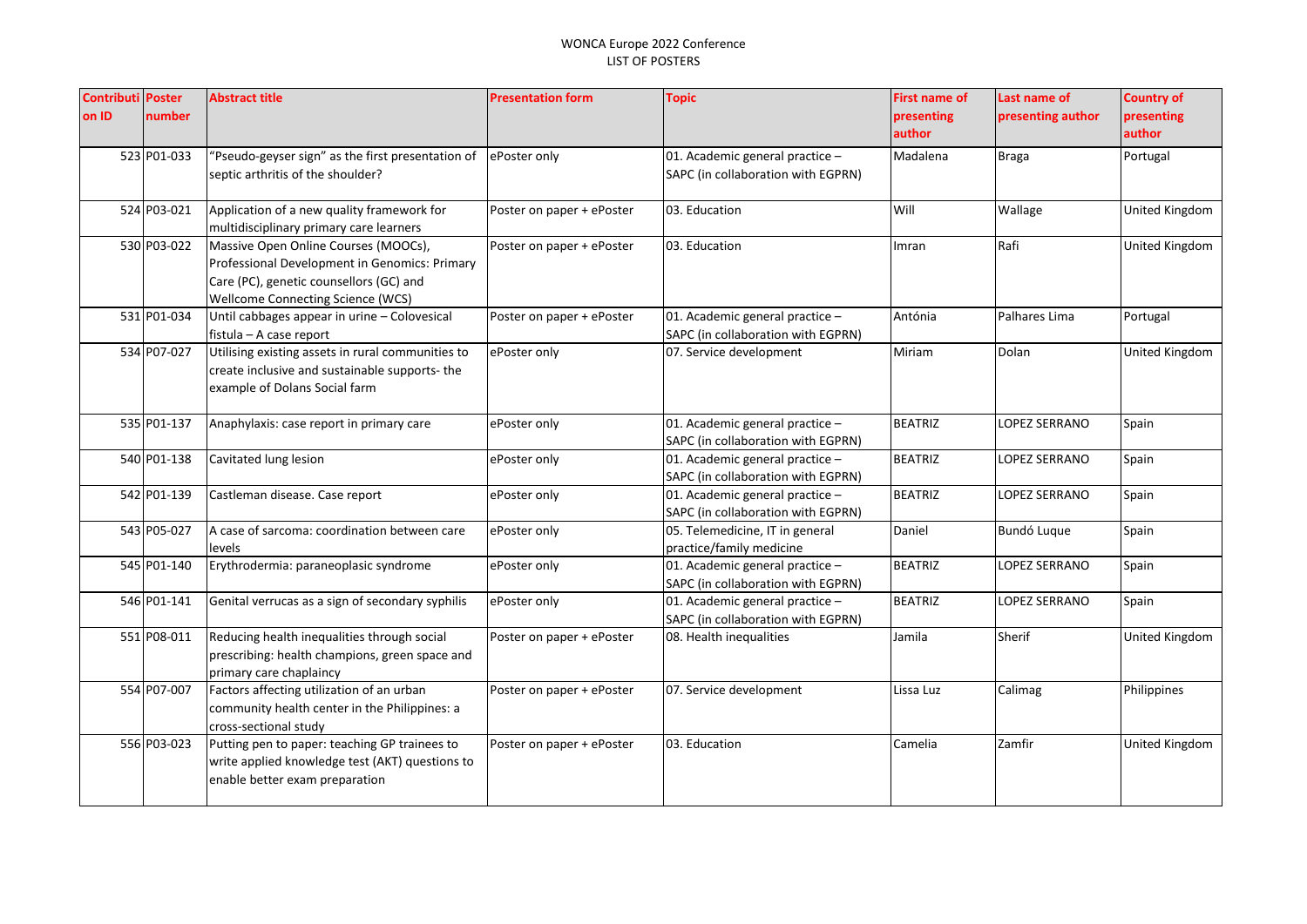WONCA Europe 2022 Conference
LIST OF POSTERS

| Contribution ID | Poster number | Abstract title | Presentation form | Topic | First name of presenting author | Last name of presenting author | Country of presenting author |
|---|---|---|---|---|---|---|---|
| 523 | P01-033 | "Pseudo-geyser sign" as the first presentation of septic arthritis of the shoulder? | ePoster only | 01. Academic general practice – SAPC (in collaboration with EGPRN) | Madalena | Braga | Portugal |
| 524 | P03-021 | Application of a new quality framework for multidisciplinary primary care learners | Poster on paper + ePoster | 03. Education | Will | Wallage | United Kingdom |
| 530 | P03-022 | Massive Open Online Courses (MOOCs), Professional Development in Genomics: Primary Care (PC), genetic counsellors (GC) and Wellcome Connecting Science (WCS) | Poster on paper + ePoster | 03. Education | Imran | Rafi | United Kingdom |
| 531 | P01-034 | Until cabbages appear in urine – Colovesical fistula – A case report | Poster on paper + ePoster | 01. Academic general practice – SAPC (in collaboration with EGPRN) | Antónia | Palhares Lima | Portugal |
| 534 | P07-027 | Utilising existing assets in rural communities to create inclusive and sustainable supports- the example of Dolans Social farm | ePoster only | 07. Service development | Miriam | Dolan | United Kingdom |
| 535 | P01-137 | Anaphylaxis: case report in primary care | ePoster only | 01. Academic general practice – SAPC (in collaboration with EGPRN) | BEATRIZ | LOPEZ SERRANO | Spain |
| 540 | P01-138 | Cavitated lung lesion | ePoster only | 01. Academic general practice – SAPC (in collaboration with EGPRN) | BEATRIZ | LOPEZ SERRANO | Spain |
| 542 | P01-139 | Castleman disease. Case report | ePoster only | 01. Academic general practice – SAPC (in collaboration with EGPRN) | BEATRIZ | LOPEZ SERRANO | Spain |
| 543 | P05-027 | A case of sarcoma: coordination between care levels | ePoster only | 05. Telemedicine, IT in general practice/family medicine | Daniel | Bundó Luque | Spain |
| 545 | P01-140 | Erythrodermia: paraneoplasic syndrome | ePoster only | 01. Academic general practice – SAPC (in collaboration with EGPRN) | BEATRIZ | LOPEZ SERRANO | Spain |
| 546 | P01-141 | Genital verrucas as a sign of secondary syphilis | ePoster only | 01. Academic general practice – SAPC (in collaboration with EGPRN) | BEATRIZ | LOPEZ SERRANO | Spain |
| 551 | P08-011 | Reducing health inequalities through social prescribing: health champions, green space and primary care chaplaincy | Poster on paper + ePoster | 08. Health inequalities | Jamila | Sherif | United Kingdom |
| 554 | P07-007 | Factors affecting utilization of an urban community health center in the Philippines: a cross-sectional study | Poster on paper + ePoster | 07. Service development | Lissa Luz | Calimag | Philippines |
| 556 | P03-023 | Putting pen to paper: teaching GP trainees to write applied knowledge test (AKT) questions to enable better exam preparation | Poster on paper + ePoster | 03. Education | Camelia | Zamfir | United Kingdom |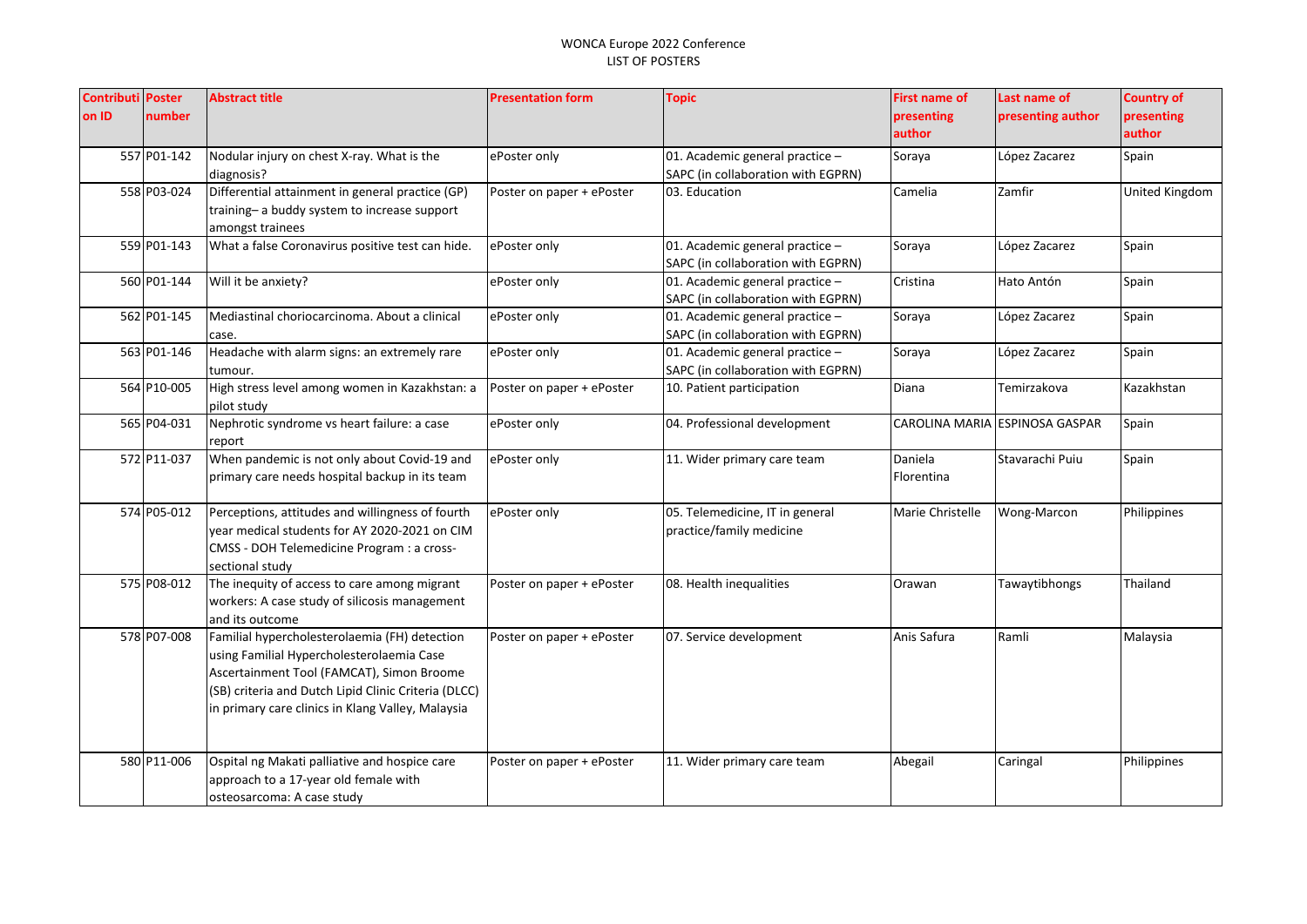| Contribution ID | Poster number | Abstract title | Presentation form | Topic | First name of presenting author | Last name of presenting author | Country of presenting author |
|---|---|---|---|---|---|---|---|
| 557 | P01-142 | Nodular injury on chest X-ray. What is the diagnosis? | ePoster only | 01. Academic general practice – SAPC (in collaboration with EGPRN) | Soraya | López Zacarez | Spain |
| 558 | P03-024 | Differential attainment in general practice (GP) training– a buddy system to increase support amongst trainees | Poster on paper + ePoster | 03. Education | Camelia | Zamfir | United Kingdom |
| 559 | P01-143 | What a false Coronavirus positive test can hide. | ePoster only | 01. Academic general practice – SAPC (in collaboration with EGPRN) | Soraya | López Zacarez | Spain |
| 560 | P01-144 | Will it be anxiety? | ePoster only | 01. Academic general practice – SAPC (in collaboration with EGPRN) | Cristina | Hato Antón | Spain |
| 562 | P01-145 | Mediastinal choriocarcinoma. About a clinical case. | ePoster only | 01. Academic general practice – SAPC (in collaboration with EGPRN) | Soraya | López Zacarez | Spain |
| 563 | P01-146 | Headache with alarm signs: an extremely rare tumour. | ePoster only | 01. Academic general practice – SAPC (in collaboration with EGPRN) | Soraya | López Zacarez | Spain |
| 564 | P10-005 | High stress level among women in Kazakhstan: a pilot study | Poster on paper + ePoster | 10. Patient participation | Diana | Temirzakova | Kazakhstan |
| 565 | P04-031 | Nephrotic syndrome vs heart failure: a case report | ePoster only | 04. Professional development | CAROLINA MARIA | ESPINOSA GASPAR | Spain |
| 572 | P11-037 | When pandemic is not only about Covid-19 and primary care needs hospital backup in its team | ePoster only | 11. Wider primary care team | Daniela Florentina | Stavarachi Puiu | Spain |
| 574 | P05-012 | Perceptions, attitudes and willingness of fourth year medical students for AY 2020-2021 on CIM CMSS - DOH Telemedicine Program : a cross-sectional study | ePoster only | 05. Telemedicine, IT in general practice/family medicine | Marie Christelle | Wong-Marcon | Philippines |
| 575 | P08-012 | The inequity of access to care among migrant workers: A case study of silicosis management and its outcome | Poster on paper + ePoster | 08. Health inequalities | Orawan | Tawaytibhongs | Thailand |
| 578 | P07-008 | Familial hypercholesterolaemia (FH) detection using Familial Hypercholesterolaemia Case Ascertainment Tool (FAMCAT), Simon Broome (SB) criteria and Dutch Lipid Clinic Criteria (DLCC) in primary care clinics in Klang Valley, Malaysia | Poster on paper + ePoster | 07. Service development | Anis Safura | Ramli | Malaysia |
| 580 | P11-006 | Ospital ng Makati palliative and hospice care approach to a 17-year old female with osteosarcoma: A case study | Poster on paper + ePoster | 11. Wider primary care team | Abegail | Caringal | Philippines |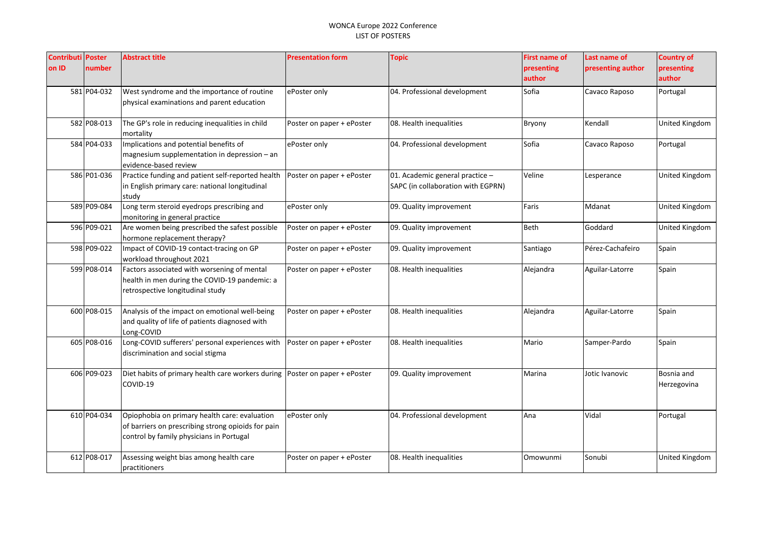| Contribution ID | Poster number | Abstract title | Presentation form | Topic | First name of presenting author | Last name of presenting author | Country of presenting author |
|---|---|---|---|---|---|---|---|
| 581 | P04-032 | West syndrome and the importance of routine physical examinations and parent education | ePoster only | 04. Professional development | Sofia | Cavaco Raposo | Portugal |
| 582 | P08-013 | The GP's role in reducing inequalities in child mortality | Poster on paper + ePoster | 08. Health inequalities | Bryony | Kendall | United Kingdom |
| 584 | P04-033 | Implications and potential benefits of magnesium supplementation in depression – an evidence-based review | ePoster only | 04. Professional development | Sofia | Cavaco Raposo | Portugal |
| 586 | P01-036 | Practice funding and patient self-reported health in English primary care: national longitudinal study | Poster on paper + ePoster | 01. Academic general practice – SAPC (in collaboration with EGPRN) | Veline | Lesperance | United Kingdom |
| 589 | P09-084 | Long term steroid eyedrops prescribing and monitoring in general practice | ePoster only | 09. Quality improvement | Faris | Mdanat | United Kingdom |
| 596 | P09-021 | Are women being prescribed the safest possible hormone replacement therapy? | Poster on paper + ePoster | 09. Quality improvement | Beth | Goddard | United Kingdom |
| 598 | P09-022 | Impact of COVID-19 contact-tracing on GP workload throughout 2021 | Poster on paper + ePoster | 09. Quality improvement | Santiago | Pérez-Cachafeiro | Spain |
| 599 | P08-014 | Factors associated with worsening of mental health in men during the COVID-19 pandemic: a retrospective longitudinal study | Poster on paper + ePoster | 08. Health inequalities | Alejandra | Aguilar-Latorre | Spain |
| 600 | P08-015 | Analysis of the impact on emotional well-being and quality of life of patients diagnosed with Long-COVID | Poster on paper + ePoster | 08. Health inequalities | Alejandra | Aguilar-Latorre | Spain |
| 605 | P08-016 | Long-COVID sufferers' personal experiences with discrimination and social stigma | Poster on paper + ePoster | 08. Health inequalities | Mario | Samper-Pardo | Spain |
| 606 | P09-023 | Diet habits of primary health care workers during COVID-19 | Poster on paper + ePoster | 09. Quality improvement | Marina | Jotic Ivanovic | Bosnia and Herzegovina |
| 610 | P04-034 | Opiophobia on primary health care: evaluation of barriers on prescribing strong opioids for pain control by family physicians in Portugal | ePoster only | 04. Professional development | Ana | Vidal | Portugal |
| 612 | P08-017 | Assessing weight bias among health care practitioners | Poster on paper + ePoster | 08. Health inequalities | Omowunmi | Sonubi | United Kingdom |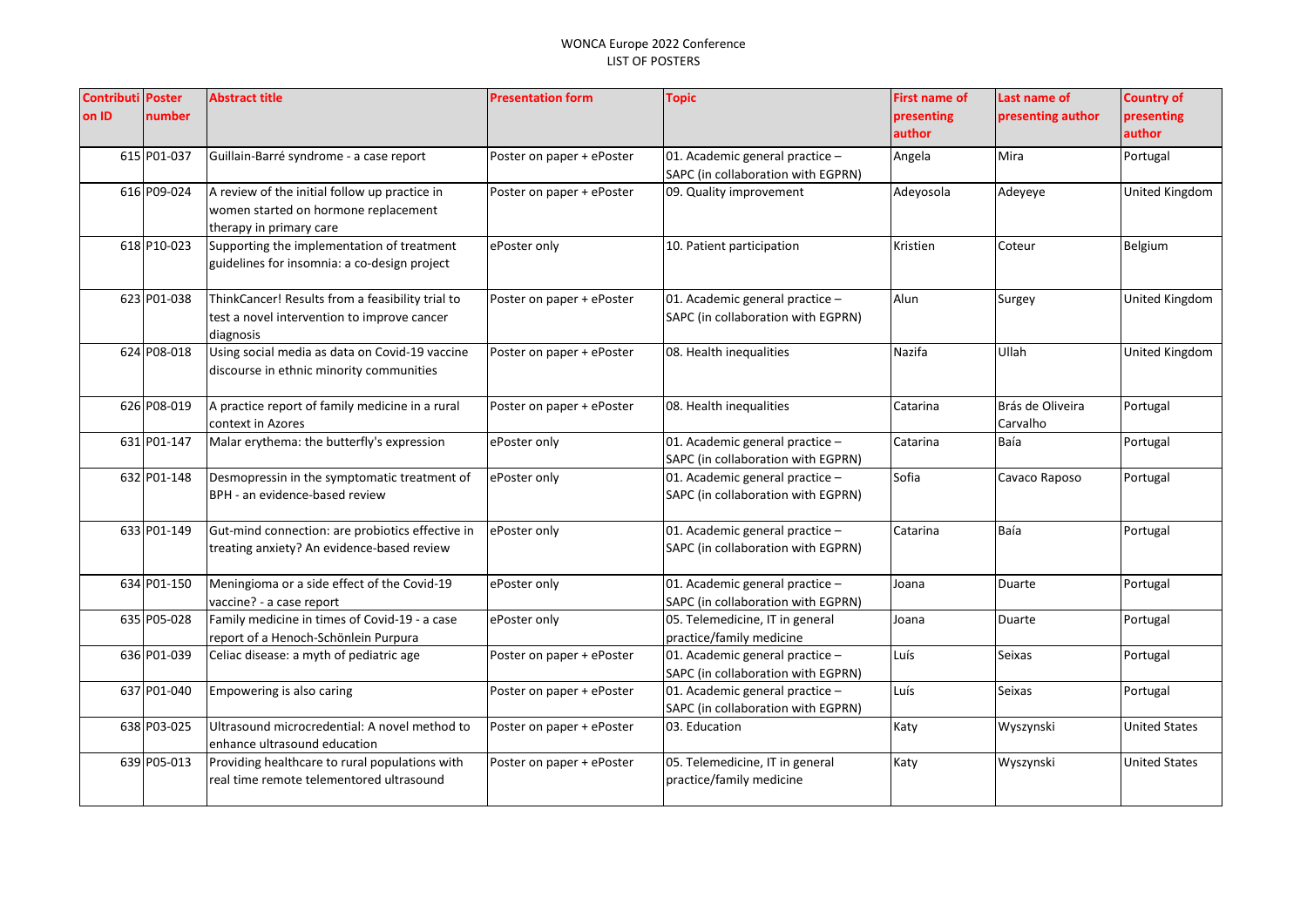WONCA Europe 2022 Conference
LIST OF POSTERS

| Contribution ID | Poster number | Abstract title | Presentation form | Topic | First name of presenting author | Last name of presenting author | Country of presenting author |
|---|---|---|---|---|---|---|---|
| 615 | P01-037 | Guillain-Barré syndrome - a case report | Poster on paper + ePoster | 01. Academic general practice – SAPC (in collaboration with EGPRN) | Angela | Mira | Portugal |
| 616 | P09-024 | A review of the initial follow up practice in women started on hormone replacement therapy in primary care | Poster on paper + ePoster | 09. Quality improvement | Adeyosola | Adeyeye | United Kingdom |
| 618 | P10-023 | Supporting the implementation of treatment guidelines for insomnia: a co-design project | ePoster only | 10. Patient participation | Kristien | Coteur | Belgium |
| 623 | P01-038 | ThinkCancer! Results from a feasibility trial to test a novel intervention to improve cancer diagnosis | Poster on paper + ePoster | 01. Academic general practice – SAPC (in collaboration with EGPRN) | Alun | Surgey | United Kingdom |
| 624 | P08-018 | Using social media as data on Covid-19 vaccine discourse in ethnic minority communities | Poster on paper + ePoster | 08. Health inequalities | Nazifa | Ullah | United Kingdom |
| 626 | P08-019 | A practice report of family medicine in a rural context in Azores | Poster on paper + ePoster | 08. Health inequalities | Catarina | Brás de Oliveira Carvalho | Portugal |
| 631 | P01-147 | Malar erythema: the butterfly's expression | ePoster only | 01. Academic general practice – SAPC (in collaboration with EGPRN) | Catarina | Baía | Portugal |
| 632 | P01-148 | Desmopressin in the symptomatic treatment of BPH - an evidence-based review | ePoster only | 01. Academic general practice – SAPC (in collaboration with EGPRN) | Sofia | Cavaco Raposo | Portugal |
| 633 | P01-149 | Gut-mind connection: are probiotics effective in treating anxiety? An evidence-based review | ePoster only | 01. Academic general practice – SAPC (in collaboration with EGPRN) | Catarina | Baía | Portugal |
| 634 | P01-150 | Meningioma or a side effect of the Covid-19 vaccine? - a case report | ePoster only | 01. Academic general practice – SAPC (in collaboration with EGPRN) | Joana | Duarte | Portugal |
| 635 | P05-028 | Family medicine in times of Covid-19 - a case report of a Henoch-Schönlein Purpura | ePoster only | 05. Telemedicine, IT in general practice/family medicine | Joana | Duarte | Portugal |
| 636 | P01-039 | Celiac disease: a myth of pediatric age | Poster on paper + ePoster | 01. Academic general practice – SAPC (in collaboration with EGPRN) | Luís | Seixas | Portugal |
| 637 | P01-040 | Empowering is also caring | Poster on paper + ePoster | 01. Academic general practice – SAPC (in collaboration with EGPRN) | Luís | Seixas | Portugal |
| 638 | P03-025 | Ultrasound microcredential: A novel method to enhance ultrasound education | Poster on paper + ePoster | 03. Education | Katy | Wyszynski | United States |
| 639 | P05-013 | Providing healthcare to rural populations with real time remote telementored ultrasound | Poster on paper + ePoster | 05. Telemedicine, IT in general practice/family medicine | Katy | Wyszynski | United States |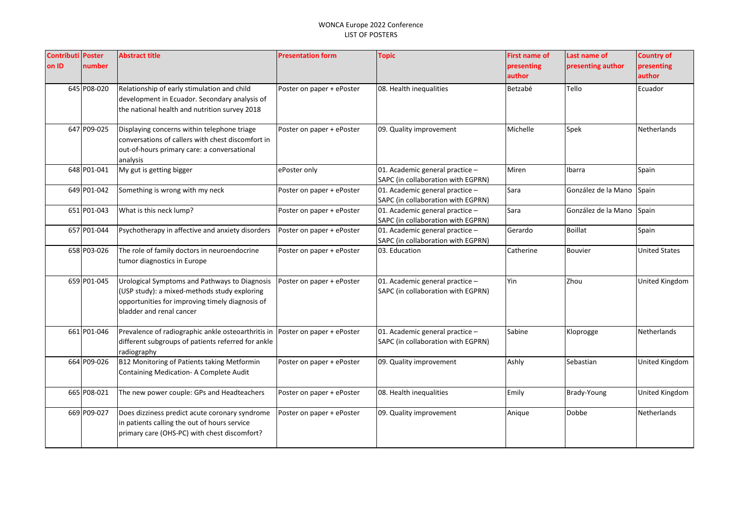WONCA Europe 2022 Conference
LIST OF POSTERS

| Contribution ID | Poster number | Abstract title | Presentation form | Topic | First name of presenting author | Last name of presenting author | Country of presenting author |
|---|---|---|---|---|---|---|---|
| 645 | P08-020 | Relationship of early stimulation and child development in Ecuador. Secondary analysis of the national health and nutrition survey 2018 | Poster on paper + ePoster | 08. Health inequalities | Betzabé | Tello | Ecuador |
| 647 | P09-025 | Displaying concerns within telephone triage conversations of callers with chest discomfort in out-of-hours primary care: a conversational analysis | Poster on paper + ePoster | 09. Quality improvement | Michelle | Spek | Netherlands |
| 648 | P01-041 | My gut is getting bigger | ePoster only | 01. Academic general practice – SAPC (in collaboration with EGPRN) | Miren | Ibarra | Spain |
| 649 | P01-042 | Something is wrong with my neck | Poster on paper + ePoster | 01. Academic general practice – SAPC (in collaboration with EGPRN) | Sara | González de la Mano | Spain |
| 651 | P01-043 | What is this neck lump? | Poster on paper + ePoster | 01. Academic general practice – SAPC (in collaboration with EGPRN) | Sara | González de la Mano | Spain |
| 657 | P01-044 | Psychotherapy in affective and anxiety disorders | Poster on paper + ePoster | 01. Academic general practice – SAPC (in collaboration with EGPRN) | Gerardo | Boillat | Spain |
| 658 | P03-026 | The role of family doctors in neuroendocrine tumor diagnostics in Europe | Poster on paper + ePoster | 03. Education | Catherine | Bouvier | United States |
| 659 | P01-045 | Urological Symptoms and Pathways to Diagnosis (USP study): a mixed-methods study exploring opportunities for improving timely diagnosis of bladder and renal cancer | Poster on paper + ePoster | 01. Academic general practice – SAPC (in collaboration with EGPRN) | Yin | Zhou | United Kingdom |
| 661 | P01-046 | Prevalence of radiographic ankle osteoarthritis in different subgroups of patients referred for ankle radiography | Poster on paper + ePoster | 01. Academic general practice – SAPC (in collaboration with EGPRN) | Sabine | Kloprogge | Netherlands |
| 664 | P09-026 | B12 Monitoring of Patients taking Metformin Containing Medication- A Complete Audit | Poster on paper + ePoster | 09. Quality improvement | Ashly | Sebastian | United Kingdom |
| 665 | P08-021 | The new power couple: GPs and Headteachers | Poster on paper + ePoster | 08. Health inequalities | Emily | Brady-Young | United Kingdom |
| 669 | P09-027 | Does dizziness predict acute coronary syndrome in patients calling the out of hours service primary care (OHS-PC) with chest discomfort? | Poster on paper + ePoster | 09. Quality improvement | Anique | Dobbe | Netherlands |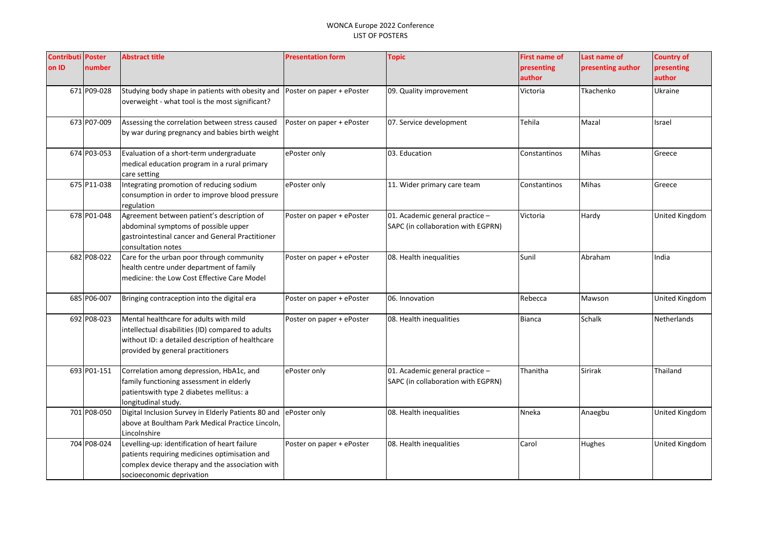WONCA Europe 2022 Conference
LIST OF POSTERS

| Contribution ID | Poster number | Abstract title | Presentation form | Topic | First name of presenting author | Last name of presenting author | Country of presenting author |
|---|---|---|---|---|---|---|---|
| 671 | P09-028 | Studying body shape in patients with obesity and overweight - what tool is the most significant? | Poster on paper + ePoster | 09. Quality improvement | Victoria | Tkachenko | Ukraine |
| 673 | P07-009 | Assessing the correlation between stress caused by war during pregnancy and babies birth weight | Poster on paper + ePoster | 07. Service development | Tehila | Mazal | Israel |
| 674 | P03-053 | Evaluation of a short-term undergraduate medical education program in a rural primary care setting | ePoster only | 03. Education | Constantinos | Mihas | Greece |
| 675 | P11-038 | Integrating promotion of reducing sodium consumption in order to improve blood pressure regulation | ePoster only | 11. Wider primary care team | Constantinos | Mihas | Greece |
| 678 | P01-048 | Agreement between patient's description of abdominal symptoms of possible upper gastrointestinal cancer and General Practitioner consultation notes | Poster on paper + ePoster | 01. Academic general practice – SAPC (in collaboration with EGPRN) | Victoria | Hardy | United Kingdom |
| 682 | P08-022 | Care for the urban poor through community health centre under department of family medicine: the Low Cost Effective Care Model | Poster on paper + ePoster | 08. Health inequalities | Sunil | Abraham | India |
| 685 | P06-007 | Bringing contraception into the digital era | Poster on paper + ePoster | 06. Innovation | Rebecca | Mawson | United Kingdom |
| 692 | P08-023 | Mental healthcare for adults with mild intellectual disabilities (ID) compared to adults without ID: a detailed description of healthcare provided by general practitioners | Poster on paper + ePoster | 08. Health inequalities | Bianca | Schalk | Netherlands |
| 693 | P01-151 | Correlation among depression, HbA1c, and family functioning assessment in elderly patientswith type 2 diabetes mellitus: a longitudinal study. | ePoster only | 01. Academic general practice – SAPC (in collaboration with EGPRN) | Thanitha | Sirirak | Thailand |
| 701 | P08-050 | Digital Inclusion Survey in Elderly Patients 80 and above at Boultham Park Medical Practice Lincoln, Lincolnshire | ePoster only | 08. Health inequalities | Nneka | Anaegbu | United Kingdom |
| 704 | P08-024 | Levelling-up: identification of heart failure patients requiring medicines optimisation and complex device therapy and the association with socioeconomic deprivation | Poster on paper + ePoster | 08. Health inequalities | Carol | Hughes | United Kingdom |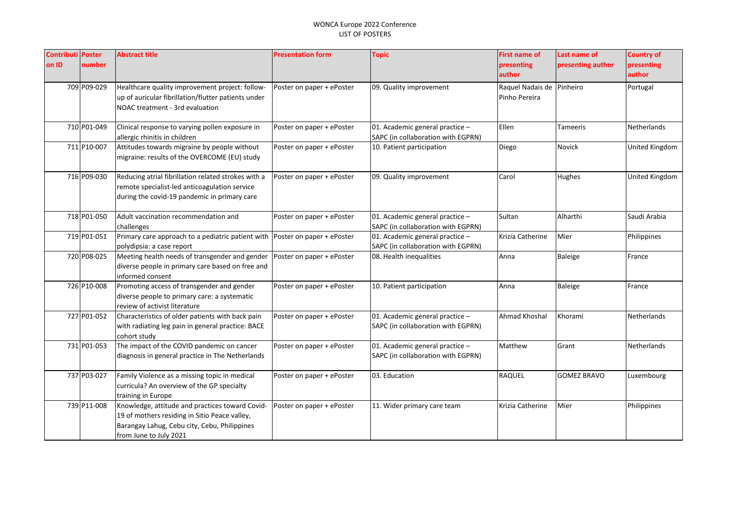WONCA Europe 2022 Conference
LIST OF POSTERS

| Contribution ID | Poster number | Abstract title | Presentation form | Topic | First name of presenting author | Last name of presenting author | Country of presenting author |
|---|---|---|---|---|---|---|---|
| 709 | P09-029 | Healthcare quality improvement project: follow-up of auricular fibrillation/flutter patients under NOAC treatment - 3rd evaluation | Poster on paper + ePoster | 09. Quality improvement | Raquel Nadais de Pinho Pereira | Pinheiro | Portugal |
| 710 | P01-049 | Clinical response to varying pollen exposure in allergic rhinitis in children | Poster on paper + ePoster | 01. Academic general practice – SAPC (in collaboration with EGPRN) | Ellen | Tameeris | Netherlands |
| 711 | P10-007 | Attitudes towards migraine by people without migraine: results of the OVERCOME (EU) study | Poster on paper + ePoster | 10. Patient participation | Diego | Novick | United Kingdom |
| 716 | P09-030 | Reducing atrial fibrillation related strokes with a remote specialist-led anticoagulation service during the covid-19 pandemic in primary care | Poster on paper + ePoster | 09. Quality improvement | Carol | Hughes | United Kingdom |
| 718 | P01-050 | Adult vaccination recommendation and challenges | Poster on paper + ePoster | 01. Academic general practice – SAPC (in collaboration with EGPRN) | Sultan | Alharthi | Saudi Arabia |
| 719 | P01-051 | Primary care approach to a pediatric patient with polydipsia: a case report | Poster on paper + ePoster | 01. Academic general practice – SAPC (in collaboration with EGPRN) | Krizia Catherine | Mier | Philippines |
| 720 | P08-025 | Meeting health needs of transgender and gender diverse people in primary care based on free and informed consent | Poster on paper + ePoster | 08. Health inequalities | Anna | Baleige | France |
| 726 | P10-008 | Promoting access of transgender and gender diverse people to primary care: a systematic review of activist literature | Poster on paper + ePoster | 10. Patient participation | Anna | Baleige | France |
| 727 | P01-052 | Characteristics of older patients with back pain with radiating leg pain in general practice: BACE cohort study | Poster on paper + ePoster | 01. Academic general practice – SAPC (in collaboration with EGPRN) | Ahmad Khoshal | Khorami | Netherlands |
| 731 | P01-053 | The impact of the COVID pandemic on cancer diagnosis in general practice in The Netherlands | Poster on paper + ePoster | 01. Academic general practice – SAPC (in collaboration with EGPRN) | Matthew | Grant | Netherlands |
| 737 | P03-027 | Family Violence as a missing topic in medical curricula? An overview of the GP specialty training in Europe | Poster on paper + ePoster | 03. Education | RAQUEL | GOMEZ BRAVO | Luxembourg |
| 739 | P11-008 | Knowledge, attitude and practices toward Covid-19 of mothers residing in Sitio Peace valley, Barangay Lahug, Cebu city, Cebu, Philippines from June to July 2021 | Poster on paper + ePoster | 11. Wider primary care team | Krizia Catherine | Mier | Philippines |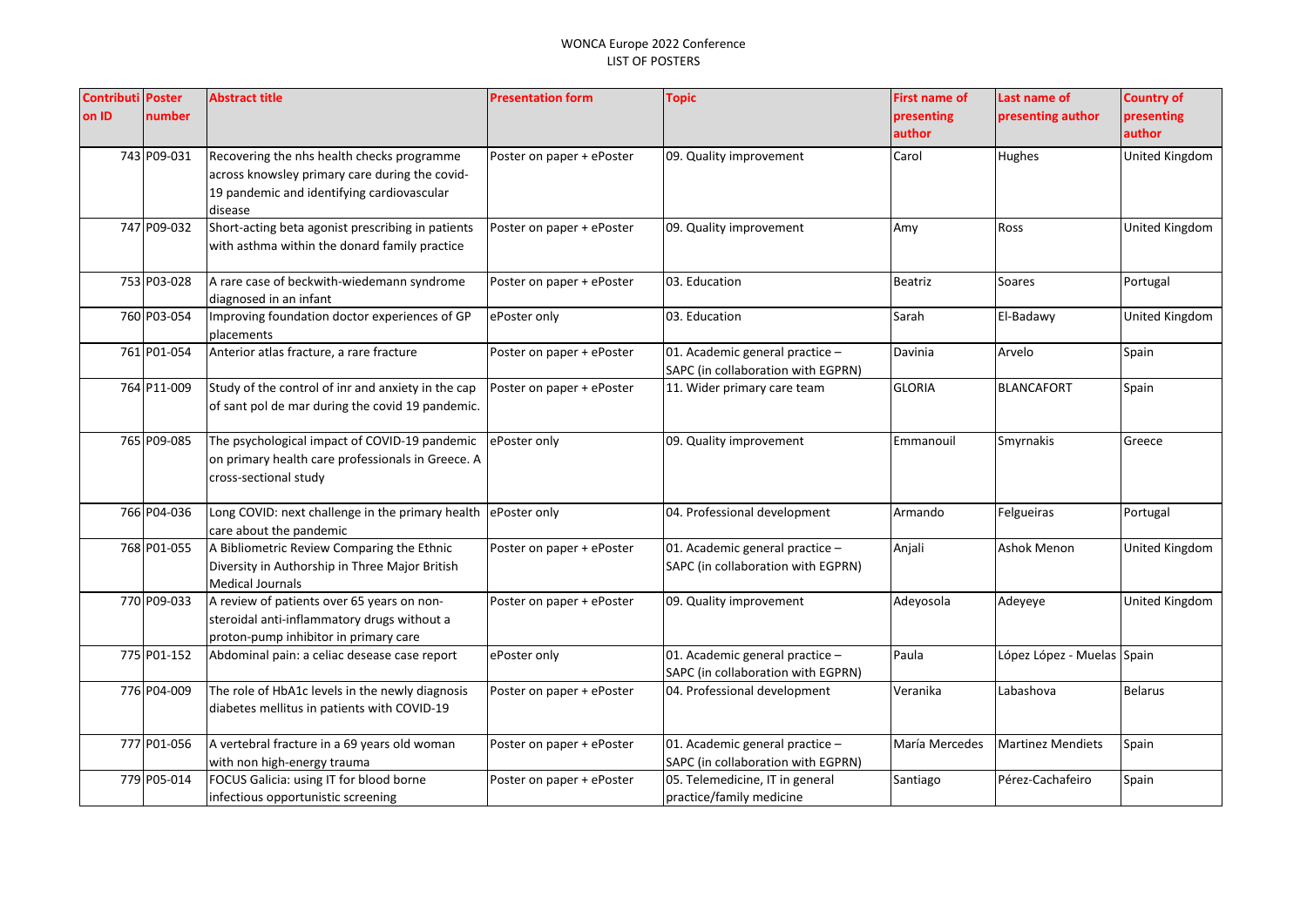WONCA Europe 2022 Conference
LIST OF POSTERS

| Contribution ID | Poster number | Abstract title | Presentation form | Topic | First name of presenting author | Last name of presenting author | Country of presenting author |
|---|---|---|---|---|---|---|---|
| 743 | P09-031 | Recovering the nhs health checks programme across knowsley primary care during the covid-19 pandemic and identifying cardiovascular disease | Poster on paper + ePoster | 09. Quality improvement | Carol | Hughes | United Kingdom |
| 747 | P09-032 | Short-acting beta agonist prescribing in patients with asthma within the donard family practice | Poster on paper + ePoster | 09. Quality improvement | Amy | Ross | United Kingdom |
| 753 | P03-028 | A rare case of beckwith-wiedemann syndrome diagnosed in an infant | Poster on paper + ePoster | 03. Education | Beatriz | Soares | Portugal |
| 760 | P03-054 | Improving foundation doctor experiences of GP placements | ePoster only | 03. Education | Sarah | El-Badawy | United Kingdom |
| 761 | P01-054 | Anterior atlas fracture, a rare fracture | Poster on paper + ePoster | 01. Academic general practice – SAPC (in collaboration with EGPRN) | Davinia | Arvelo | Spain |
| 764 | P11-009 | Study of the control of inr and anxiety in the cap of sant pol de mar during the covid 19 pandemic. | Poster on paper + ePoster | 11. Wider primary care team | GLORIA | BLANCAFORT | Spain |
| 765 | P09-085 | The psychological impact of COVID-19 pandemic on primary health care professionals in Greece. A cross-sectional study | ePoster only | 09. Quality improvement | Emmanouil | Smyrnakis | Greece |
| 766 | P04-036 | Long COVID: next challenge in the primary health care about the pandemic | ePoster only | 04. Professional development | Armando | Felgueiras | Portugal |
| 768 | P01-055 | A Bibliometric Review Comparing the Ethnic Diversity in Authorship in Three Major British Medical Journals | Poster on paper + ePoster | 01. Academic general practice – SAPC (in collaboration with EGPRN) | Anjali | Ashok Menon | United Kingdom |
| 770 | P09-033 | A review of patients over 65 years on non-steroidal anti-inflammatory drugs without a proton-pump inhibitor in primary care | Poster on paper + ePoster | 09. Quality improvement | Adeyosola | Adeyeye | United Kingdom |
| 775 | P01-152 | Abdominal pain: a celiac desease case report | ePoster only | 01. Academic general practice – SAPC (in collaboration with EGPRN) | Paula | López López - Muelas | Spain |
| 776 | P04-009 | The role of HbA1c levels in the newly diagnosis diabetes mellitus in patients with COVID-19 | Poster on paper + ePoster | 04. Professional development | Veranika | Labashova | Belarus |
| 777 | P01-056 | A vertebral fracture in a 69 years old woman with non high-energy trauma | Poster on paper + ePoster | 01. Academic general practice – SAPC (in collaboration with EGPRN) | María Mercedes | Martinez Mendiets | Spain |
| 779 | P05-014 | FOCUS Galicia: using IT for blood borne infectious opportunistic screening | Poster on paper + ePoster | 05. Telemedicine, IT in general practice/family medicine | Santiago | Pérez-Cachafeiro | Spain |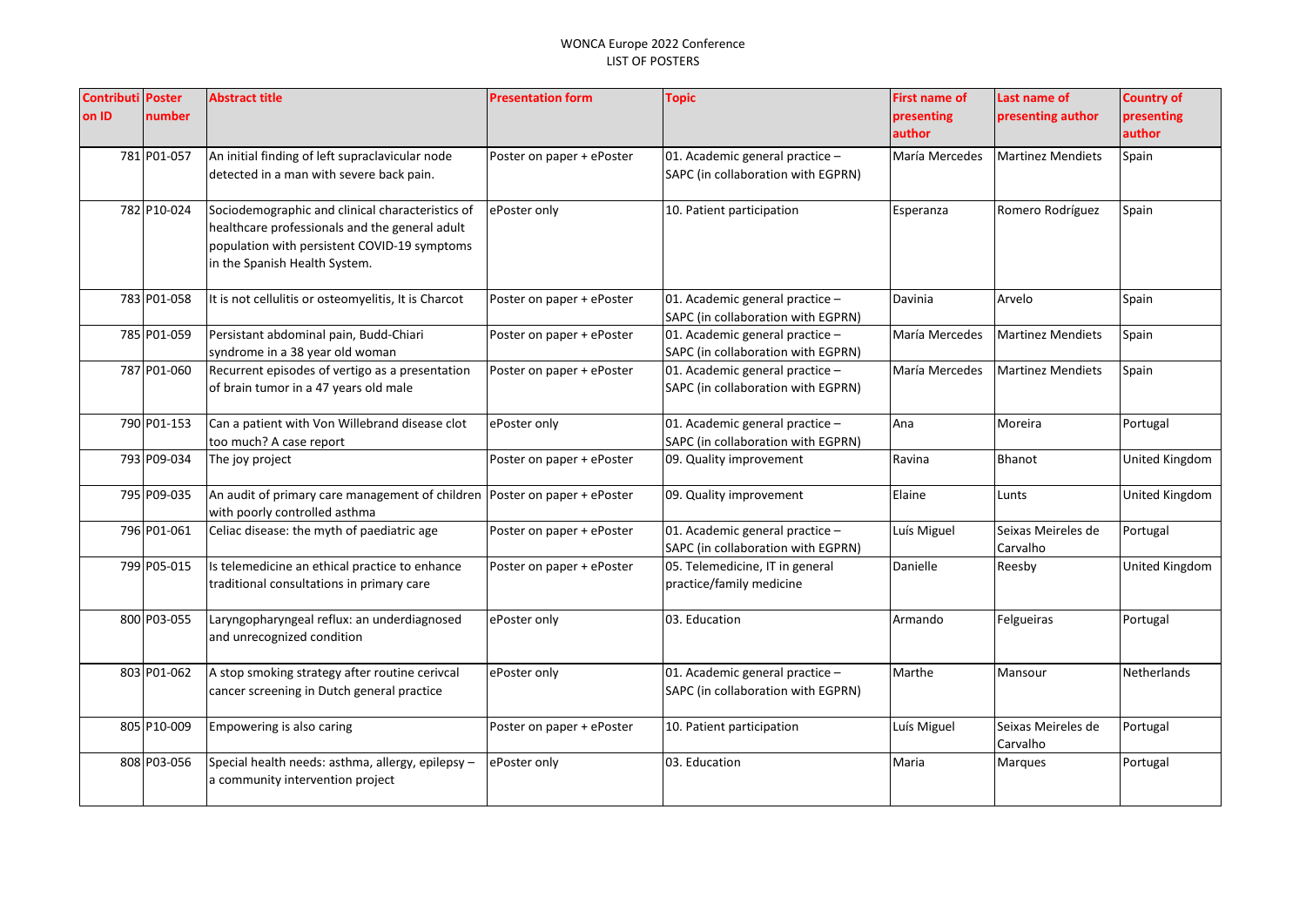WONCA Europe 2022 Conference
LIST OF POSTERS

| Contribution ID | Poster number | Abstract title | Presentation form | Topic | First name of presenting author | Last name of presenting author | Country of presenting author |
|---|---|---|---|---|---|---|---|
| 781 | P01-057 | An initial finding of left supraclavicular node detected in a man with severe back pain. | Poster on paper + ePoster | 01. Academic general practice – SAPC (in collaboration with EGPRN) | María Mercedes | Martinez Mendiets | Spain |
| 782 | P10-024 | Sociodemographic and clinical characteristics of healthcare professionals and the general adult population with persistent COVID-19 symptoms in the Spanish Health System. | ePoster only | 10. Patient participation | Esperanza | Romero Rodríguez | Spain |
| 783 | P01-058 | It is not cellulitis or osteomyelitis, It is Charcot | Poster on paper + ePoster | 01. Academic general practice – SAPC (in collaboration with EGPRN) | Davinia | Arvelo | Spain |
| 785 | P01-059 | Persistant abdominal pain, Budd-Chiari syndrome in a 38 year old woman | Poster on paper + ePoster | 01. Academic general practice – SAPC (in collaboration with EGPRN) | María Mercedes | Martinez Mendiets | Spain |
| 787 | P01-060 | Recurrent episodes of vertigo as a presentation of brain tumor in a 47 years old male | Poster on paper + ePoster | 01. Academic general practice – SAPC (in collaboration with EGPRN) | María Mercedes | Martinez Mendiets | Spain |
| 790 | P01-153 | Can a patient with Von Willebrand disease clot too much? A case report | ePoster only | 01. Academic general practice – SAPC (in collaboration with EGPRN) | Ana | Moreira | Portugal |
| 793 | P09-034 | The joy project | Poster on paper + ePoster | 09. Quality improvement | Ravina | Bhanot | United Kingdom |
| 795 | P09-035 | An audit of primary care management of children with poorly controlled asthma | Poster on paper + ePoster | 09. Quality improvement | Elaine | Lunts | United Kingdom |
| 796 | P01-061 | Celiac disease: the myth of paediatric age | Poster on paper + ePoster | 01. Academic general practice – SAPC (in collaboration with EGPRN) | Luís Miguel | Seixas Meireles de Carvalho | Portugal |
| 799 | P05-015 | Is telemedicine an ethical practice to enhance traditional consultations in primary care | Poster on paper + ePoster | 05. Telemedicine, IT in general practice/family medicine | Danielle | Reesby | United Kingdom |
| 800 | P03-055 | Laryngopharyngeal reflux: an underdiagnosed and unrecognized condition | ePoster only | 03. Education | Armando | Felgueiras | Portugal |
| 803 | P01-062 | A stop smoking strategy after routine cerivcal cancer screening in Dutch general practice | ePoster only | 01. Academic general practice – SAPC (in collaboration with EGPRN) | Marthe | Mansour | Netherlands |
| 805 | P10-009 | Empowering is also caring | Poster on paper + ePoster | 10. Patient participation | Luís Miguel | Seixas Meireles de Carvalho | Portugal |
| 808 | P03-056 | Special health needs: asthma, allergy, epilepsy – a community intervention project | ePoster only | 03. Education | Maria | Marques | Portugal |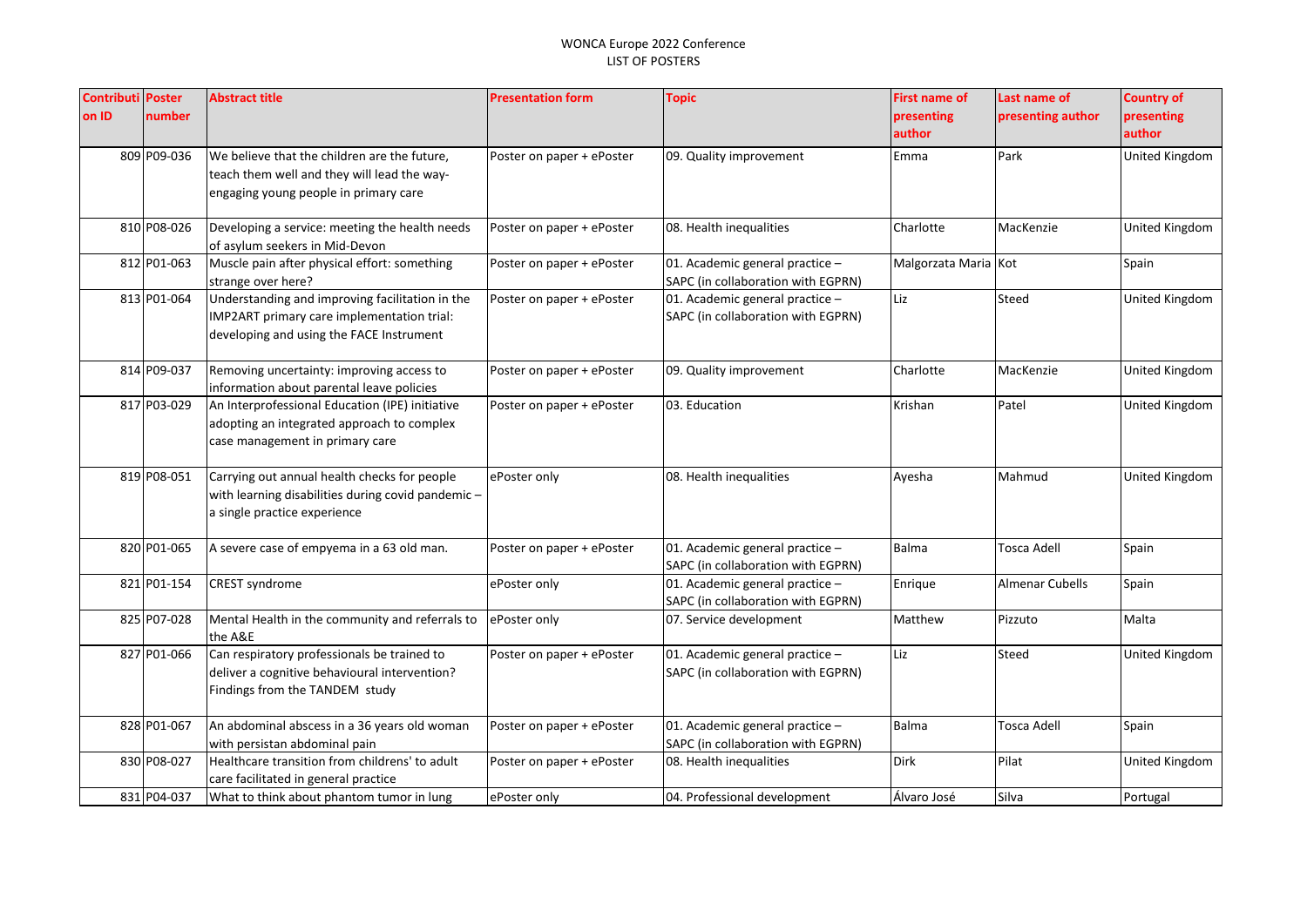WONCA Europe 2022 Conference
LIST OF POSTERS

| Contribution ID | Poster number | Abstract title | Presentation form | Topic | First name of presenting author | Last name of presenting author | Country of presenting author |
|---|---|---|---|---|---|---|---|
| 809 | P09-036 | We believe that the children are the future, teach them well and they will lead the way-engaging young people in primary care | Poster on paper + ePoster | 09. Quality improvement | Emma | Park | United Kingdom |
| 810 | P08-026 | Developing a service: meeting the health needs of asylum seekers in Mid-Devon | Poster on paper + ePoster | 08. Health inequalities | Charlotte | MacKenzie | United Kingdom |
| 812 | P01-063 | Muscle pain after physical effort: something strange over here? | Poster on paper + ePoster | 01. Academic general practice – SAPC (in collaboration with EGPRN) | Malgorzata Maria | Kot | Spain |
| 813 | P01-064 | Understanding and improving facilitation in the IMP2ART primary care implementation trial: developing and using the FACE Instrument | Poster on paper + ePoster | 01. Academic general practice – SAPC (in collaboration with EGPRN) | Liz | Steed | United Kingdom |
| 814 | P09-037 | Removing uncertainty: improving access to information about parental leave policies | Poster on paper + ePoster | 09. Quality improvement | Charlotte | MacKenzie | United Kingdom |
| 817 | P03-029 | An Interprofessional Education (IPE) initiative adopting an integrated approach to complex case management in primary care | Poster on paper + ePoster | 03. Education | Krishan | Patel | United Kingdom |
| 819 | P08-051 | Carrying out annual health checks for people with learning disabilities during covid pandemic – a single practice experience | ePoster only | 08. Health inequalities | Ayesha | Mahmud | United Kingdom |
| 820 | P01-065 | A severe case of empyema in a 63 old man. | Poster on paper + ePoster | 01. Academic general practice – SAPC (in collaboration with EGPRN) | Balma | Tosca Adell | Spain |
| 821 | P01-154 | CREST syndrome | ePoster only | 01. Academic general practice – SAPC (in collaboration with EGPRN) | Enrique | Almenar Cubells | Spain |
| 825 | P07-028 | Mental Health in the community and referrals to the A&E | ePoster only | 07. Service development | Matthew | Pizzuto | Malta |
| 827 | P01-066 | Can respiratory professionals be trained to deliver a cognitive behavioural intervention? Findings from the TANDEM study | Poster on paper + ePoster | 01. Academic general practice – SAPC (in collaboration with EGPRN) | Liz | Steed | United Kingdom |
| 828 | P01-067 | An abdominal abscess in a 36 years old woman with persistan abdominal pain | Poster on paper + ePoster | 01. Academic general practice – SAPC (in collaboration with EGPRN) | Balma | Tosca Adell | Spain |
| 830 | P08-027 | Healthcare transition from childrens' to adult care facilitated in general practice | Poster on paper + ePoster | 08. Health inequalities | Dirk | Pilat | United Kingdom |
| 831 | P04-037 | What to think about phantom tumor in lung | ePoster only | 04. Professional development | Álvaro José | Silva | Portugal |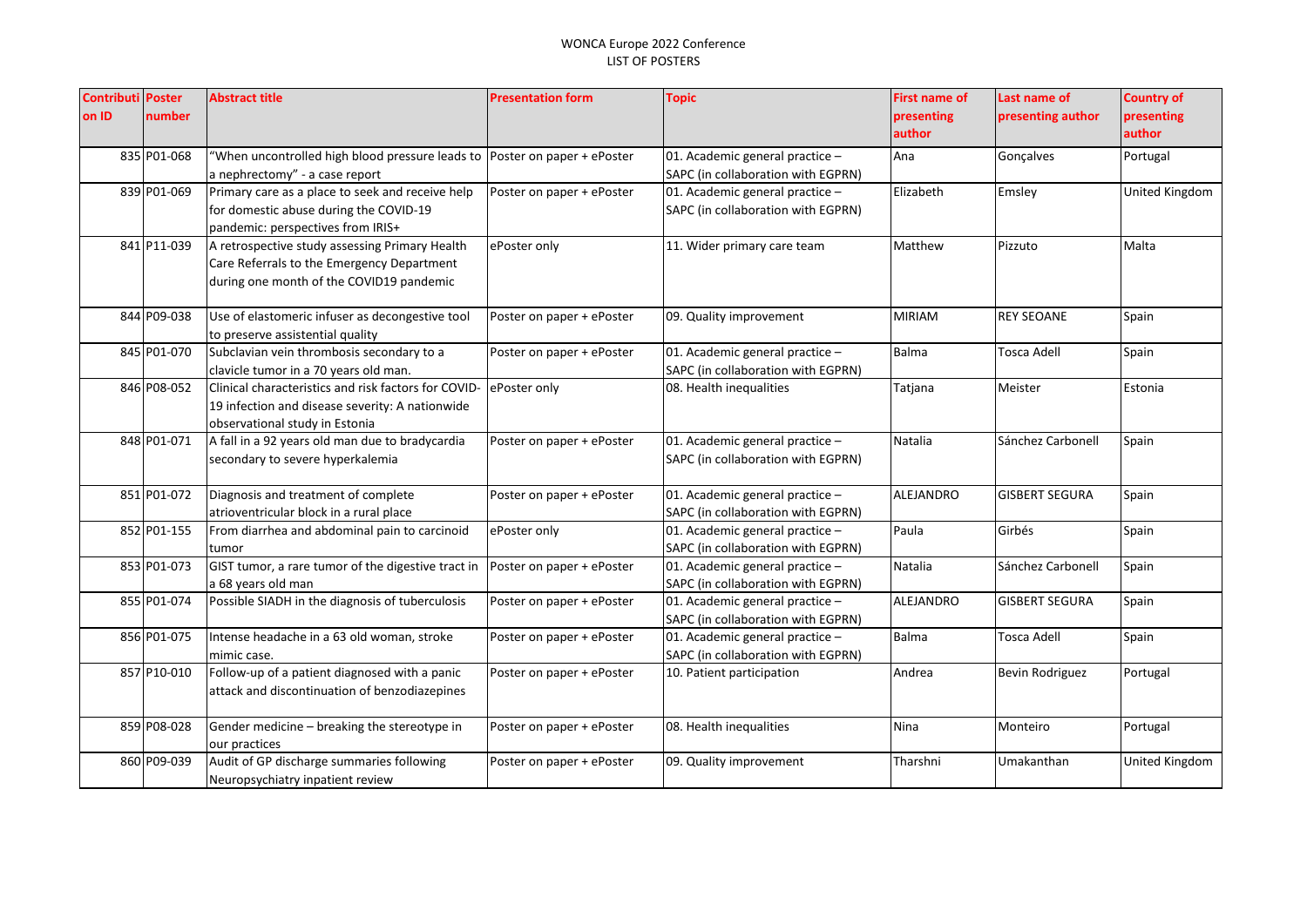WONCA Europe 2022 Conference
LIST OF POSTERS

| Contribution ID | Poster number | Abstract title | Presentation form | Topic | First name of presenting author | Last name of presenting author | Country of presenting author |
|---|---|---|---|---|---|---|---|
| 835 | P01-068 | "When uncontrolled high blood pressure leads to a nephrectomy" - a case report | Poster on paper + ePoster | 01. Academic general practice – SAPC (in collaboration with EGPRN) | Ana | Gonçalves | Portugal |
| 839 | P01-069 | Primary care as a place to seek and receive help for domestic abuse during the COVID-19 pandemic: perspectives from IRIS+ | Poster on paper + ePoster | 01. Academic general practice – SAPC (in collaboration with EGPRN) | Elizabeth | Emsley | United Kingdom |
| 841 | P11-039 | A retrospective study assessing Primary Health Care Referrals to the Emergency Department during one month of the COVID19 pandemic | ePoster only | 11. Wider primary care team | Matthew | Pizzuto | Malta |
| 844 | P09-038 | Use of elastomeric infuser as decongestive tool to preserve assistential quality | Poster on paper + ePoster | 09. Quality improvement | MIRIAM | REY SEOANE | Spain |
| 845 | P01-070 | Subclavian vein thrombosis secondary to a clavicle tumor in a 70 years old man. | Poster on paper + ePoster | 01. Academic general practice – SAPC (in collaboration with EGPRN) | Balma | Tosca Adell | Spain |
| 846 | P08-052 | Clinical characteristics and risk factors for COVID-19 infection and disease severity: A nationwide observational study in Estonia | ePoster only | 08. Health inequalities | Tatjana | Meister | Estonia |
| 848 | P01-071 | A fall in a 92 years old man due to bradycardia secondary to severe hyperkalemia | Poster on paper + ePoster | 01. Academic general practice – SAPC (in collaboration with EGPRN) | Natalia | Sánchez Carbonell | Spain |
| 851 | P01-072 | Diagnosis and treatment of complete atrioventricular block in a rural place | Poster on paper + ePoster | 01. Academic general practice – SAPC (in collaboration with EGPRN) | ALEJANDRO | GISBERT SEGURA | Spain |
| 852 | P01-155 | From diarrhea and abdominal pain to carcinoid tumor | ePoster only | 01. Academic general practice – SAPC (in collaboration with EGPRN) | Paula | Girbés | Spain |
| 853 | P01-073 | GIST tumor, a rare tumor of the digestive tract in a 68 years old man | Poster on paper + ePoster | 01. Academic general practice – SAPC (in collaboration with EGPRN) | Natalia | Sánchez Carbonell | Spain |
| 855 | P01-074 | Possible SIADH in the diagnosis of tuberculosis | Poster on paper + ePoster | 01. Academic general practice – SAPC (in collaboration with EGPRN) | ALEJANDRO | GISBERT SEGURA | Spain |
| 856 | P01-075 | Intense headache in a 63 old woman, stroke mimic case. | Poster on paper + ePoster | 01. Academic general practice – SAPC (in collaboration with EGPRN) | Balma | Tosca Adell | Spain |
| 857 | P10-010 | Follow-up of a patient diagnosed with a panic attack and discontinuation of benzodiazepines | Poster on paper + ePoster | 10. Patient participation | Andrea | Bevin Rodriguez | Portugal |
| 859 | P08-028 | Gender medicine – breaking the stereotype in our practices | Poster on paper + ePoster | 08. Health inequalities | Nina | Monteiro | Portugal |
| 860 | P09-039 | Audit of GP discharge summaries following Neuropsychiatry inpatient review | Poster on paper + ePoster | 09. Quality improvement | Tharshni | Umakanthan | United Kingdom |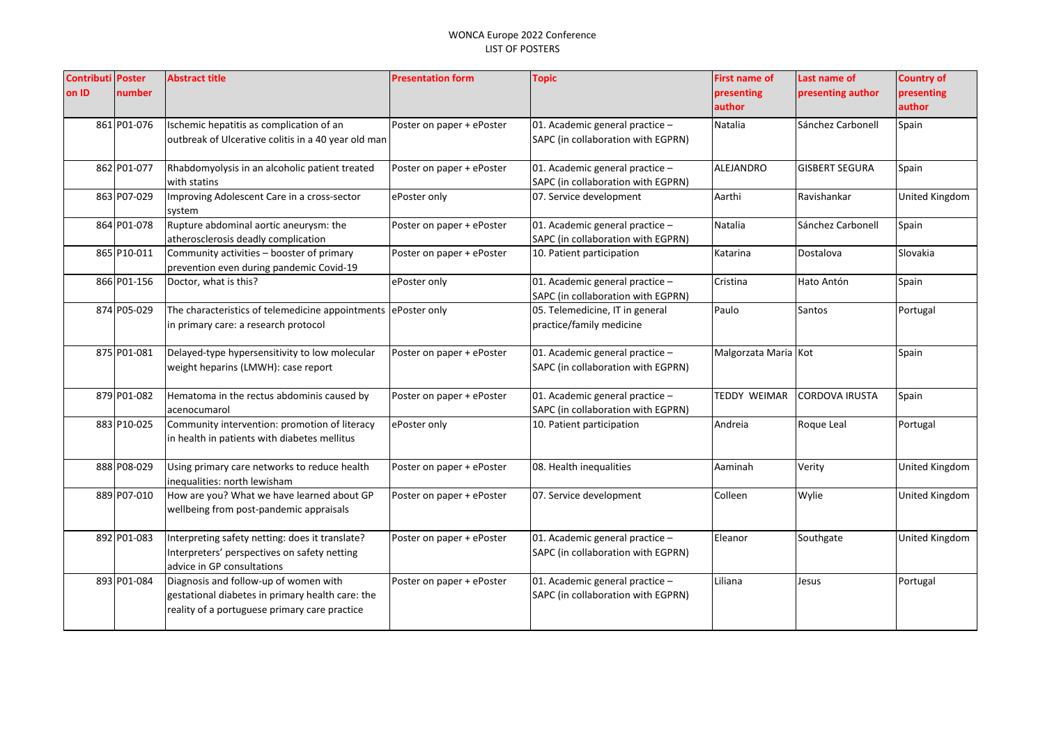WONCA Europe 2022 Conference
LIST OF POSTERS

| Contribution ID | Poster number | Abstract title | Presentation form | Topic | First name of presenting author | Last name of presenting author | Country of presenting author |
|---|---|---|---|---|---|---|---|
| 861 | P01-076 | Ischemic hepatitis as complication of an outbreak of Ulcerative colitis in a 40 year old man | Poster on paper + ePoster | 01. Academic general practice – SAPC (in collaboration with EGPRN) | Natalia | Sánchez Carbonell | Spain |
| 862 | P01-077 | Rhabdomyolysis in an alcoholic patient treated with statins | Poster on paper + ePoster | 01. Academic general practice – SAPC (in collaboration with EGPRN) | ALEJANDRO | GISBERT SEGURA | Spain |
| 863 | P07-029 | Improving Adolescent Care in a cross-sector system | ePoster only | 07. Service development | Aarthi | Ravishankar | United Kingdom |
| 864 | P01-078 | Rupture abdominal aortic aneurysm: the atherosclerosis deadly complication | Poster on paper + ePoster | 01. Academic general practice – SAPC (in collaboration with EGPRN) | Natalia | Sánchez Carbonell | Spain |
| 865 | P10-011 | Community activities – booster of primary prevention even during pandemic Covid-19 | Poster on paper + ePoster | 10. Patient participation | Katarina | Dostalova | Slovakia |
| 866 | P01-156 | Doctor, what is this? | ePoster only | 01. Academic general practice – SAPC (in collaboration with EGPRN) | Cristina | Hato Antón | Spain |
| 874 | P05-029 | The characteristics of telemedicine appointments in primary care: a research protocol | ePoster only | 05. Telemedicine, IT in general practice/family medicine | Paulo | Santos | Portugal |
| 875 | P01-081 | Delayed-type hypersensitivity to low molecular weight heparins (LMWH): case report | Poster on paper + ePoster | 01. Academic general practice – SAPC (in collaboration with EGPRN) | Malgorzata Maria | Kot | Spain |
| 879 | P01-082 | Hematoma in the rectus abdominis caused by acenocumarol | Poster on paper + ePoster | 01. Academic general practice – SAPC (in collaboration with EGPRN) | TEDDY WEIMAR | CORDOVA IRUSTA | Spain |
| 883 | P10-025 | Community intervention: promotion of literacy in health in patients with diabetes mellitus | ePoster only | 10. Patient participation | Andreia | Roque Leal | Portugal |
| 888 | P08-029 | Using primary care networks to reduce health inequalities: north lewisham | Poster on paper + ePoster | 08. Health inequalities | Aaminah | Verity | United Kingdom |
| 889 | P07-010 | How are you? What we have learned about GP wellbeing from post-pandemic appraisals | Poster on paper + ePoster | 07. Service development | Colleen | Wylie | United Kingdom |
| 892 | P01-083 | Interpreting safety netting: does it translate? Interpreters' perspectives on safety netting advice in GP consultations | Poster on paper + ePoster | 01. Academic general practice – SAPC (in collaboration with EGPRN) | Eleanor | Southgate | United Kingdom |
| 893 | P01-084 | Diagnosis and follow-up of women with gestational diabetes in primary health care: the reality of a portuguese primary care practice | Poster on paper + ePoster | 01. Academic general practice – SAPC (in collaboration with EGPRN) | Liliana | Jesus | Portugal |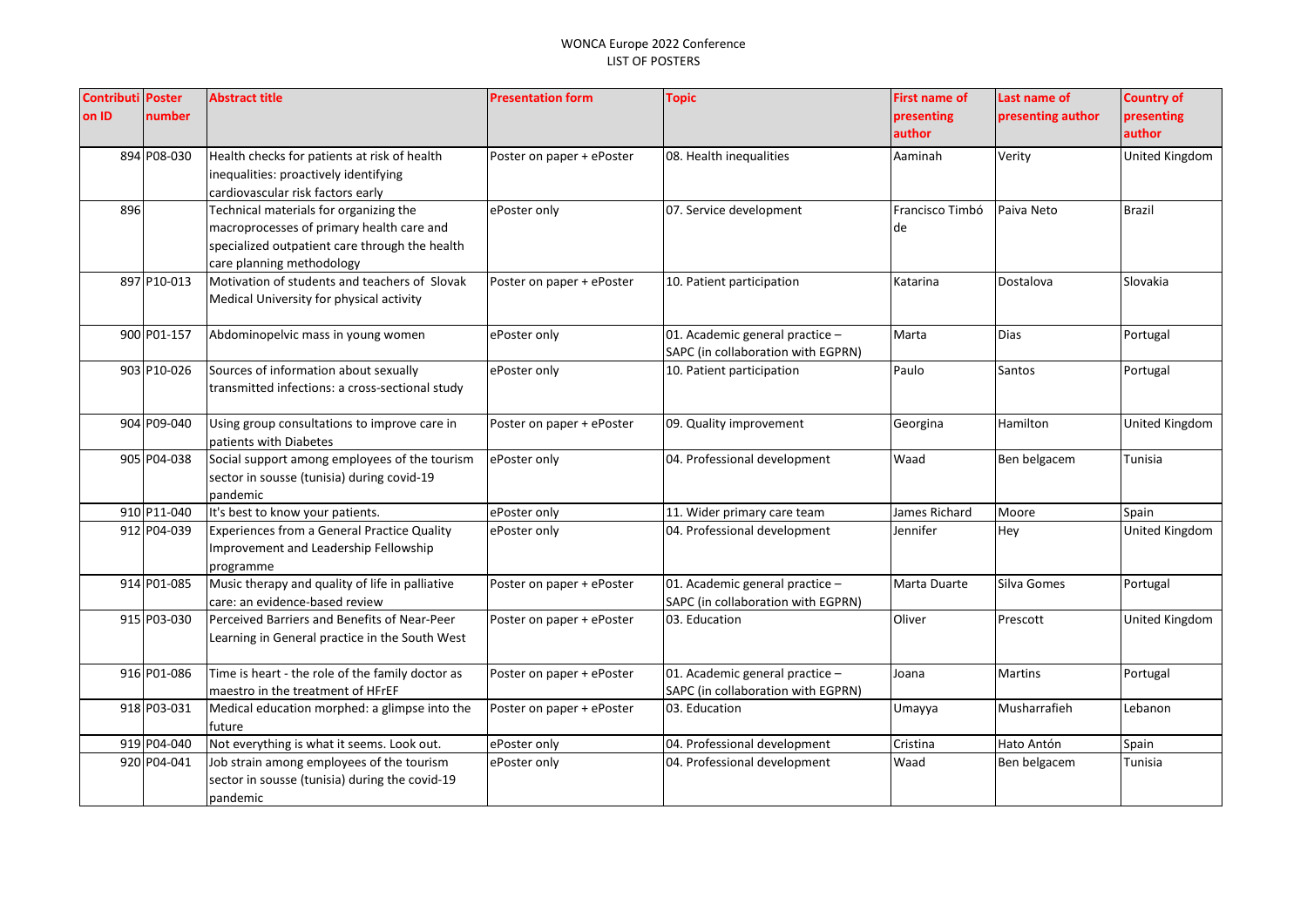WONCA Europe 2022 Conference
LIST OF POSTERS

| Contribution ID | Poster number | Abstract title | Presentation form | Topic | First name of presenting author | Last name of presenting author | Country of presenting author |
|---|---|---|---|---|---|---|---|
| 894 | P08-030 | Health checks for patients at risk of health inequalities: proactively identifying cardiovascular risk factors early | Poster on paper + ePoster | 08. Health inequalities | Aaminah | Verity | United Kingdom |
| 896 | | Technical materials for organizing the macroprocesses of primary health care and specialized outpatient care through the health care planning methodology | ePoster only | 07. Service development | Francisco Timbó de | Paiva Neto | Brazil |
| 897 | P10-013 | Motivation of students and teachers of Slovak Medical University for physical activity | Poster on paper + ePoster | 10. Patient participation | Katarina | Dostalova | Slovakia |
| 900 | P01-157 | Abdominopelvic mass in young women | ePoster only | 01. Academic general practice – SAPC (in collaboration with EGPRN) | Marta | Dias | Portugal |
| 903 | P10-026 | Sources of information about sexually transmitted infections: a cross-sectional study | ePoster only | 10. Patient participation | Paulo | Santos | Portugal |
| 904 | P09-040 | Using group consultations to improve care in patients with Diabetes | Poster on paper + ePoster | 09. Quality improvement | Georgina | Hamilton | United Kingdom |
| 905 | P04-038 | Social support among employees of the tourism sector in sousse (tunisia) during covid-19 pandemic | ePoster only | 04. Professional development | Waad | Ben belgacem | Tunisia |
| 910 | P11-040 | It's best to know your patients. | ePoster only | 11. Wider primary care team | James Richard | Moore | Spain |
| 912 | P04-039 | Experiences from a General Practice Quality Improvement and Leadership Fellowship programme | ePoster only | 04. Professional development | Jennifer | Hey | United Kingdom |
| 914 | P01-085 | Music therapy and quality of life in palliative care: an evidence-based review | Poster on paper + ePoster | 01. Academic general practice – SAPC (in collaboration with EGPRN) | Marta Duarte | Silva Gomes | Portugal |
| 915 | P03-030 | Perceived Barriers and Benefits of Near-Peer Learning in General practice in the South West | Poster on paper + ePoster | 03. Education | Oliver | Prescott | United Kingdom |
| 916 | P01-086 | Time is heart - the role of the family doctor as maestro in the treatment of HFrEF | Poster on paper + ePoster | 01. Academic general practice – SAPC (in collaboration with EGPRN) | Joana | Martins | Portugal |
| 918 | P03-031 | Medical education morphed: a glimpse into the future | Poster on paper + ePoster | 03. Education | Umayya | Musharrafieh | Lebanon |
| 919 | P04-040 | Not everything is what it seems. Look out. | ePoster only | 04. Professional development | Cristina | Hato Antón | Spain |
| 920 | P04-041 | Job strain among employees of the tourism sector in sousse (tunisia) during the covid-19 pandemic | ePoster only | 04. Professional development | Waad | Ben belgacem | Tunisia |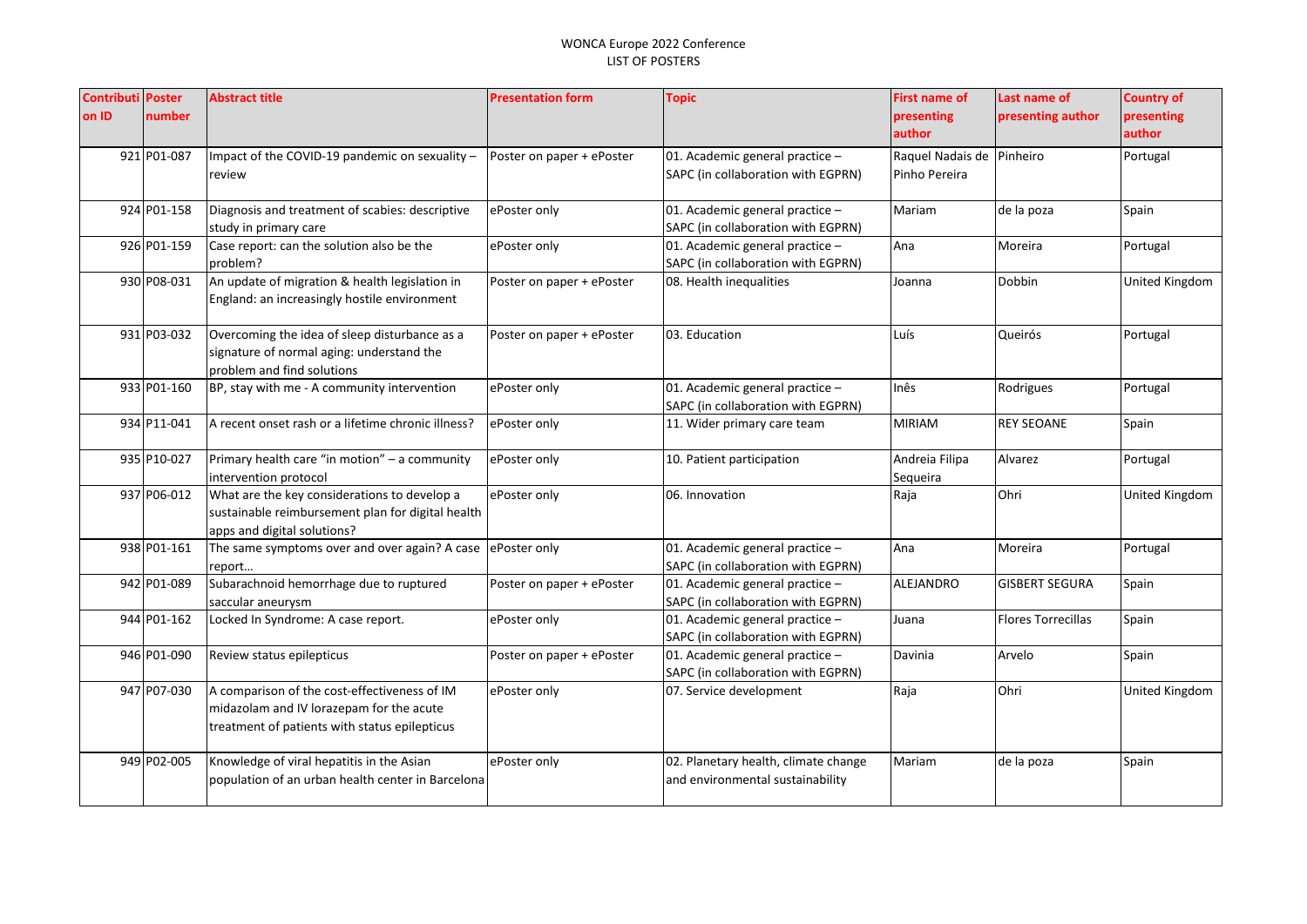WONCA Europe 2022 Conference
LIST OF POSTERS

| Contribution ID | Poster number | Abstract title | Presentation form | Topic | First name of presenting author | Last name of presenting author | Country of presenting author |
|---|---|---|---|---|---|---|---|
| 921 | P01-087 | Impact of the COVID-19 pandemic on sexuality – review | Poster on paper + ePoster | 01. Academic general practice – SAPC (in collaboration with EGPRN) | Raquel Nadais de Pinho Pereira | Pinheiro | Portugal |
| 924 | P01-158 | Diagnosis and treatment of scabies: descriptive study in primary care | ePoster only | 01. Academic general practice – SAPC (in collaboration with EGPRN) | Mariam | de la poza | Spain |
| 926 | P01-159 | Case report: can the solution also be the problem? | ePoster only | 01. Academic general practice – SAPC (in collaboration with EGPRN) | Ana | Moreira | Portugal |
| 930 | P08-031 | An update of migration & health legislation in England: an increasingly hostile environment | Poster on paper + ePoster | 08. Health inequalities | Joanna | Dobbin | United Kingdom |
| 931 | P03-032 | Overcoming the idea of sleep disturbance as a signature of normal aging: understand the problem and find solutions | Poster on paper + ePoster | 03. Education | Luís | Queirós | Portugal |
| 933 | P01-160 | BP, stay with me - A community intervention | ePoster only | 01. Academic general practice – SAPC (in collaboration with EGPRN) | Inês | Rodrigues | Portugal |
| 934 | P11-041 | A recent onset rash or a lifetime chronic illness? | ePoster only | 11. Wider primary care team | MIRIAM | REY SEOANE | Spain |
| 935 | P10-027 | Primary health care "in motion" – a community intervention protocol | ePoster only | 10. Patient participation | Andreia Filipa Sequeira | Alvarez | Portugal |
| 937 | P06-012 | What are the key considerations to develop a sustainable reimbursement plan for digital health apps and digital solutions? | ePoster only | 06. Innovation | Raja | Ohri | United Kingdom |
| 938 | P01-161 | The same symptoms over and over again? A case report… | ePoster only | 01. Academic general practice – SAPC (in collaboration with EGPRN) | Ana | Moreira | Portugal |
| 942 | P01-089 | Subarachnoid hemorrhage due to ruptured saccular aneurysm | Poster on paper + ePoster | 01. Academic general practice – SAPC (in collaboration with EGPRN) | ALEJANDRO | GISBERT SEGURA | Spain |
| 944 | P01-162 | Locked In Syndrome: A case report. | ePoster only | 01. Academic general practice – SAPC (in collaboration with EGPRN) | Juana | Flores Torrecillas | Spain |
| 946 | P01-090 | Review status epilepticus | Poster on paper + ePoster | 01. Academic general practice – SAPC (in collaboration with EGPRN) | Davinia | Arvelo | Spain |
| 947 | P07-030 | A comparison of the cost-effectiveness of IM midazolam and IV lorazepam for the acute treatment of patients with status epilepticus | ePoster only | 07. Service development | Raja | Ohri | United Kingdom |
| 949 | P02-005 | Knowledge of viral hepatitis in the Asian population of an urban health center in Barcelona | ePoster only | 02. Planetary health, climate change and environmental sustainability | Mariam | de la poza | Spain |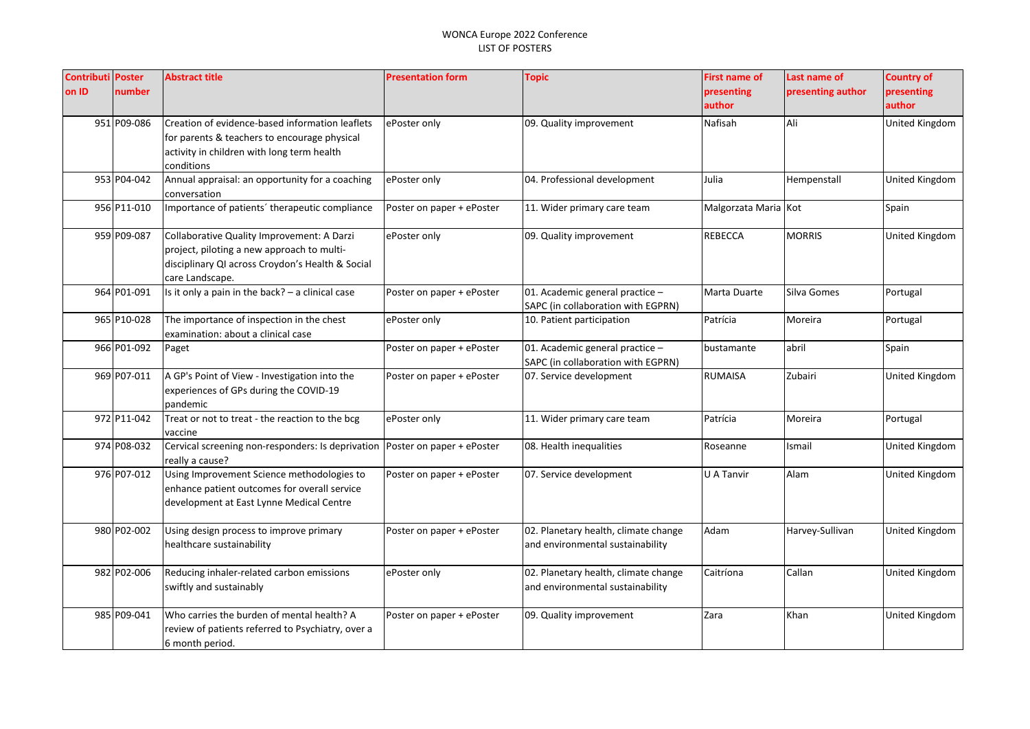WONCA Europe 2022 Conference
LIST OF POSTERS

| Contribution ID | Poster number | Abstract title | Presentation form | Topic | First name of presenting author | Last name of presenting author | Country of presenting author |
|---|---|---|---|---|---|---|---|
| 951 | P09-086 | Creation of evidence-based information leaflets for parents & teachers to encourage physical activity in children with long term health conditions | ePoster only | 09. Quality improvement | Nafisah | Ali | United Kingdom |
| 953 | P04-042 | Annual appraisal: an opportunity for a coaching conversation | ePoster only | 04. Professional development | Julia | Hempenstall | United Kingdom |
| 956 | P11-010 | Importance of patients´ therapeutic compliance | Poster on paper + ePoster | 11. Wider primary care team | Malgorzata Maria | Kot | Spain |
| 959 | P09-087 | Collaborative Quality Improvement: A Darzi project, piloting a new approach to multi-disciplinary QI across Croydon's Health & Social care Landscape. | ePoster only | 09. Quality improvement | REBECCA | MORRIS | United Kingdom |
| 964 | P01-091 | Is it only a pain in the back? – a clinical case | Poster on paper + ePoster | 01. Academic general practice – SAPC (in collaboration with EGPRN) | Marta Duarte | Silva Gomes | Portugal |
| 965 | P10-028 | The importance of inspection in the chest examination: about a clinical case | ePoster only | 10. Patient participation | Patrícia | Moreira | Portugal |
| 966 | P01-092 | Paget | Poster on paper + ePoster | 01. Academic general practice – SAPC (in collaboration with EGPRN) | bustamante | abril | Spain |
| 969 | P07-011 | A GP's Point of View - Investigation into the experiences of GPs during the COVID-19 pandemic | Poster on paper + ePoster | 07. Service development | RUMAISA | Zubairi | United Kingdom |
| 972 | P11-042 | Treat or not to treat - the reaction to the bcg vaccine | ePoster only | 11. Wider primary care team | Patrícia | Moreira | Portugal |
| 974 | P08-032 | Cervical screening non-responders: Is deprivation really a cause? | Poster on paper + ePoster | 08. Health inequalities | Roseanne | Ismail | United Kingdom |
| 976 | P07-012 | Using Improvement Science methodologies to enhance patient outcomes for overall service development at East Lynne Medical Centre | Poster on paper + ePoster | 07. Service development | U A Tanvir | Alam | United Kingdom |
| 980 | P02-002 | Using design process to improve primary healthcare sustainability | Poster on paper + ePoster | 02. Planetary health, climate change and environmental sustainability | Adam | Harvey-Sullivan | United Kingdom |
| 982 | P02-006 | Reducing inhaler-related carbon emissions swiftly and sustainably | ePoster only | 02. Planetary health, climate change and environmental sustainability | Caitríona | Callan | United Kingdom |
| 985 | P09-041 | Who carries the burden of mental health? A review of patients referred to Psychiatry, over a 6 month period. | Poster on paper + ePoster | 09. Quality improvement | Zara | Khan | United Kingdom |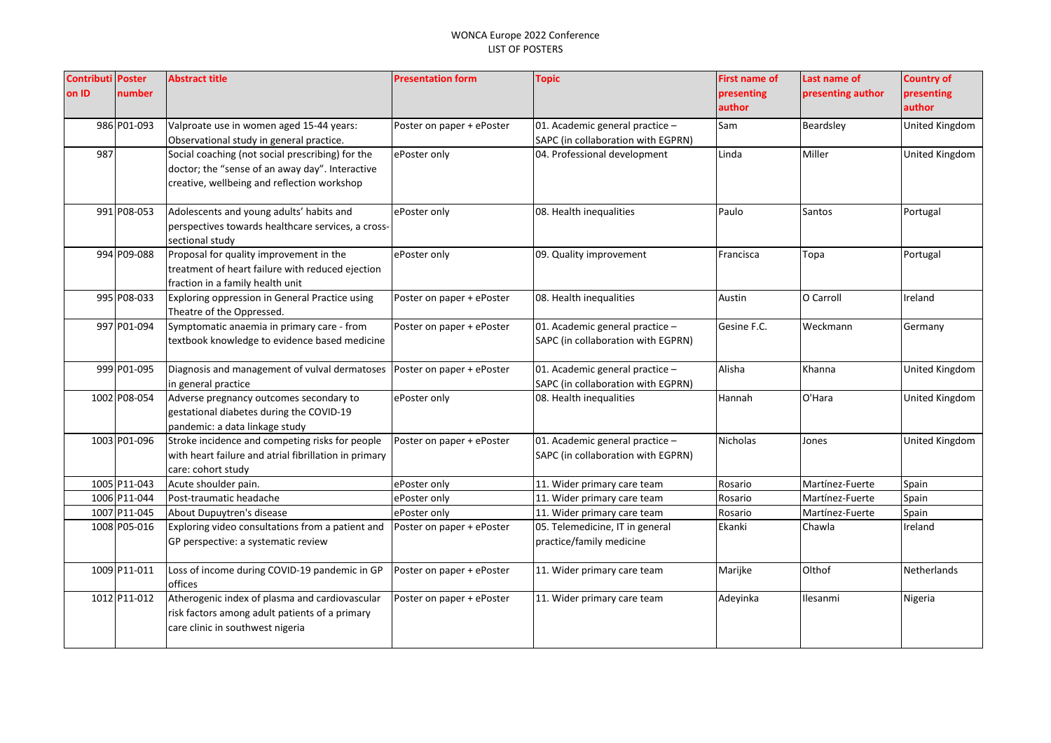WONCA Europe 2022 Conference
LIST OF POSTERS

| Contribution ID | Poster number | Abstract title | Presentation form | Topic | First name of presenting author | Last name of presenting author | Country of presenting author |
|---|---|---|---|---|---|---|---|
| 986 | P01-093 | Valproate use in women aged 15-44 years: Observational study in general practice. | Poster on paper + ePoster | 01. Academic general practice – SAPC (in collaboration with EGPRN) | Sam | Beardsley | United Kingdom |
| 987 | | Social coaching (not social prescribing) for the doctor; the "sense of an away day". Interactive creative, wellbeing and reflection workshop | ePoster only | 04. Professional development | Linda | Miller | United Kingdom |
| 991 | P08-053 | Adolescents and young adults' habits and perspectives towards healthcare services, a cross-sectional study | ePoster only | 08. Health inequalities | Paulo | Santos | Portugal |
| 994 | P09-088 | Proposal for quality improvement in the treatment of heart failure with reduced ejection fraction in a family health unit | ePoster only | 09. Quality improvement | Francisca | Topa | Portugal |
| 995 | P08-033 | Exploring oppression in General Practice using Theatre of the Oppressed. | Poster on paper + ePoster | 08. Health inequalities | Austin | O Carroll | Ireland |
| 997 | P01-094 | Symptomatic anaemia in primary care - from textbook knowledge to evidence based medicine | Poster on paper + ePoster | 01. Academic general practice – SAPC (in collaboration with EGPRN) | Gesine F.C. | Weckmann | Germany |
| 999 | P01-095 | Diagnosis and management of vulval dermatoses in general practice | Poster on paper + ePoster | 01. Academic general practice – SAPC (in collaboration with EGPRN) | Alisha | Khanna | United Kingdom |
| 1002 | P08-054 | Adverse pregnancy outcomes secondary to gestational diabetes during the COVID-19 pandemic: a data linkage study | ePoster only | 08. Health inequalities | Hannah | O'Hara | United Kingdom |
| 1003 | P01-096 | Stroke incidence and competing risks for people with heart failure and atrial fibrillation in primary care: cohort study | Poster on paper + ePoster | 01. Academic general practice – SAPC (in collaboration with EGPRN) | Nicholas | Jones | United Kingdom |
| 1005 | P11-043 | Acute shoulder pain. | ePoster only | 11. Wider primary care team | Rosario | Martínez-Fuerte | Spain |
| 1006 | P11-044 | Post-traumatic headache | ePoster only | 11. Wider primary care team | Rosario | Martínez-Fuerte | Spain |
| 1007 | P11-045 | About Dupuytren's disease | ePoster only | 11. Wider primary care team | Rosario | Martínez-Fuerte | Spain |
| 1008 | P05-016 | Exploring video consultations from a patient and GP perspective: a systematic review | Poster on paper + ePoster | 05. Telemedicine, IT in general practice/family medicine | Ekanki | Chawla | Ireland |
| 1009 | P11-011 | Loss of income during COVID-19 pandemic in GP offices | Poster on paper + ePoster | 11. Wider primary care team | Marijke | Olthof | Netherlands |
| 1012 | P11-012 | Atherogenic index of plasma and cardiovascular risk factors among adult patients of a primary care clinic in southwest nigeria | Poster on paper + ePoster | 11. Wider primary care team | Adeyinka | Ilesanmi | Nigeria |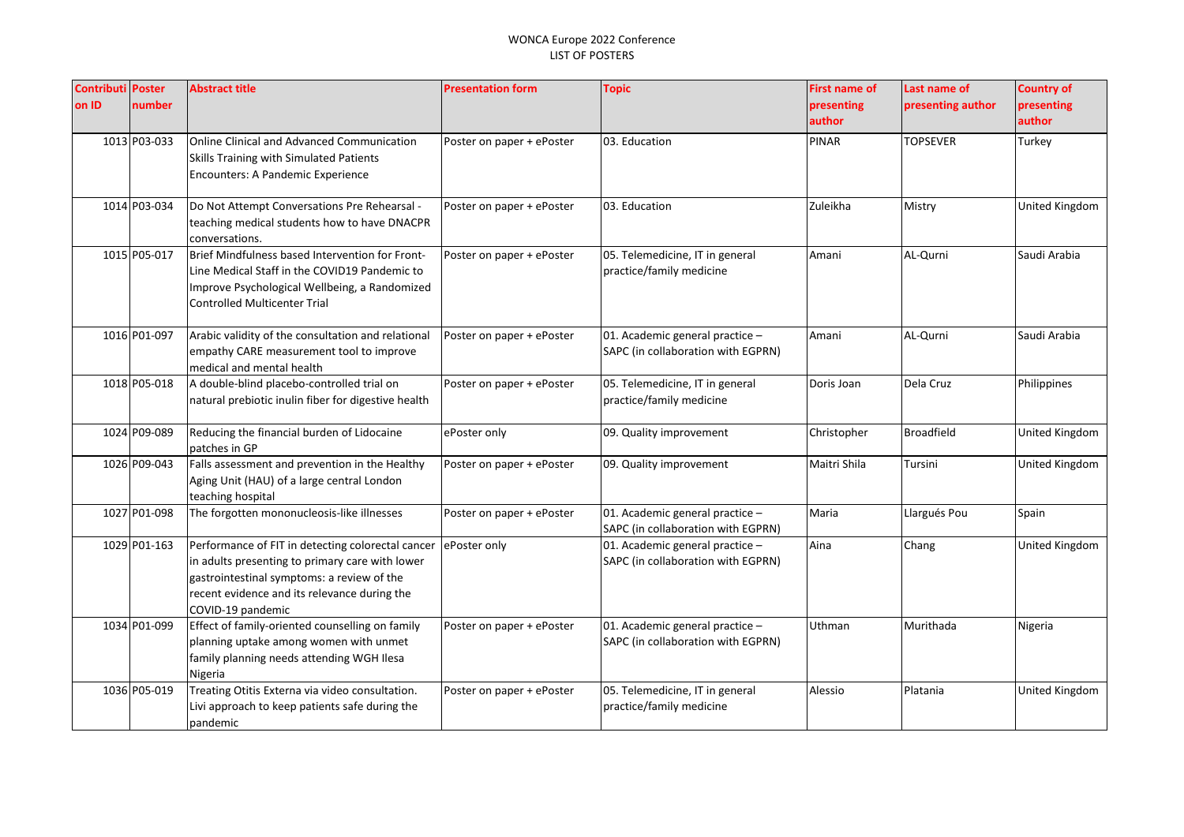WONCA Europe 2022 Conference
LIST OF POSTERS

| Contribution ID | Poster number | Abstract title | Presentation form | Topic | First name of presenting author | Last name of presenting author | Country of presenting author |
|---|---|---|---|---|---|---|---|
| 1013 | P03-033 | Online Clinical and Advanced Communication Skills Training with Simulated Patients Encounters: A Pandemic Experience | Poster on paper + ePoster | 03. Education | PINAR | TOPSEVER | Turkey |
| 1014 | P03-034 | Do Not Attempt Conversations Pre Rehearsal - teaching medical students how to have DNACPR conversations. | Poster on paper + ePoster | 03. Education | Zuleikha | Mistry | United Kingdom |
| 1015 | P05-017 | Brief Mindfulness based Intervention for Front-Line Medical Staff in the COVID19 Pandemic to Improve Psychological Wellbeing, a Randomized Controlled Multicenter Trial | Poster on paper + ePoster | 05. Telemedicine, IT in general practice/family medicine | Amani | AL-Qurni | Saudi Arabia |
| 1016 | P01-097 | Arabic validity of the consultation and relational empathy CARE measurement tool to improve medical and mental health | Poster on paper + ePoster | 01. Academic general practice – SAPC (in collaboration with EGPRN) | Amani | AL-Qurni | Saudi Arabia |
| 1018 | P05-018 | A double-blind placebo-controlled trial on natural prebiotic inulin fiber for digestive health | Poster on paper + ePoster | 05. Telemedicine, IT in general practice/family medicine | Doris Joan | Dela Cruz | Philippines |
| 1024 | P09-089 | Reducing the financial burden of Lidocaine patches in GP | ePoster only | 09. Quality improvement | Christopher | Broadfield | United Kingdom |
| 1026 | P09-043 | Falls assessment and prevention in the Healthy Aging Unit (HAU) of a large central London teaching hospital | Poster on paper + ePoster | 09. Quality improvement | Maitri Shila | Tursini | United Kingdom |
| 1027 | P01-098 | The forgotten mononucleosis-like illnesses | Poster on paper + ePoster | 01. Academic general practice – SAPC (in collaboration with EGPRN) | Maria | Llargués Pou | Spain |
| 1029 | P01-163 | Performance of FIT in detecting colorectal cancer in adults presenting to primary care with lower gastrointestinal symptoms: a review of the recent evidence and its relevance during the COVID-19 pandemic | ePoster only | 01. Academic general practice – SAPC (in collaboration with EGPRN) | Aina | Chang | United Kingdom |
| 1034 | P01-099 | Effect of family-oriented counselling on family planning uptake among women with unmet family planning needs attending WGH Ilesa Nigeria | Poster on paper + ePoster | 01. Academic general practice – SAPC (in collaboration with EGPRN) | Uthman | Murithada | Nigeria |
| 1036 | P05-019 | Treating Otitis Externa via video consultation. Livi approach to keep patients safe during the pandemic | Poster on paper + ePoster | 05. Telemedicine, IT in general practice/family medicine | Alessio | Platania | United Kingdom |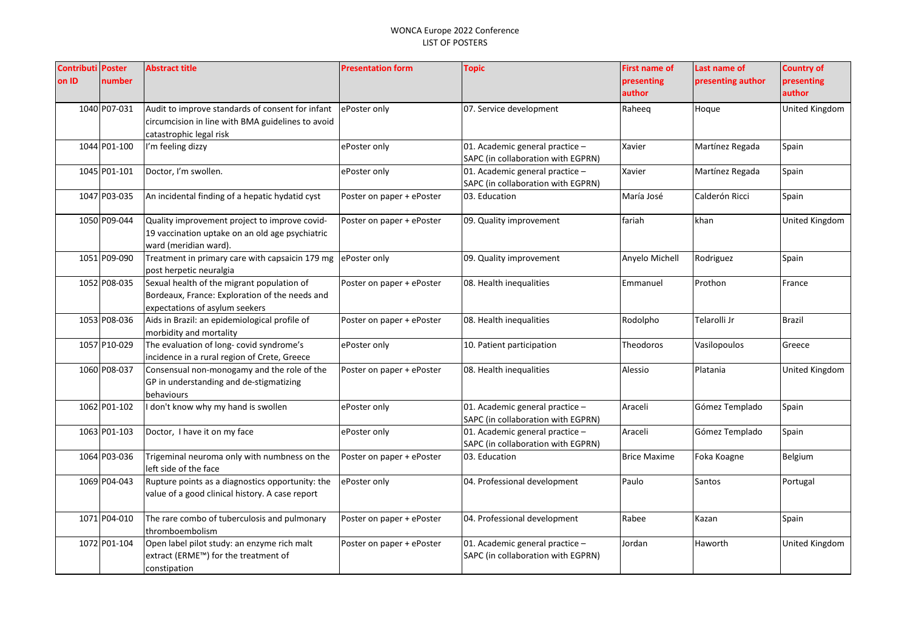WONCA Europe 2022 Conference
LIST OF POSTERS

| Contribution ID | Poster number | Abstract title | Presentation form | Topic | First name of presenting author | Last name of presenting author | Country of presenting author |
|---|---|---|---|---|---|---|---|
| 1040 | P07-031 | Audit to improve standards of consent for infant circumcision in line with BMA guidelines to avoid catastrophic legal risk | ePoster only | 07. Service development | Raheeq | Hoque | United Kingdom |
| 1044 | P01-100 | I'm feeling dizzy | ePoster only | 01. Academic general practice – SAPC (in collaboration with EGPRN) | Xavier | Martínez Regada | Spain |
| 1045 | P01-101 | Doctor, I'm swollen. | ePoster only | 01. Academic general practice – SAPC (in collaboration with EGPRN) | Xavier | Martínez Regada | Spain |
| 1047 | P03-035 | An incidental finding of a hepatic hydatid cyst | Poster on paper + ePoster | 03. Education | María José | Calderón Ricci | Spain |
| 1050 | P09-044 | Quality improvement project to improve covid-19 vaccination uptake on an old age psychiatric ward (meridian ward). | Poster on paper + ePoster | 09. Quality improvement | fariah | khan | United Kingdom |
| 1051 | P09-090 | Treatment in primary care with capsaicin 179 mg post herpetic neuralgia | ePoster only | 09. Quality improvement | Anyelo Michell | Rodriguez | Spain |
| 1052 | P08-035 | Sexual health of the migrant population of Bordeaux, France: Exploration of the needs and expectations of asylum seekers | Poster on paper + ePoster | 08. Health inequalities | Emmanuel | Prothon | France |
| 1053 | P08-036 | Aids in Brazil: an epidemiological profile of morbidity and mortality | Poster on paper + ePoster | 08. Health inequalities | Rodolpho | Telarolli Jr | Brazil |
| 1057 | P10-029 | The evaluation of long- covid syndrome's incidence in a rural region of Crete, Greece | ePoster only | 10. Patient participation | Theodoros | Vasilopoulos | Greece |
| 1060 | P08-037 | Consensual non-monogamy and the role of the GP in understanding and de-stigmatizing behaviours | Poster on paper + ePoster | 08. Health inequalities | Alessio | Platania | United Kingdom |
| 1062 | P01-102 | I don't know why my hand is swollen | ePoster only | 01. Academic general practice – SAPC (in collaboration with EGPRN) | Araceli | Gómez Templado | Spain |
| 1063 | P01-103 | Doctor, I have it on my face | ePoster only | 01. Academic general practice – SAPC (in collaboration with EGPRN) | Araceli | Gómez Templado | Spain |
| 1064 | P03-036 | Trigeminal neuroma only with numbness on the left side of the face | Poster on paper + ePoster | 03. Education | Brice Maxime | Foka Koagne | Belgium |
| 1069 | P04-043 | Rupture points as a diagnostics opportunity: the value of a good clinical history. A case report | ePoster only | 04. Professional development | Paulo | Santos | Portugal |
| 1071 | P04-010 | The rare combo of tuberculosis and pulmonary thromboembolism | Poster on paper + ePoster | 04. Professional development | Rabee | Kazan | Spain |
| 1072 | P01-104 | Open label pilot study: an enzyme rich malt extract (ERME™) for the treatment of constipation | Poster on paper + ePoster | 01. Academic general practice – SAPC (in collaboration with EGPRN) | Jordan | Haworth | United Kingdom |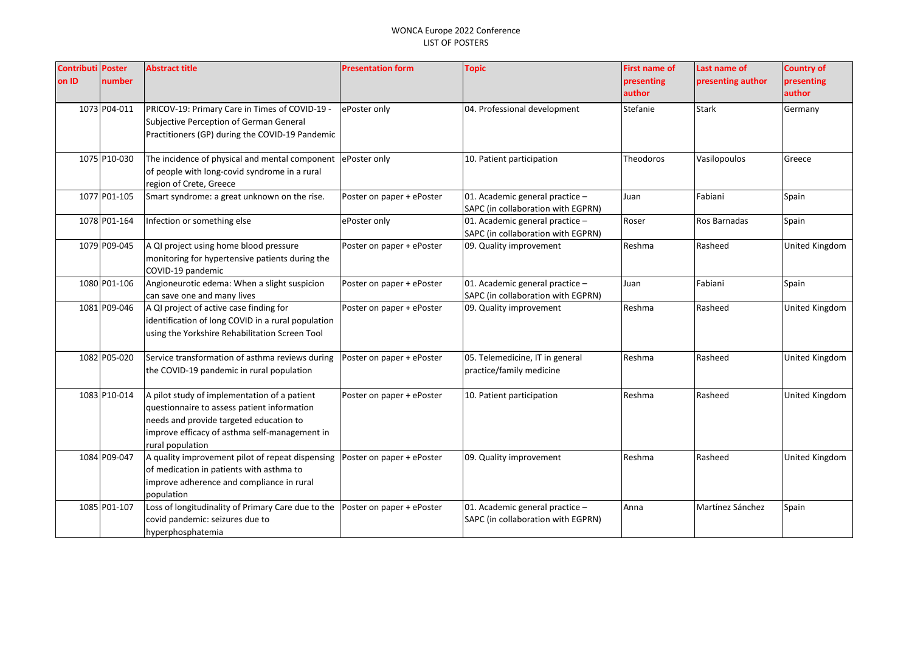WONCA Europe 2022 Conference
LIST OF POSTERS

| Contribution ID | Poster number | Abstract title | Presentation form | Topic | First name of presenting author | Last name of presenting author | Country of presenting author |
|---|---|---|---|---|---|---|---|
| 1073 | P04-011 | PRICOV-19: Primary Care in Times of COVID-19 - Subjective Perception of German General Practitioners (GP) during the COVID-19 Pandemic | ePoster only | 04. Professional development | Stefanie | Stark | Germany |
| 1075 | P10-030 | The incidence of physical and mental component of people with long-covid syndrome in a rural region of Crete, Greece | ePoster only | 10. Patient participation | Theodoros | Vasilopoulos | Greece |
| 1077 | P01-105 | Smart syndrome: a great unknown on the rise. | Poster on paper + ePoster | 01. Academic general practice – SAPC (in collaboration with EGPRN) | Juan | Fabiani | Spain |
| 1078 | P01-164 | Infection or something else | ePoster only | 01. Academic general practice – SAPC (in collaboration with EGPRN) | Roser | Ros Barnadas | Spain |
| 1079 | P09-045 | A QI project using home blood pressure monitoring for hypertensive patients during the COVID-19 pandemic | Poster on paper + ePoster | 09. Quality improvement | Reshma | Rasheed | United Kingdom |
| 1080 | P01-106 | Angioneurotic edema: When a slight suspicion can save one and many lives | Poster on paper + ePoster | 01. Academic general practice – SAPC (in collaboration with EGPRN) | Juan | Fabiani | Spain |
| 1081 | P09-046 | A QI project of active case finding for identification of long COVID in a rural population using the Yorkshire Rehabilitation Screen Tool | Poster on paper + ePoster | 09. Quality improvement | Reshma | Rasheed | United Kingdom |
| 1082 | P05-020 | Service transformation of asthma reviews during the COVID-19 pandemic in rural population | Poster on paper + ePoster | 05. Telemedicine, IT in general practice/family medicine | Reshma | Rasheed | United Kingdom |
| 1083 | P10-014 | A pilot study of implementation of a patient questionnaire to assess patient information needs and provide targeted education to improve efficacy of asthma self-management in rural population | Poster on paper + ePoster | 10. Patient participation | Reshma | Rasheed | United Kingdom |
| 1084 | P09-047 | A quality improvement pilot of repeat dispensing of medication in patients with asthma to improve adherence and compliance in rural population | Poster on paper + ePoster | 09. Quality improvement | Reshma | Rasheed | United Kingdom |
| 1085 | P01-107 | Loss of longitudinality of Primary Care due to the covid pandemic: seizures due to hyperphosphatemia | Poster on paper + ePoster | 01. Academic general practice – SAPC (in collaboration with EGPRN) | Anna | Martínez Sánchez | Spain |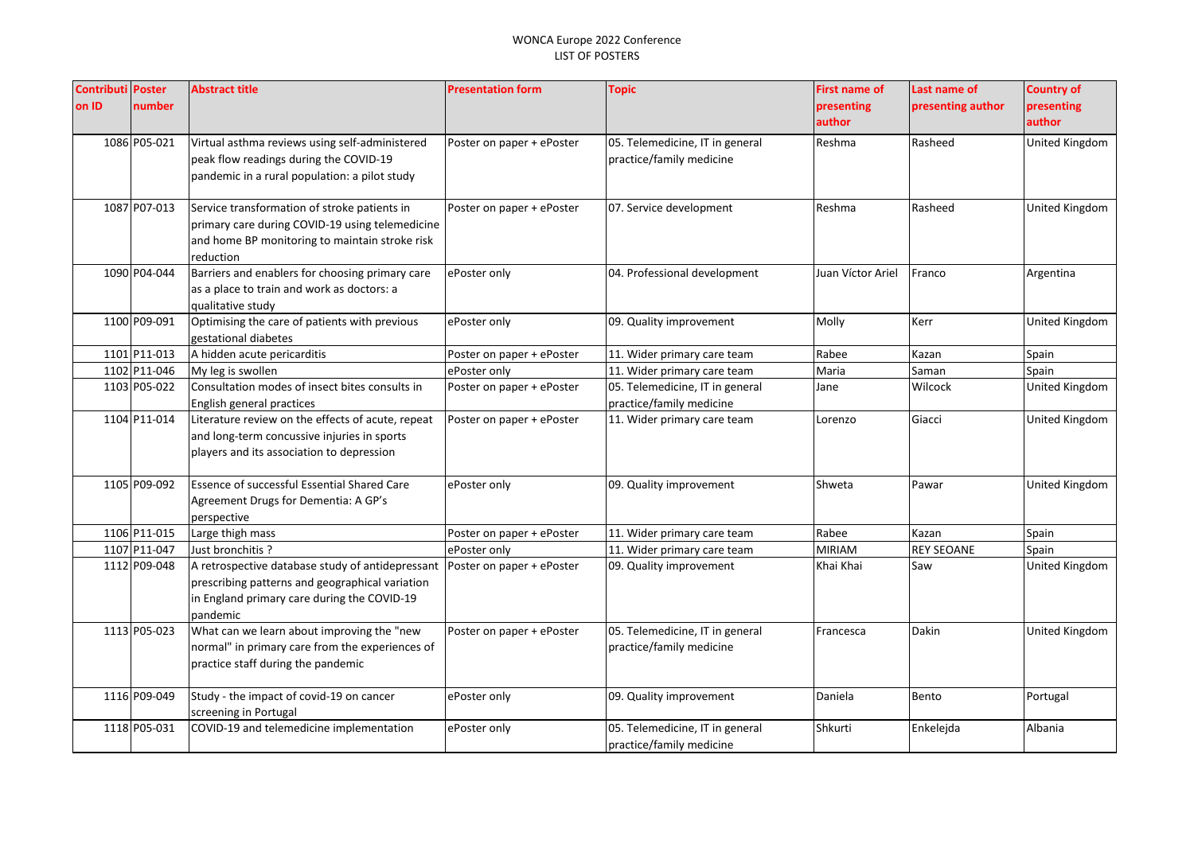| Contribution ID | Poster number | Abstract title | Presentation form | Topic | First name of presenting author | Last name of presenting author | Country of presenting author |
|---|---|---|---|---|---|---|---|
| 1086 | P05-021 | Virtual asthma reviews using self-administered peak flow readings during the COVID-19 pandemic in a rural population: a pilot study | Poster on paper + ePoster | 05. Telemedicine, IT in general practice/family medicine | Reshma | Rasheed | United Kingdom |
| 1087 | P07-013 | Service transformation of stroke patients in primary care during COVID-19 using telemedicine and home BP monitoring to maintain stroke risk reduction | Poster on paper + ePoster | 07. Service development | Reshma | Rasheed | United Kingdom |
| 1090 | P04-044 | Barriers and enablers for choosing primary care as a place to train and work as doctors: a qualitative study | ePoster only | 04. Professional development | Juan Víctor Ariel | Franco | Argentina |
| 1100 | P09-091 | Optimising the care of patients with previous gestational diabetes | ePoster only | 09. Quality improvement | Molly | Kerr | United Kingdom |
| 1101 | P11-013 | A hidden acute pericarditis | Poster on paper + ePoster | 11. Wider primary care team | Rabee | Kazan | Spain |
| 1102 | P11-046 | My leg is swollen | ePoster only | 11. Wider primary care team | Maria | Saman | Spain |
| 1103 | P05-022 | Consultation modes of insect bites consults in English general practices | Poster on paper + ePoster | 05. Telemedicine, IT in general practice/family medicine | Jane | Wilcock | United Kingdom |
| 1104 | P11-014 | Literature review on the effects of acute, repeat and long-term concussive injuries in sports players and its association to depression | Poster on paper + ePoster | 11. Wider primary care team | Lorenzo | Giacci | United Kingdom |
| 1105 | P09-092 | Essence of successful Essential Shared Care Agreement Drugs for Dementia: A GP's perspective | ePoster only | 09. Quality improvement | Shweta | Pawar | United Kingdom |
| 1106 | P11-015 | Large thigh mass | Poster on paper + ePoster | 11. Wider primary care team | Rabee | Kazan | Spain |
| 1107 | P11-047 | Just bronchitis ? | ePoster only | 11. Wider primary care team | MIRIAM | REY SEOANE | Spain |
| 1112 | P09-048 | A retrospective database study of antidepressant prescribing patterns and geographical variation in England primary care during the COVID-19 pandemic | Poster on paper + ePoster | 09. Quality improvement | Khai Khai | Saw | United Kingdom |
| 1113 | P05-023 | What can we learn about improving the "new normal" in primary care from the experiences of practice staff during the pandemic | Poster on paper + ePoster | 05. Telemedicine, IT in general practice/family medicine | Francesca | Dakin | United Kingdom |
| 1116 | P09-049 | Study - the impact of covid-19 on cancer screening in Portugal | ePoster only | 09. Quality improvement | Daniela | Bento | Portugal |
| 1118 | P05-031 | COVID-19 and telemedicine implementation | ePoster only | 05. Telemedicine, IT in general practice/family medicine | Shkurti | Enkelejda | Albania |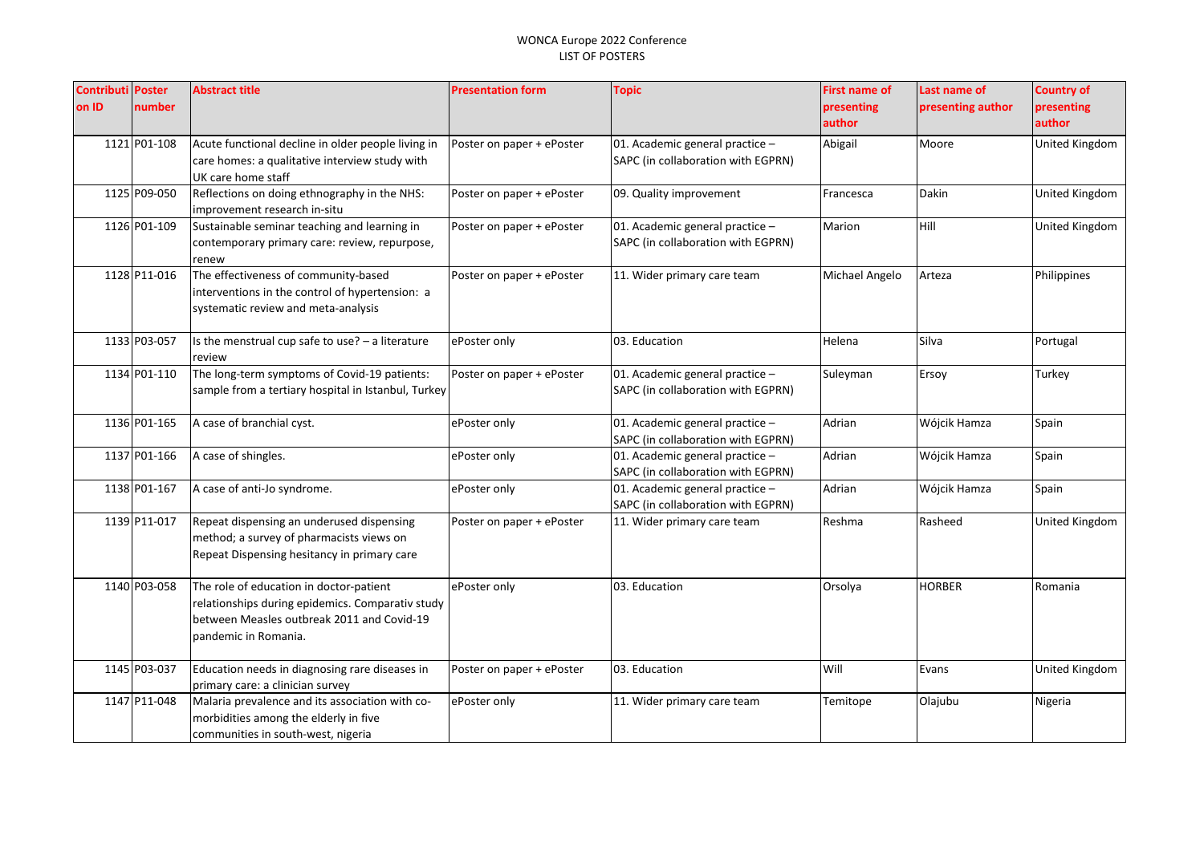| Contribution ID | Poster number | Abstract title | Presentation form | Topic | First name of presenting author | Last name of presenting author | Country of presenting author |
|---|---|---|---|---|---|---|---|
| 1121 | P01-108 | Acute functional decline in older people living in care homes: a qualitative interview study with UK care home staff | Poster on paper + ePoster | 01. Academic general practice – SAPC (in collaboration with EGPRN) | Abigail | Moore | United Kingdom |
| 1125 | P09-050 | Reflections on doing ethnography in the NHS: improvement research in-situ | Poster on paper + ePoster | 09. Quality improvement | Francesca | Dakin | United Kingdom |
| 1126 | P01-109 | Sustainable seminar teaching and learning in contemporary primary care: review, repurpose, renew | Poster on paper + ePoster | 01. Academic general practice – SAPC (in collaboration with EGPRN) | Marion | Hill | United Kingdom |
| 1128 | P11-016 | The effectiveness of community-based interventions in the control of hypertension: a systematic review and meta-analysis | Poster on paper + ePoster | 11. Wider primary care team | Michael Angelo | Arteza | Philippines |
| 1133 | P03-057 | Is the menstrual cup safe to use? – a literature review | ePoster only | 03. Education | Helena | Silva | Portugal |
| 1134 | P01-110 | The long-term symptoms of Covid-19 patients: sample from a tertiary hospital in Istanbul, Turkey | Poster on paper + ePoster | 01. Academic general practice – SAPC (in collaboration with EGPRN) | Suleyman | Ersoy | Turkey |
| 1136 | P01-165 | A case of branchial cyst. | ePoster only | 01. Academic general practice – SAPC (in collaboration with EGPRN) | Adrian | Wójcik Hamza | Spain |
| 1137 | P01-166 | A case of shingles. | ePoster only | 01. Academic general practice – SAPC (in collaboration with EGPRN) | Adrian | Wójcik Hamza | Spain |
| 1138 | P01-167 | A case of anti-Jo syndrome. | ePoster only | 01. Academic general practice – SAPC (in collaboration with EGPRN) | Adrian | Wójcik Hamza | Spain |
| 1139 | P11-017 | Repeat dispensing an underused dispensing method; a survey of pharmacists views on Repeat Dispensing hesitancy in primary care | Poster on paper + ePoster | 11. Wider primary care team | Reshma | Rasheed | United Kingdom |
| 1140 | P03-058 | The role of education in doctor-patient relationships during epidemics. Comparativ study between Measles outbreak 2011 and Covid-19 pandemic in Romania. | ePoster only | 03. Education | Orsolya | HORBER | Romania |
| 1145 | P03-037 | Education needs in diagnosing rare diseases in primary care: a clinician survey | Poster on paper + ePoster | 03. Education | Will | Evans | United Kingdom |
| 1147 | P11-048 | Malaria prevalence and its association with co-morbidities among the elderly in five communities in south-west, nigeria | ePoster only | 11. Wider primary care team | Temitope | Olajubu | Nigeria |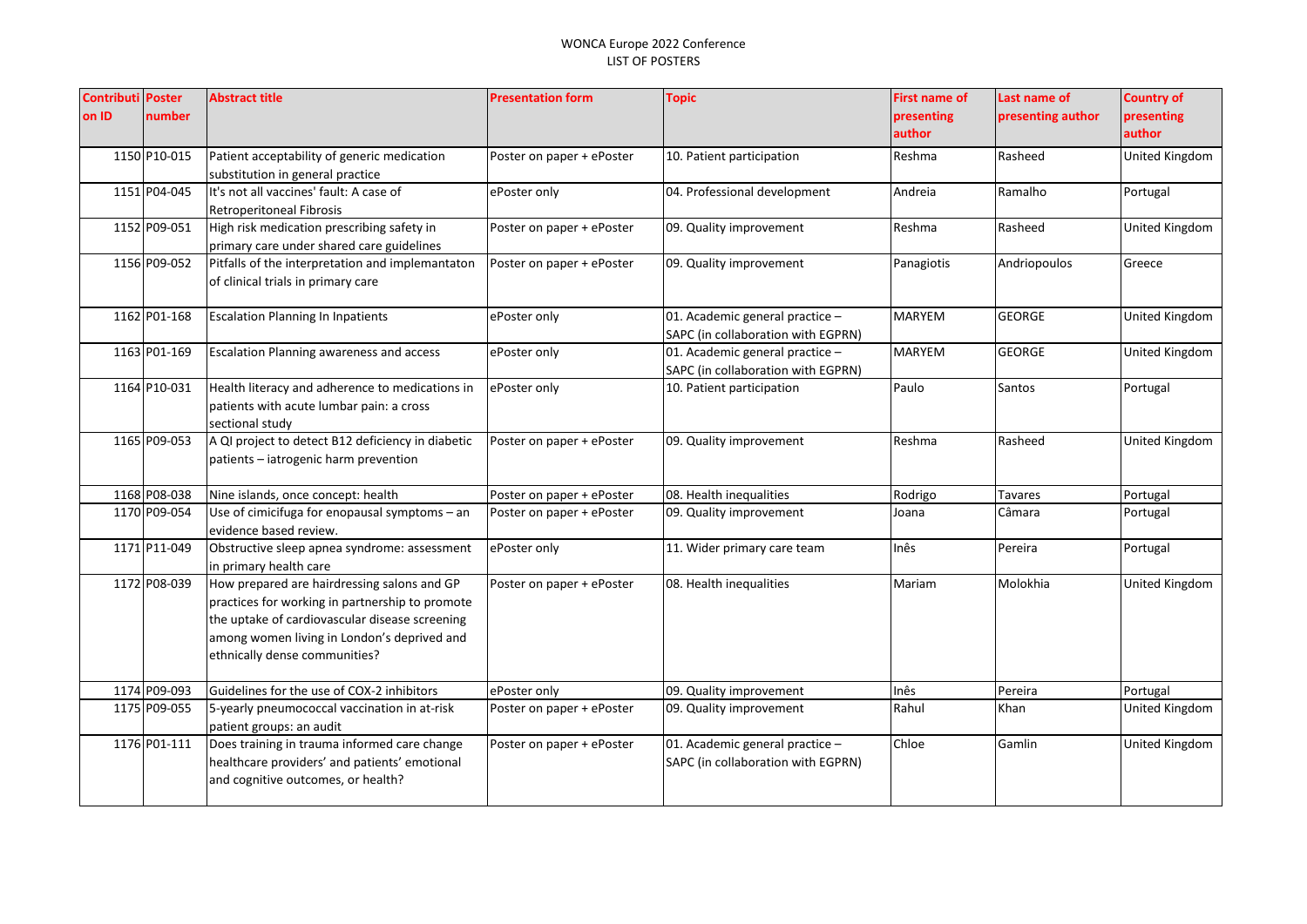WONCA Europe 2022 Conference
LIST OF POSTERS

| Contribution ID | Poster number | Abstract title | Presentation form | Topic | First name of presenting author | Last name of presenting author | Country of presenting author |
|---|---|---|---|---|---|---|---|
| 1150 | P10-015 | Patient acceptability of generic medication substitution in general practice | Poster on paper + ePoster | 10. Patient participation | Reshma | Rasheed | United Kingdom |
| 1151 | P04-045 | It's not all vaccines' fault: A case of Retroperitoneal Fibrosis | ePoster only | 04. Professional development | Andreia | Ramalho | Portugal |
| 1152 | P09-051 | High risk medication prescribing safety in primary care under shared care guidelines | Poster on paper + ePoster | 09. Quality improvement | Reshma | Rasheed | United Kingdom |
| 1156 | P09-052 | Pitfalls of the interpretation and implemantaton of clinical trials in primary care | Poster on paper + ePoster | 09. Quality improvement | Panagiotis | Andriopoulos | Greece |
| 1162 | P01-168 | Escalation Planning In Inpatients | ePoster only | 01. Academic general practice – SAPC (in collaboration with EGPRN) | MARYEM | GEORGE | United Kingdom |
| 1163 | P01-169 | Escalation Planning awareness and access | ePoster only | 01. Academic general practice – SAPC (in collaboration with EGPRN) | MARYEM | GEORGE | United Kingdom |
| 1164 | P10-031 | Health literacy and adherence to medications in patients with acute lumbar pain: a cross sectional study | ePoster only | 10. Patient participation | Paulo | Santos | Portugal |
| 1165 | P09-053 | A QI project to detect B12 deficiency in diabetic patients – iatrogenic harm prevention | Poster on paper + ePoster | 09. Quality improvement | Reshma | Rasheed | United Kingdom |
| 1168 | P08-038 | Nine islands, once concept: health | Poster on paper + ePoster | 08. Health inequalities | Rodrigo | Tavares | Portugal |
| 1170 | P09-054 | Use of cimicifuga for enopausal symptoms – an evidence based review. | Poster on paper + ePoster | 09. Quality improvement | Joana | Câmara | Portugal |
| 1171 | P11-049 | Obstructive sleep apnea syndrome: assessment in primary health care | ePoster only | 11. Wider primary care team | Inês | Pereira | Portugal |
| 1172 | P08-039 | How prepared are hairdressing salons and GP practices for working in partnership to promote the uptake of cardiovascular disease screening among women living in London's deprived and ethnically dense communities? | Poster on paper + ePoster | 08. Health inequalities | Mariam | Molokhia | United Kingdom |
| 1174 | P09-093 | Guidelines for the use of COX-2 inhibitors | ePoster only | 09. Quality improvement | Inês | Pereira | Portugal |
| 1175 | P09-055 | 5-yearly pneumococcal vaccination in at-risk patient groups: an audit | Poster on paper + ePoster | 09. Quality improvement | Rahul | Khan | United Kingdom |
| 1176 | P01-111 | Does training in trauma informed care change healthcare providers' and patients' emotional and cognitive outcomes, or health? | Poster on paper + ePoster | 01. Academic general practice – SAPC (in collaboration with EGPRN) | Chloe | Gamlin | United Kingdom |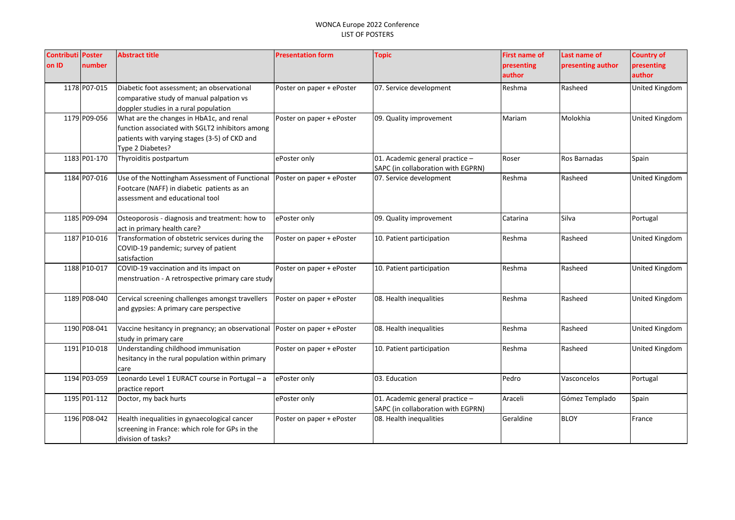WONCA Europe 2022 Conference
LIST OF POSTERS

| Contribution ID | Poster number | Abstract title | Presentation form | Topic | First name of presenting author | Last name of presenting author | Country of presenting author |
|---|---|---|---|---|---|---|---|
| 1178 | P07-015 | Diabetic foot assessment; an observational comparative study of manual palpation vs doppler studies in a rural population | Poster on paper + ePoster | 07. Service development | Reshma | Rasheed | United Kingdom |
| 1179 | P09-056 | What are the changes in HbA1c, and renal function associated with SGLT2 inhibitors among patients with varying stages (3-5) of CKD and Type 2 Diabetes? | Poster on paper + ePoster | 09. Quality improvement | Mariam | Molokhia | United Kingdom |
| 1183 | P01-170 | Thyroiditis postpartum | ePoster only | 01. Academic general practice – SAPC (in collaboration with EGPRN) | Roser | Ros Barnadas | Spain |
| 1184 | P07-016 | Use of the Nottingham Assessment of Functional Footcare (NAFF) in diabetic patients as an assessment and educational tool | Poster on paper + ePoster | 07. Service development | Reshma | Rasheed | United Kingdom |
| 1185 | P09-094 | Osteoporosis - diagnosis and treatment: how to act in primary health care? | ePoster only | 09. Quality improvement | Catarina | Silva | Portugal |
| 1187 | P10-016 | Transformation of obstetric services during the COVID-19 pandemic; survey of patient satisfaction | Poster on paper + ePoster | 10. Patient participation | Reshma | Rasheed | United Kingdom |
| 1188 | P10-017 | COVID-19 vaccination and its impact on menstruation - A retrospective primary care study | Poster on paper + ePoster | 10. Patient participation | Reshma | Rasheed | United Kingdom |
| 1189 | P08-040 | Cervical screening challenges amongst travellers and gypsies: A primary care perspective | Poster on paper + ePoster | 08. Health inequalities | Reshma | Rasheed | United Kingdom |
| 1190 | P08-041 | Vaccine hesitancy in pregnancy; an observational study in primary care | Poster on paper + ePoster | 08. Health inequalities | Reshma | Rasheed | United Kingdom |
| 1191 | P10-018 | Understanding childhood immunisation hesitancy in the rural population within primary care | Poster on paper + ePoster | 10. Patient participation | Reshma | Rasheed | United Kingdom |
| 1194 | P03-059 | Leonardo Level 1 EURACT course in Portugal – a practice report | ePoster only | 03. Education | Pedro | Vasconcelos | Portugal |
| 1195 | P01-112 | Doctor, my back hurts | ePoster only | 01. Academic general practice – SAPC (in collaboration with EGPRN) | Araceli | Gómez Templado | Spain |
| 1196 | P08-042 | Health inequalities in gynaecological cancer screening in France: which role for GPs in the division of tasks? | Poster on paper + ePoster | 08. Health inequalities | Geraldine | BLOY | France |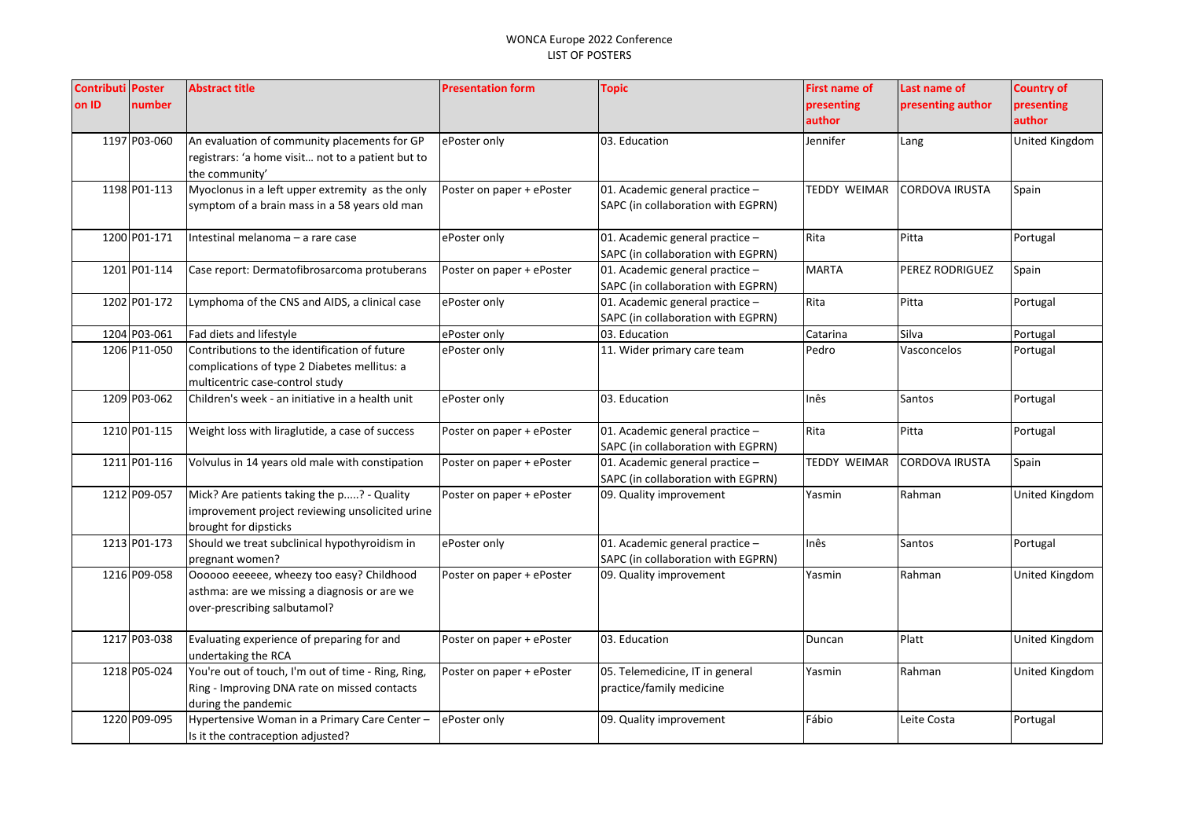WONCA Europe 2022 Conference
LIST OF POSTERS

| Contribution ID | Poster number | Abstract title | Presentation form | Topic | First name of presenting author | Last name of presenting author | Country of presenting author |
|---|---|---|---|---|---|---|---|
| 1197 | P03-060 | An evaluation of community placements for GP registrars: 'a home visit… not to a patient but to the community' | ePoster only | 03. Education | Jennifer | Lang | United Kingdom |
| 1198 | P01-113 | Myoclonus in a left upper extremity as the only symptom of a brain mass in a 58 years old man | Poster on paper + ePoster | 01. Academic general practice – SAPC (in collaboration with EGPRN) | TEDDY WEIMAR | CORDOVA IRUSTA | Spain |
| 1200 | P01-171 | Intestinal melanoma – a rare case | ePoster only | 01. Academic general practice – SAPC (in collaboration with EGPRN) | Rita | Pitta | Portugal |
| 1201 | P01-114 | Case report: Dermatofibrosarcoma protuberans | Poster on paper + ePoster | 01. Academic general practice – SAPC (in collaboration with EGPRN) | MARTA | PEREZ RODRIGUEZ | Spain |
| 1202 | P01-172 | Lymphoma of the CNS and AIDS, a clinical case | ePoster only | 01. Academic general practice – SAPC (in collaboration with EGPRN) | Rita | Pitta | Portugal |
| 1204 | P03-061 | Fad diets and lifestyle | ePoster only | 03. Education | Catarina | Silva | Portugal |
| 1206 | P11-050 | Contributions to the identification of future complications of type 2 Diabetes mellitus: a multicentric case-control study | ePoster only | 11. Wider primary care team | Pedro | Vasconcelos | Portugal |
| 1209 | P03-062 | Children's week - an initiative in a health unit | ePoster only | 03. Education | Inês | Santos | Portugal |
| 1210 | P01-115 | Weight loss with liraglutide, a case of success | Poster on paper + ePoster | 01. Academic general practice – SAPC (in collaboration with EGPRN) | Rita | Pitta | Portugal |
| 1211 | P01-116 | Volvulus in 14 years old male with constipation | Poster on paper + ePoster | 01. Academic general practice – SAPC (in collaboration with EGPRN) | TEDDY WEIMAR | CORDOVA IRUSTA | Spain |
| 1212 | P09-057 | Mick? Are patients taking the p.....? - Quality improvement project reviewing unsolicited urine brought for dipsticks | Poster on paper + ePoster | 09. Quality improvement | Yasmin | Rahman | United Kingdom |
| 1213 | P01-173 | Should we treat subclinical hypothyroidism in pregnant women? | ePoster only | 01. Academic general practice – SAPC (in collaboration with EGPRN) | Inês | Santos | Portugal |
| 1216 | P09-058 | Oooooo eeeeee, wheezy too easy? Childhood asthma: are we missing a diagnosis or are we over-prescribing salbutamol? | Poster on paper + ePoster | 09. Quality improvement | Yasmin | Rahman | United Kingdom |
| 1217 | P03-038 | Evaluating experience of preparing for and undertaking the RCA | Poster on paper + ePoster | 03. Education | Duncan | Platt | United Kingdom |
| 1218 | P05-024 | You're out of touch, I'm out of time - Ring, Ring, Ring - Improving DNA rate on missed contacts during the pandemic | Poster on paper + ePoster | 05. Telemedicine, IT in general practice/family medicine | Yasmin | Rahman | United Kingdom |
| 1220 | P09-095 | Hypertensive Woman in a Primary Care Center – Is it the contraception adjusted? | ePoster only | 09. Quality improvement | Fábio | Leite Costa | Portugal |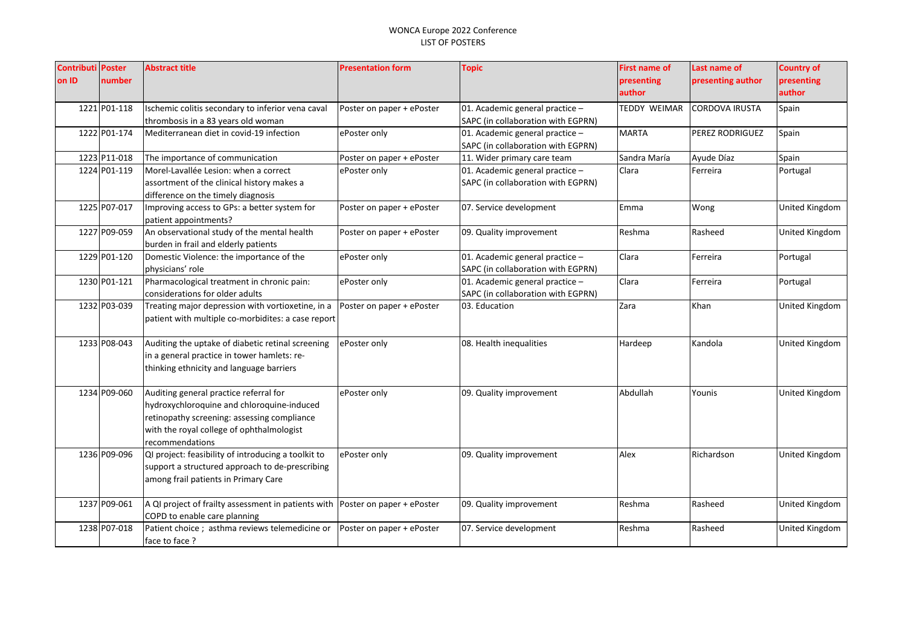WONCA Europe 2022 Conference
LIST OF POSTERS

| Contribution ID | Poster number | Abstract title | Presentation form | Topic | First name of presenting author | Last name of presenting author | Country of presenting author |
|---|---|---|---|---|---|---|---|
| 1221 | P01-118 | Ischemic colitis secondary to inferior vena caval thrombosis in a 83 years old woman | Poster on paper + ePoster | 01. Academic general practice – SAPC (in collaboration with EGPRN) | TEDDY WEIMAR | CORDOVA IRUSTA | Spain |
| 1222 | P01-174 | Mediterranean diet in covid-19 infection | ePoster only | 01. Academic general practice – SAPC (in collaboration with EGPRN) | MARTA | PEREZ RODRIGUEZ | Spain |
| 1223 | P11-018 | The importance of communication | Poster on paper + ePoster | 11. Wider primary care team | Sandra María | Ayude Díaz | Spain |
| 1224 | P01-119 | Morel-Lavallée Lesion: when a correct assortment of the clinical history makes a difference on the timely diagnosis | ePoster only | 01. Academic general practice – SAPC (in collaboration with EGPRN) | Clara | Ferreira | Portugal |
| 1225 | P07-017 | Improving access to GPs: a better system for patient appointments? | Poster on paper + ePoster | 07. Service development | Emma | Wong | United Kingdom |
| 1227 | P09-059 | An observational study of the mental health burden in frail and elderly patients | Poster on paper + ePoster | 09. Quality improvement | Reshma | Rasheed | United Kingdom |
| 1229 | P01-120 | Domestic Violence: the importance of the physicians' role | ePoster only | 01. Academic general practice – SAPC (in collaboration with EGPRN) | Clara | Ferreira | Portugal |
| 1230 | P01-121 | Pharmacological treatment in chronic pain: considerations for older adults | ePoster only | 01. Academic general practice – SAPC (in collaboration with EGPRN) | Clara | Ferreira | Portugal |
| 1232 | P03-039 | Treating major depression with vortioxetine, in a patient with multiple co-morbidites: a case report | Poster on paper + ePoster | 03. Education | Zara | Khan | United Kingdom |
| 1233 | P08-043 | Auditing the uptake of diabetic retinal screening in a general practice in tower hamlets: re-thinking ethnicity and language barriers | ePoster only | 08. Health inequalities | Hardeep | Kandola | United Kingdom |
| 1234 | P09-060 | Auditing general practice referral for hydroxychloroquine and chloroquine-induced retinopathy screening: assessing compliance with the royal college of ophthalmologist recommendations | ePoster only | 09. Quality improvement | Abdullah | Younis | United Kingdom |
| 1236 | P09-096 | QI project: feasibility of introducing a toolkit to support a structured approach to de-prescribing among frail patients in Primary Care | ePoster only | 09. Quality improvement | Alex | Richardson | United Kingdom |
| 1237 | P09-061 | A QI project of frailty assessment in patients with COPD to enable care planning | Poster on paper + ePoster | 09. Quality improvement | Reshma | Rasheed | United Kingdom |
| 1238 | P07-018 | Patient choice ; asthma reviews telemedicine or face to face ? | Poster on paper + ePoster | 07. Service development | Reshma | Rasheed | United Kingdom |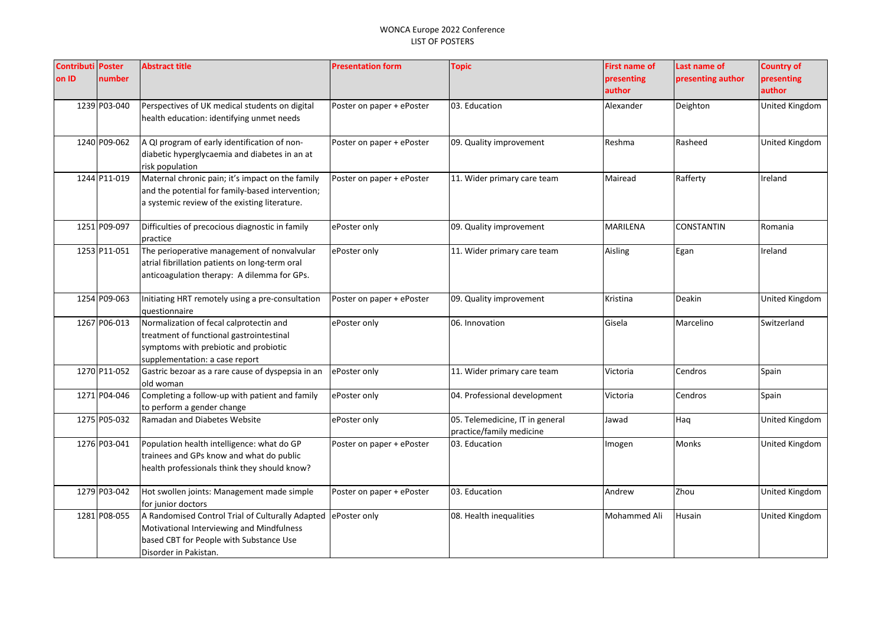| Contribution ID | Poster number | Abstract title | Presentation form | Topic | First name of presenting author | Last name of presenting author | Country of presenting author |
|---|---|---|---|---|---|---|---|
| 1239 | P03-040 | Perspectives of UK medical students on digital health education: identifying unmet needs | Poster on paper + ePoster | 03. Education | Alexander | Deighton | United Kingdom |
| 1240 | P09-062 | A QI program of early identification of non-diabetic hyperglycaemia and diabetes in an at risk population | Poster on paper + ePoster | 09. Quality improvement | Reshma | Rasheed | United Kingdom |
| 1244 | P11-019 | Maternal chronic pain; it's impact on the family and the potential for family-based intervention; a systemic review of the existing literature. | Poster on paper + ePoster | 11. Wider primary care team | Mairead | Rafferty | Ireland |
| 1251 | P09-097 | Difficulties of precocious diagnostic in family practice | ePoster only | 09. Quality improvement | MARILENA | CONSTANTIN | Romania |
| 1253 | P11-051 | The perioperative management of nonvalvular atrial fibrillation patients on long-term oral anticoagulation therapy: A dilemma for GPs. | ePoster only | 11. Wider primary care team | Aisling | Egan | Ireland |
| 1254 | P09-063 | Initiating HRT remotely using a pre-consultation questionnaire | Poster on paper + ePoster | 09. Quality improvement | Kristina | Deakin | United Kingdom |
| 1267 | P06-013 | Normalization of fecal calprotectin and treatment of functional gastrointestinal symptoms with prebiotic and probiotic supplementation: a case report | ePoster only | 06. Innovation | Gisela | Marcelino | Switzerland |
| 1270 | P11-052 | Gastric bezoar as a rare cause of dyspepsia in an old woman | ePoster only | 11. Wider primary care team | Victoria | Cendros | Spain |
| 1271 | P04-046 | Completing a follow-up with patient and family to perform a gender change | ePoster only | 04. Professional development | Victoria | Cendros | Spain |
| 1275 | P05-032 | Ramadan and Diabetes Website | ePoster only | 05. Telemedicine, IT in general practice/family medicine | Jawad | Haq | United Kingdom |
| 1276 | P03-041 | Population health intelligence: what do GP trainees and GPs know and what do public health professionals think they should know? | Poster on paper + ePoster | 03. Education | Imogen | Monks | United Kingdom |
| 1279 | P03-042 | Hot swollen joints: Management made simple for junior doctors | Poster on paper + ePoster | 03. Education | Andrew | Zhou | United Kingdom |
| 1281 | P08-055 | A Randomised Control Trial of Culturally Adapted Motivational Interviewing and Mindfulness based CBT for People with Substance Use Disorder in Pakistan. | ePoster only | 08. Health inequalities | Mohammed Ali | Husain | United Kingdom |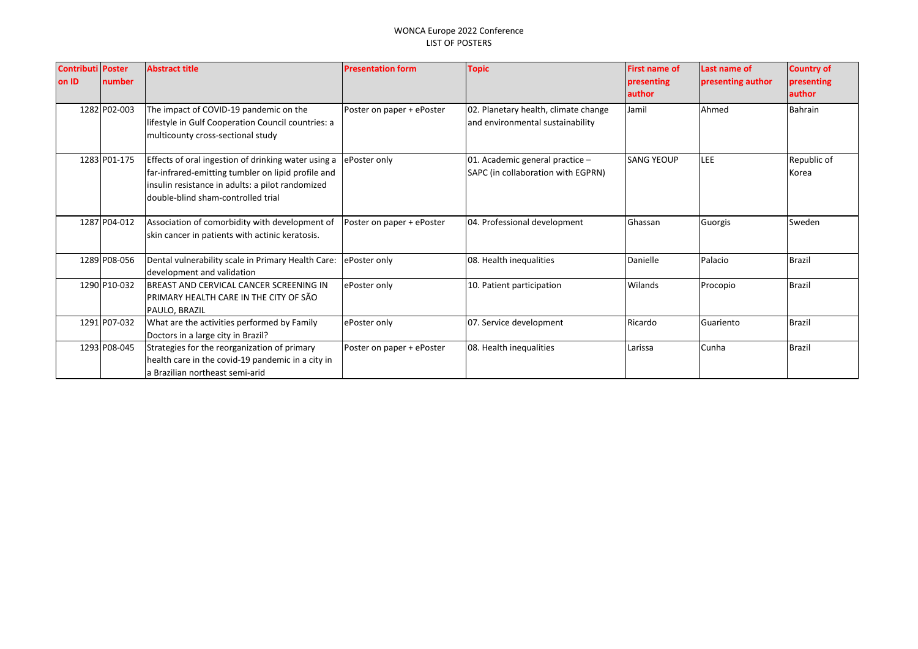WONCA Europe 2022 Conference
LIST OF POSTERS

| Contribution ID | Poster number | Abstract title | Presentation form | Topic | First name of presenting author | Last name of presenting author | Country of presenting author |
|---|---|---|---|---|---|---|---|
| 1282 | P02-003 | The impact of COVID-19 pandemic on the lifestyle in Gulf Cooperation Council countries: a multicounty cross-sectional study | Poster on paper + ePoster | 02. Planetary health, climate change and environmental sustainability | Jamil | Ahmed | Bahrain |
| 1283 | P01-175 | Effects of oral ingestion of drinking water using a far-infrared-emitting tumbler on lipid profile and insulin resistance in adults: a pilot randomized double-blind sham-controlled trial | ePoster only | 01. Academic general practice – SAPC (in collaboration with EGPRN) | SANG YEOUP | LEE | Republic of Korea |
| 1287 | P04-012 | Association of comorbidity with development of skin cancer in patients with actinic keratosis. | Poster on paper + ePoster | 04. Professional development | Ghassan | Guorgis | Sweden |
| 1289 | P08-056 | Dental vulnerability scale in Primary Health Care: development and validation | ePoster only | 08. Health inequalities | Danielle | Palacio | Brazil |
| 1290 | P10-032 | BREAST AND CERVICAL CANCER SCREENING IN PRIMARY HEALTH CARE IN THE CITY OF SÃO PAULO, BRAZIL | ePoster only | 10. Patient participation | Wilands | Procopio | Brazil |
| 1291 | P07-032 | What are the activities performed by Family Doctors in a large city in Brazil? | ePoster only | 07. Service development | Ricardo | Guariento | Brazil |
| 1293 | P08-045 | Strategies for the reorganization of primary health care in the covid-19 pandemic in a city in a Brazilian northeast semi-arid | Poster on paper + ePoster | 08. Health inequalities | Larissa | Cunha | Brazil |